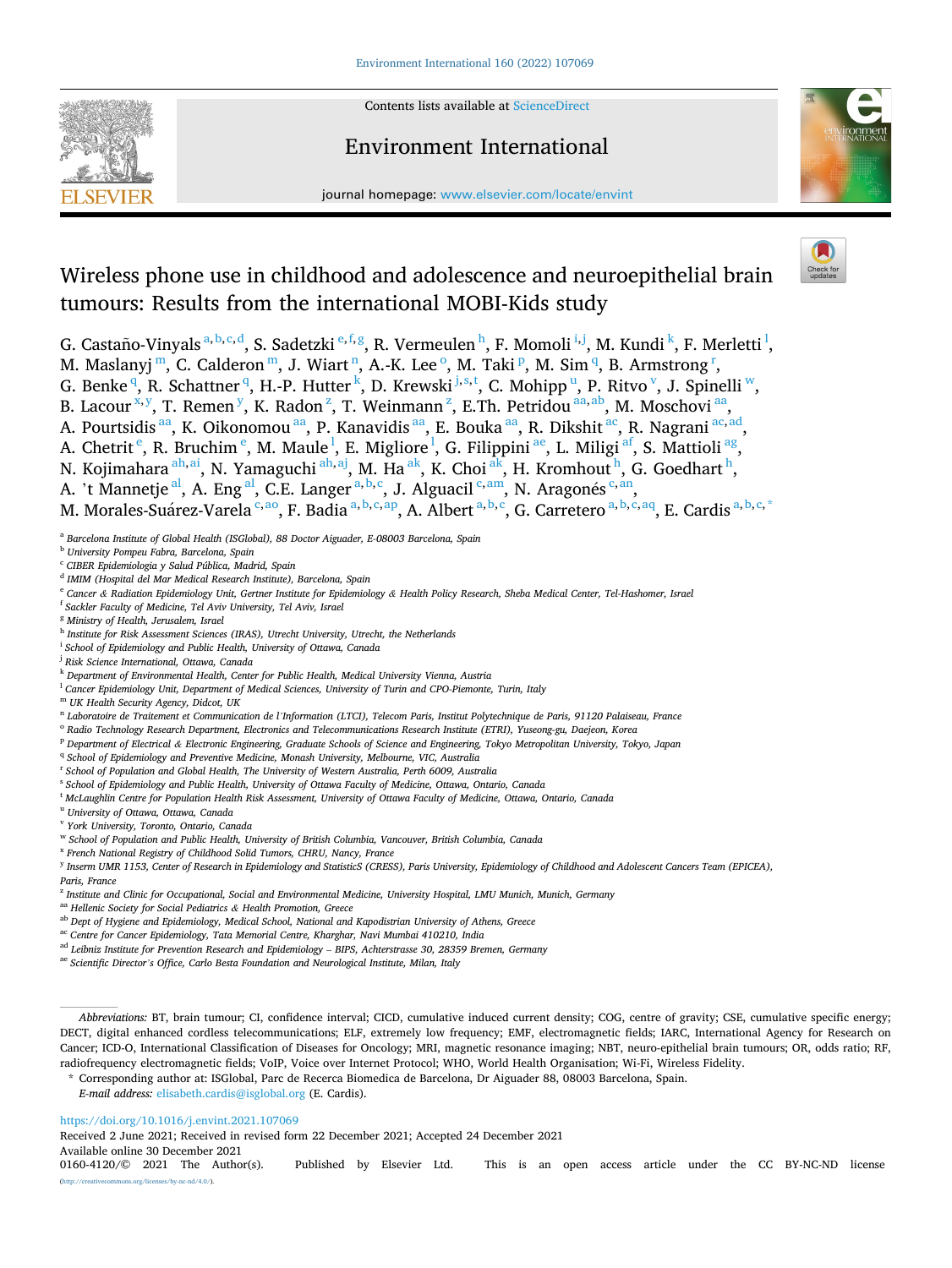Contents lists available at ScienceDirect

Environment International

journal homepage: www.elsevier.com/locate/envint

# Wireless phone use in childhood and adolescence and neuroepithelial brain tumours: Results from the international MOBI-Kids study

G. Castaño-Vinyals [a,b,c,d], S. Sadetzki [e,f,g], R. Vermeulen [h], F. Momoli [i,j], M. Kundi [k], F. Merletti [l], M. Maslanyj [m], C. Calderon [m], J. Wiart [n], A.-K. Lee [o], M. Taki [p], M. Sim [q], B. Armstrong [r], G. Benke [q], R. Schattner [q], H.-P. Hutter [k], D. Krewski [j,s,t], C. Mohipp [u], P. Ritvo [v], J. Spinelli [w], B. Lacour [x,y], T. Remen [y], K. Radon [z], T. Weinmann [z], E.Th. Petridou [aa,ab], M. Moschovi [aa], A. Pourtsidis [aa], K. Oikonomou [aa], P. Kanavidis [aa], E. Bouka [aa], R. Dikshit [ac], R. Nagrani [ac,ad], A. Chetrit [e], R. Bruchim [e], M. Maule [l], E. Migliore [l], G. Filippini [ae], L. Miligi [af], S. Mattioli [ag], N. Kojimahara [ah,ai], N. Yamaguchi [ah,aj], M. Ha [ak], K. Choi [ak], H. Kromhout [h], G. Goedhart [h], A. 't Mannetje [al], A. Eng [al], C.E. Langer [a,b,c], J. Alguacil [c,am], N. Aragonés [c,an], M. Morales-Suárez-Varela [c,ao], F. Badia [a,b,c,ap], A. Albert [a,b,c], G. Carretero [a,b,c,aq], E. Cardis [a,b,c,*]

[a] Barcelona Institute of Global Health (ISGlobal), 88 Doctor Aiguader, E-08003 Barcelona, Spain
[b] University Pompeu Fabra, Barcelona, Spain
[c] CIBER Epidemiologia y Salud Pública, Madrid, Spain
[d] IMIM (Hospital del Mar Medical Research Institute), Barcelona, Spain
[e] Cancer & Radiation Epidemiology Unit, Gertner Institute for Epidemiology & Health Policy Research, Sheba Medical Center, Tel-Hashomer, Israel
[f] Sackler Faculty of Medicine, Tel Aviv University, Tel Aviv, Israel
[g] Ministry of Health, Jerusalem, Israel
[h] Institute for Risk Assessment Sciences (IRAS), Utrecht University, Utrecht, the Netherlands
[i] School of Epidemiology and Public Health, University of Ottawa, Canada
[j] Risk Science International, Ottawa, Canada
[k] Department of Environmental Health, Center for Public Health, Medical University Vienna, Austria
[l] Cancer Epidemiology Unit, Department of Medical Sciences, University of Turin and CPO-Piemonte, Turin, Italy
[m] UK Health Security Agency, Didcot, UK
[n] Laboratoire de Traitement et Communication de l'Information (LTCI), Telecom Paris, Institut Polytechnique de Paris, 91120 Palaiseau, France
[o] Radio Technology Research Department, Electronics and Telecommunications Research Institute (ETRI), Yuseong-gu, Daejeon, Korea
[p] Department of Electrical & Electronic Engineering, Graduate Schools of Science and Engineering, Tokyo Metropolitan University, Tokyo, Japan
[q] School of Epidemiology and Preventive Medicine, Monash University, Melbourne, VIC, Australia
[r] School of Population and Global Health, The University of Western Australia, Perth 6009, Australia
[s] School of Epidemiology and Public Health, University of Ottawa Faculty of Medicine, Ottawa, Ontario, Canada
[t] McLaughlin Centre for Population Health Risk Assessment, University of Ottawa Faculty of Medicine, Ottawa, Ontario, Canada
[u] University of Ottawa, Ottawa, Canada
[v] York University, Toronto, Ontario, Canada
[w] School of Population and Public Health, University of British Columbia, Vancouver, British Columbia, Canada
[x] French National Registry of Childhood Solid Tumors, CHRU, Nancy, France
[y] Inserm UMR 1153, Center of Research in Epidemiology and StatisticS (CRESS), Paris University, Epidemiology of Childhood and Adolescent Cancers Team (EPICEA), Paris, France
[z] Institute and Clinic for Occupational, Social and Environmental Medicine, University Hospital, LMU Munich, Munich, Germany
[aa] Hellenic Society for Social Pediatrics & Health Promotion, Greece
[ab] Dept of Hygiene and Epidemiology, Medical School, National and Kapodistrian University of Athens, Greece
[ac] Centre for Cancer Epidemiology, Tata Memorial Centre, Kharghar, Navi Mumbai 410210, India
[ad] Leibniz Institute for Prevention Research and Epidemiology – BIPS, Achterstrasse 30, 28359 Bremen, Germany
[ae] Scientific Director's Office, Carlo Besta Foundation and Neurological Institute, Milan, Italy

---

*Abbreviations:* BT, brain tumour; CI, confidence interval; CICD, cumulative induced current density; COG, centre of gravity; CSE, cumulative specific energy; DECT, digital enhanced cordless telecommunications; ELF, extremely low frequency; EMF, electromagnetic fields; IARC, International Agency for Research on Cancer; ICD-O, International Classification of Diseases for Oncology; MRI, magnetic resonance imaging; NBT, neuro-epithelial brain tumours; OR, odds ratio; RF, radiofrequency electromagnetic fields; VoIP, Voice over Internet Protocol; WHO, World Health Organisation; Wi-Fi, Wireless Fidelity.

\* Corresponding author at: ISGlobal, Parc de Recerca Biomedica de Barcelona, Dr Aiguader 88, 08003 Barcelona, Spain.
*E-mail address:* elisabeth.cardis@isglobal.org (E. Cardis).

https://doi.org/10.1016/j.envint.2021.107069
Received 2 June 2021; Received in revised form 22 December 2021; Accepted 24 December 2021
Available online 30 December 2021
0160-4120/© 2021 The Author(s). Published by Elsevier Ltd. This is an open access article under the CC BY-NC-ND license (http://creativecommons.org/licenses/by-nc-nd/4.0/).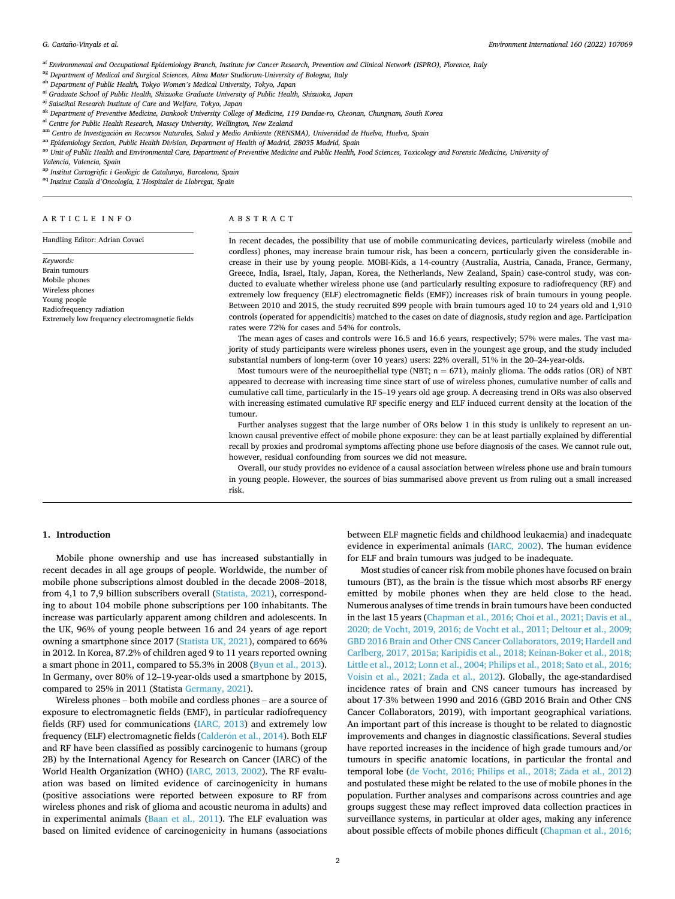[af] Environmental and Occupational Epidemiology Branch, Institute for Cancer Research, Prevention and Clinical Network (ISPRO), Florence, Italy
[ag] Department of Medical and Surgical Sciences, Alma Mater Studiorum-University of Bologna, Italy
[ah] Department of Public Health, Tokyo Women's Medical University, Tokyo, Japan
[ai] Graduate School of Public Health, Shizuoka Graduate University of Public Health, Shizuoka, Japan
[aj] Saiseikai Research Institute of Care and Welfare, Tokyo, Japan
[ak] Department of Preventive Medicine, Dankook University College of Medicine, 119 Dandae-ro, Cheonan, Chungnam, South Korea
[al] Centre for Public Health Research, Massey University, Wellington, New Zealand
[am] Centro de Investigación en Recursos Naturales, Salud y Medio Ambiente (RENSMA), Universidad de Huelva, Huelva, Spain
[an] Epidemiology Section, Public Health Division, Department of Health of Madrid, 28035 Madrid, Spain
[ao] Unit of Public Health and Environmental Care, Department of Preventive Medicine and Public Health, Food Sciences, Toxicology and Forensic Medicine, University of Valencia, Valencia, Spain
[ap] Institut Cartogràfic i Geològic de Catalunya, Barcelona, Spain
[aq] Institut Català d'Oncologia, L'Hospitalet de Llobregat, Spain

## ARTICLE INFO

Handling Editor: Adrian Covaci

*Keywords:*
Brain tumours
Mobile phones
Wireless phones
Young people
Radiofrequency radiation
Extremely low frequency electromagnetic fields

## ABSTRACT

In recent decades, the possibility that use of mobile communicating devices, particularly wireless (mobile and cordless) phones, may increase brain tumour risk, has been a concern, particularly given the considerable increase in their use by young people. MOBI-Kids, a 14-country (Australia, Austria, Canada, France, Germany, Greece, India, Israel, Italy, Japan, Korea, the Netherlands, New Zealand, Spain) case-control study, was conducted to evaluate whether wireless phone use (and particularly resulting exposure to radiofrequency (RF) and extremely low frequency (ELF) electromagnetic fields (EMF)) increases risk of brain tumours in young people. Between 2010 and 2015, the study recruited 899 people with brain tumours aged 10 to 24 years old and 1,910 controls (operated for appendicitis) matched to the cases on date of diagnosis, study region and age. Participation rates were 72% for cases and 54% for controls.

The mean ages of cases and controls were 16.5 and 16.6 years, respectively; 57% were males. The vast majority of study participants were wireless phones users, even in the youngest age group, and the study included substantial numbers of long-term (over 10 years) users: 22% overall, 51% in the 20–24-year-olds.

Most tumours were of the neuroepithelial type (NBT; n = 671), mainly glioma. The odds ratios (OR) of NBT appeared to decrease with increasing time since start of use of wireless phones, cumulative number of calls and cumulative call time, particularly in the 15–19 years old age group. A decreasing trend in ORs was also observed with increasing estimated cumulative RF specific energy and ELF induced current density at the location of the tumour.

Further analyses suggest that the large number of ORs below 1 in this study is unlikely to represent an unknown causal preventive effect of mobile phone exposure: they can be at least partially explained by differential recall by proxies and prodromal symptoms affecting phone use before diagnosis of the cases. We cannot rule out, however, residual confounding from sources we did not measure.

Overall, our study provides no evidence of a causal association between wireless phone use and brain tumours in young people. However, the sources of bias summarised above prevent us from ruling out a small increased risk.

## 1. Introduction

Mobile phone ownership and use has increased substantially in recent decades in all age groups of people. Worldwide, the number of mobile phone subscriptions almost doubled in the decade 2008–2018, from 4,1 to 7,9 billion subscribers overall (Statista, 2021), corresponding to about 104 mobile phone subscriptions per 100 inhabitants. The increase was particularly apparent among children and adolescents. In the UK, 96% of young people between 16 and 24 years of age report owning a smartphone since 2017 (Statista UK, 2021), compared to 66% in 2012. In Korea, 87.2% of children aged 9 to 11 years reported owning a smart phone in 2011, compared to 55.3% in 2008 (Byun et al., 2013). In Germany, over 80% of 12–19-year-olds used a smartphone by 2015, compared to 25% in 2011 (Statista Germany, 2021).

Wireless phones – both mobile and cordless phones – are a source of exposure to electromagnetic fields (EMF), in particular radiofrequency fields (RF) used for communications (IARC, 2013) and extremely low frequency (ELF) electromagnetic fields (Calderón et al., 2014). Both ELF and RF have been classified as possibly carcinogenic to humans (group 2B) by the International Agency for Research on Cancer (IARC) of the World Health Organization (WHO) (IARC, 2013, 2002). The RF evaluation was based on limited evidence of carcinogenicity in humans (positive associations were reported between exposure to RF from wireless phones and risk of glioma and acoustic neuroma in adults) and in experimental animals (Baan et al., 2011). The ELF evaluation was based on limited evidence of carcinogenicity in humans (associations between ELF magnetic fields and childhood leukaemia) and inadequate evidence in experimental animals (IARC, 2002). The human evidence for ELF and brain tumours was judged to be inadequate.

Most studies of cancer risk from mobile phones have focused on brain tumours (BT), as the brain is the tissue which most absorbs RF energy emitted by mobile phones when they are held close to the head. Numerous analyses of time trends in brain tumours have been conducted in the last 15 years (Chapman et al., 2016; Choi et al., 2021; Davis et al., 2020; de Vocht, 2019, 2016; de Vocht et al., 2011; Deltour et al., 2009; GBD 2016 Brain and Other CNS Cancer Collaborators, 2019; Hardell and Carlberg, 2017, 2015a; Karipidis et al., 2018; Keinan-Boker et al., 2018; Little et al., 2012; Lonn et al., 2004; Philips et al., 2018; Sato et al., 2016; Voisin et al., 2021; Zada et al., 2012). Globally, the age-standardised incidence rates of brain and CNS cancer tumours has increased by about 17·3% between 1990 and 2016 (GBD 2016 Brain and Other CNS Cancer Collaborators, 2019), with important geographical variations. An important part of this increase is thought to be related to diagnostic improvements and changes in diagnostic classifications. Several studies have reported increases in the incidence of high grade tumours and/or tumours in specific anatomic locations, in particular the frontal and temporal lobe (de Vocht, 2016; Philips et al., 2018; Zada et al., 2012) and postulated these might be related to the use of mobile phones in the population. Further analyses and comparisons across countries and age groups suggest these may reflect improved data collection practices in surveillance systems, in particular at older ages, making any inference about possible effects of mobile phones difficult (Chapman et al., 2016;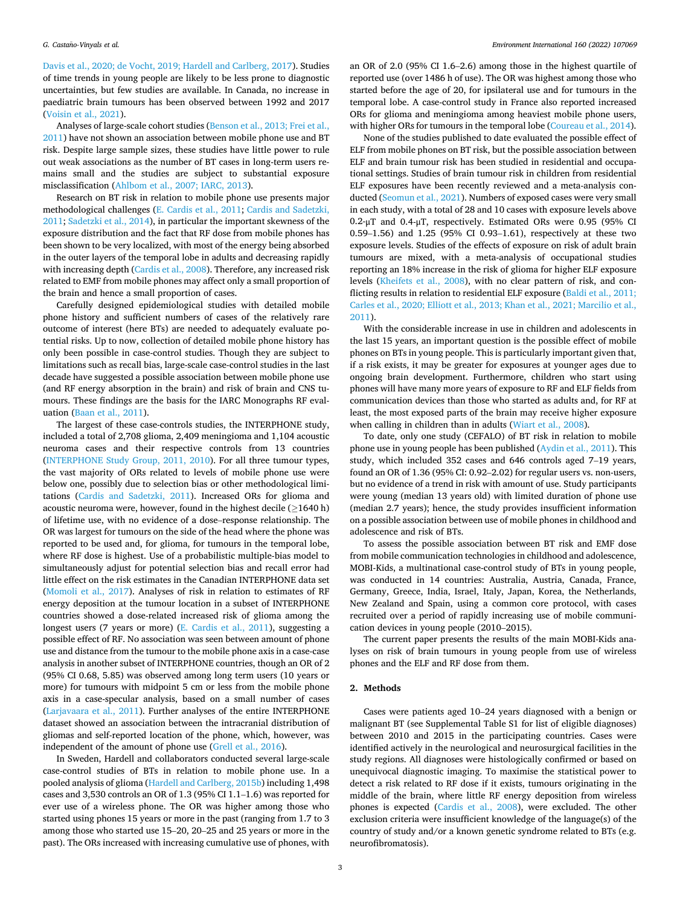Davis et al., 2020; de Vocht, 2019; Hardell and Carlberg, 2017). Studies of time trends in young people are likely to be less prone to diagnostic uncertainties, but few studies are available. In Canada, no increase in paediatric brain tumours has been observed between 1992 and 2017 (Voisin et al., 2021).

Analyses of large-scale cohort studies (Benson et al., 2013; Frei et al., 2011) have not shown an association between mobile phone use and BT risk. Despite large sample sizes, these studies have little power to rule out weak associations as the number of BT cases in long-term users remains small and the studies are subject to substantial exposure misclassification (Ahlbom et al., 2007; IARC, 2013).

Research on BT risk in relation to mobile phone use presents major methodological challenges (E. Cardis et al., 2011; Cardis and Sadetzki, 2011; Sadetzki et al., 2014), in particular the important skewness of the exposure distribution and the fact that RF dose from mobile phones has been shown to be very localized, with most of the energy being absorbed in the outer layers of the temporal lobe in adults and decreasing rapidly with increasing depth (Cardis et al., 2008). Therefore, any increased risk related to EMF from mobile phones may affect only a small proportion of the brain and hence a small proportion of cases.

Carefully designed epidemiological studies with detailed mobile phone history and sufficient numbers of cases of the relatively rare outcome of interest (here BTs) are needed to adequately evaluate potential risks. Up to now, collection of detailed mobile phone history has only been possible in case-control studies. Though they are subject to limitations such as recall bias, large-scale case-control studies in the last decade have suggested a possible association between mobile phone use (and RF energy absorption in the brain) and risk of brain and CNS tumours. These findings are the basis for the IARC Monographs RF evaluation (Baan et al., 2011).

The largest of these case-controls studies, the INTERPHONE study, included a total of 2,708 glioma, 2,409 meningioma and 1,104 acoustic neuroma cases and their respective controls from 13 countries (INTERPHONE Study Group, 2011, 2010). For all three tumour types, the vast majority of ORs related to levels of mobile phone use were below one, possibly due to selection bias or other methodological limitations (Cardis and Sadetzki, 2011). Increased ORs for glioma and acoustic neuroma were, however, found in the highest decile (≥1640 h) of lifetime use, with no evidence of a dose–response relationship. The OR was largest for tumours on the side of the head where the phone was reported to be used and, for glioma, for tumours in the temporal lobe, where RF dose is highest. Use of a probabilistic multiple-bias model to simultaneously adjust for potential selection bias and recall error had little effect on the risk estimates in the Canadian INTERPHONE data set (Momoli et al., 2017). Analyses of risk in relation to estimates of RF energy deposition at the tumour location in a subset of INTERPHONE countries showed a dose-related increased risk of glioma among the longest users (7 years or more) (E. Cardis et al., 2011), suggesting a possible effect of RF. No association was seen between amount of phone use and distance from the tumour to the mobile phone axis in a case-case analysis in another subset of INTERPHONE countries, though an OR of 2 (95% CI 0.68, 5.85) was observed among long term users (10 years or more) for tumours with midpoint 5 cm or less from the mobile phone axis in a case-specular analysis, based on a small number of cases (Larjavaara et al., 2011). Further analyses of the entire INTERPHONE dataset showed an association between the intracranial distribution of gliomas and self-reported location of the phone, which, however, was independent of the amount of phone use (Grell et al., 2016).

In Sweden, Hardell and collaborators conducted several large-scale case-control studies of BTs in relation to mobile phone use. In a pooled analysis of glioma (Hardell and Carlberg, 2015b) including 1,498 cases and 3,530 controls an OR of 1.3 (95% CI 1.1–1.6) was reported for ever use of a wireless phone. The OR was higher among those who started using phones 15 years or more in the past (ranging from 1.7 to 3 among those who started use 15–20, 20–25 and 25 years or more in the past). The ORs increased with increasing cumulative use of phones, with an OR of 2.0 (95% CI 1.6–2.6) among those in the highest quartile of reported use (over 1486 h of use). The OR was highest among those who started before the age of 20, for ipsilateral use and for tumours in the temporal lobe. A case-control study in France also reported increased ORs for glioma and meningioma among heaviest mobile phone users, with higher ORs for tumours in the temporal lobe (Coureau et al., 2014).

None of the studies published to date evaluated the possible effect of ELF from mobile phones on BT risk, but the possible association between ELF and brain tumour risk has been studied in residential and occupational settings. Studies of brain tumour risk in children from residential ELF exposures have been recently reviewed and a meta-analysis conducted (Seomun et al., 2021). Numbers of exposed cases were very small in each study, with a total of 28 and 10 cases with exposure levels above 0.2-μT and 0.4-μT, respectively. Estimated ORs were 0.95 (95% CI 0.59–1.56) and 1.25 (95% CI 0.93–1.61), respectively at these two exposure levels. Studies of the effects of exposure on risk of adult brain tumours are mixed, with a meta-analysis of occupational studies reporting an 18% increase in the risk of glioma for higher ELF exposure levels (Kheifets et al., 2008), with no clear pattern of risk, and conflicting results in relation to residential ELF exposure (Baldi et al., 2011; Carles et al., 2020; Elliott et al., 2013; Khan et al., 2021; Marcilio et al., 2011).

With the considerable increase in use in children and adolescents in the last 15 years, an important question is the possible effect of mobile phones on BTs in young people. This is particularly important given that, if a risk exists, it may be greater for exposures at younger ages due to ongoing brain development. Furthermore, children who start using phones will have many more years of exposure to RF and ELF fields from communication devices than those who started as adults and, for RF at least, the most exposed parts of the brain may receive higher exposure when calling in children than in adults (Wiart et al., 2008).

To date, only one study (CEFALO) of BT risk in relation to mobile phone use in young people has been published (Aydin et al., 2011). This study, which included 352 cases and 646 controls aged 7–19 years, found an OR of 1.36 (95% CI: 0.92–2.02) for regular users vs. non-users, but no evidence of a trend in risk with amount of use. Study participants were young (median 13 years old) with limited duration of phone use (median 2.7 years); hence, the study provides insufficient information on a possible association between use of mobile phones in childhood and adolescence and risk of BTs.

To assess the possible association between BT risk and EMF dose from mobile communication technologies in childhood and adolescence, MOBI-Kids, a multinational case-control study of BTs in young people, was conducted in 14 countries: Australia, Austria, Canada, France, Germany, Greece, India, Israel, Italy, Japan, Korea, the Netherlands, New Zealand and Spain, using a common core protocol, with cases recruited over a period of rapidly increasing use of mobile communication devices in young people (2010–2015).

The current paper presents the results of the main MOBI-Kids analyses on risk of brain tumours in young people from use of wireless phones and the ELF and RF dose from them.

## 2. Methods

Cases were patients aged 10–24 years diagnosed with a benign or malignant BT (see Supplemental Table S1 for list of eligible diagnoses) between 2010 and 2015 in the participating countries. Cases were identified actively in the neurological and neurosurgical facilities in the study regions. All diagnoses were histologically confirmed or based on unequivocal diagnostic imaging. To maximise the statistical power to detect a risk related to RF dose if it exists, tumours originating in the middle of the brain, where little RF energy deposition from wireless phones is expected (Cardis et al., 2008), were excluded. The other exclusion criteria were insufficient knowledge of the language(s) of the country of study and/or a known genetic syndrome related to BTs (e.g. neurofibromatosis).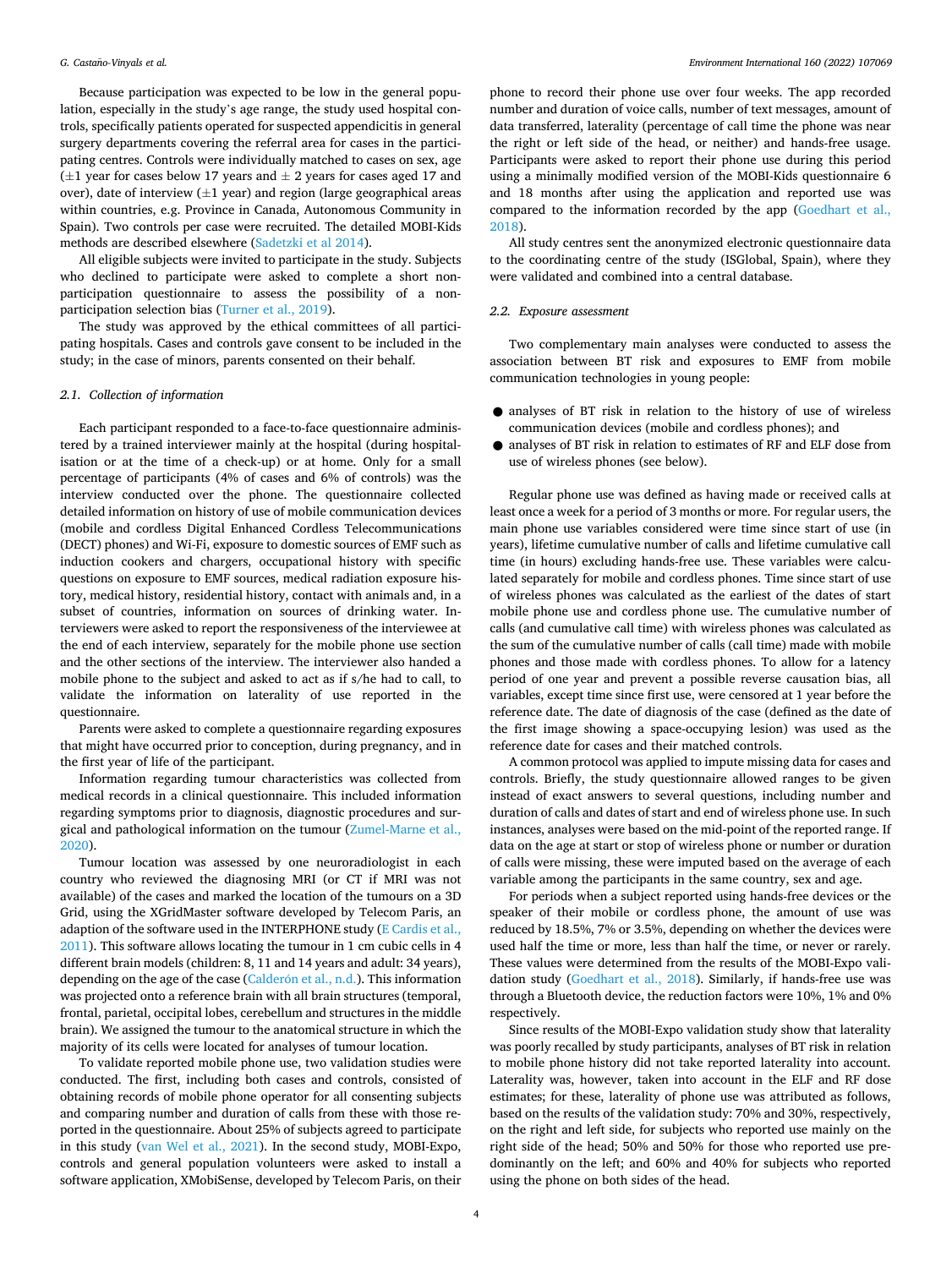Because participation was expected to be low in the general population, especially in the study's age range, the study used hospital controls, specifically patients operated for suspected appendicitis in general surgery departments covering the referral area for cases in the participating centres. Controls were individually matched to cases on sex, age (±1 year for cases below 17 years and ± 2 years for cases aged 17 and over), date of interview (±1 year) and region (large geographical areas within countries, e.g. Province in Canada, Autonomous Community in Spain). Two controls per case were recruited. The detailed MOBI-Kids methods are described elsewhere (Sadetzki et al 2014).

All eligible subjects were invited to participate in the study. Subjects who declined to participate were asked to complete a short non-participation questionnaire to assess the possibility of a non-participation selection bias (Turner et al., 2019).

The study was approved by the ethical committees of all participating hospitals. Cases and controls gave consent to be included in the study; in the case of minors, parents consented on their behalf.

### 2.1. Collection of information

Each participant responded to a face-to-face questionnaire administered by a trained interviewer mainly at the hospital (during hospitalisation or at the time of a check-up) or at home. Only for a small percentage of participants (4% of cases and 6% of controls) was the interview conducted over the phone. The questionnaire collected detailed information on history of use of mobile communication devices (mobile and cordless Digital Enhanced Cordless Telecommunications (DECT) phones) and Wi-Fi, exposure to domestic sources of EMF such as induction cookers and chargers, occupational history with specific questions on exposure to EMF sources, medical radiation exposure history, medical history, residential history, contact with animals and, in a subset of countries, information on sources of drinking water. Interviewers were asked to report the responsiveness of the interviewee at the end of each interview, separately for the mobile phone use section and the rest of the interview. The interviewer also handed a mobile phone to the subject and asked to act as if s/he had to call, to validate the information on laterality of use reported in the questionnaire.

Parents were asked to complete a questionnaire regarding exposures that might have occurred prior to conception, during pregnancy, and in the first year of life of the participant.

Information regarding tumour characteristics was collected from medical records in a clinical questionnaire. This included information regarding symptoms prior to diagnosis, diagnostic procedures and surgical and pathological information on the tumour (Zumel-Marne et al., 2020).

Tumour location was assessed by one neuroradiologist in each country who reviewed the diagnosing MRI (or CT if MRI was not available) of the cases and marked the location of the tumours on a 3D Grid, using the XGridMaster software developed by Telecom Paris, an adaption of the software used in the INTERPHONE study (E Cardis et al., 2011). This software allows locating the tumour in 1 cm cubic cells in 4 different brain models (children: 8, 11 and 14 years and adult: 34 years), depending on the age of the case (Calderón et al., n.d.). This information was projected onto a reference brain with all brain structures (temporal, frontal, parietal, occipital lobes, cerebellum and structures in the middle brain). We assigned the tumour to the anatomical structure in which the majority of its cells were located for analyses of tumour location.

To validate reported mobile phone use, two validation studies were conducted. The first, including both cases and controls, consisted of obtaining records of mobile phone operator for all consenting subjects and comparing number and duration of calls from these with those reported in the questionnaire. About 25% of subjects agreed to participate in this study (van Wel et al., 2021). In the second study, MOBI-Expo, controls and general population volunteers were asked to install a software application, XMobiSense, developed by Telecom Paris, on their phone to record their phone use over four weeks. The app recorded number and duration of voice calls, number of text messages, amount of data transferred, laterality (percentage of call time the phone was near the right or left side of the head, or neither) and hands-free usage. Participants were asked to report their phone use during this period using a minimally modified version of the MOBI-Kids questionnaire 6 and 18 months after using the application and reported use was compared to the information recorded by the app (Goedhart et al., 2018).

All study centres sent the anonymized electronic questionnaire data to the coordinating centre of the study (ISGlobal, Spain), where they were validated and combined into a central database.

### 2.2. Exposure assessment

Two complementary main analyses were conducted to assess the association between BT risk and exposures to EMF from mobile communication technologies in young people:

- analyses of BT risk in relation to the history of use of wireless communication devices (mobile and cordless phones); and
- analyses of BT risk in relation to estimates of RF and ELF dose from use of wireless phones (see below).

Regular phone use was defined as having made or received calls at least once a week for a period of 3 months or more. For regular users, the main phone use variables considered were time since start of use (in years), lifetime cumulative number of calls and lifetime cumulative call time (in hours) excluding hands-free use. These variables were calculated separately for mobile and cordless phones. Time since start of use of wireless phones was calculated as the earliest of the dates of start mobile phone use and cordless phone use. The cumulative number of calls (and cumulative call time) with wireless phones was calculated as the sum of the cumulative number of calls (call time) made with mobile phones and those made with cordless phones. To allow for a latency period of one year and prevent a possible reverse causation bias, all variables, except time since first use, were censored at 1 year before the reference date. The date of diagnosis of the case (defined as the date of the first image showing a space-occupying lesion) was used as the reference date for cases and their matched controls.

A common protocol was applied to impute missing data for cases and controls. Briefly, the study questionnaire allowed ranges to be given instead of exact answers to several questions, including number and duration of calls and dates of start and end of wireless phone use. In such instances, analyses were based on the mid-point of the reported range. If data on the age at start or stop of wireless phone or number or duration of calls were missing, these were imputed based on the average of each variable among the participants in the same country, sex and age.

For periods when a subject reported using hands-free devices or the speaker of their mobile or cordless phone, the amount of use was reduced by 18.5%, 7% or 3.5%, depending on whether the devices were used half the time or more, less than half the time, or never or rarely. These values were determined from the results of the MOBI-Expo validation study (Goedhart et al., 2018). Similarly, if hands-free use was through a Bluetooth device, the reduction factors were 10%, 1% and 0% respectively.

Since results of the MOBI-Expo validation study show that laterality was poorly recalled by study participants, analyses of BT risk in relation to mobile phone history did not take reported laterality into account. Laterality was, however, taken into account in the ELF and RF dose estimates; for these, laterality of phone use was attributed as follows, based on the results of the validation study: 70% and 30%, respectively, on the right and left side, for subjects who reported use mainly on the right side of the head; 50% and 50% for those who reported use predominantly on the left; and 60% and 40% for subjects who reported using the phone on both sides of the head.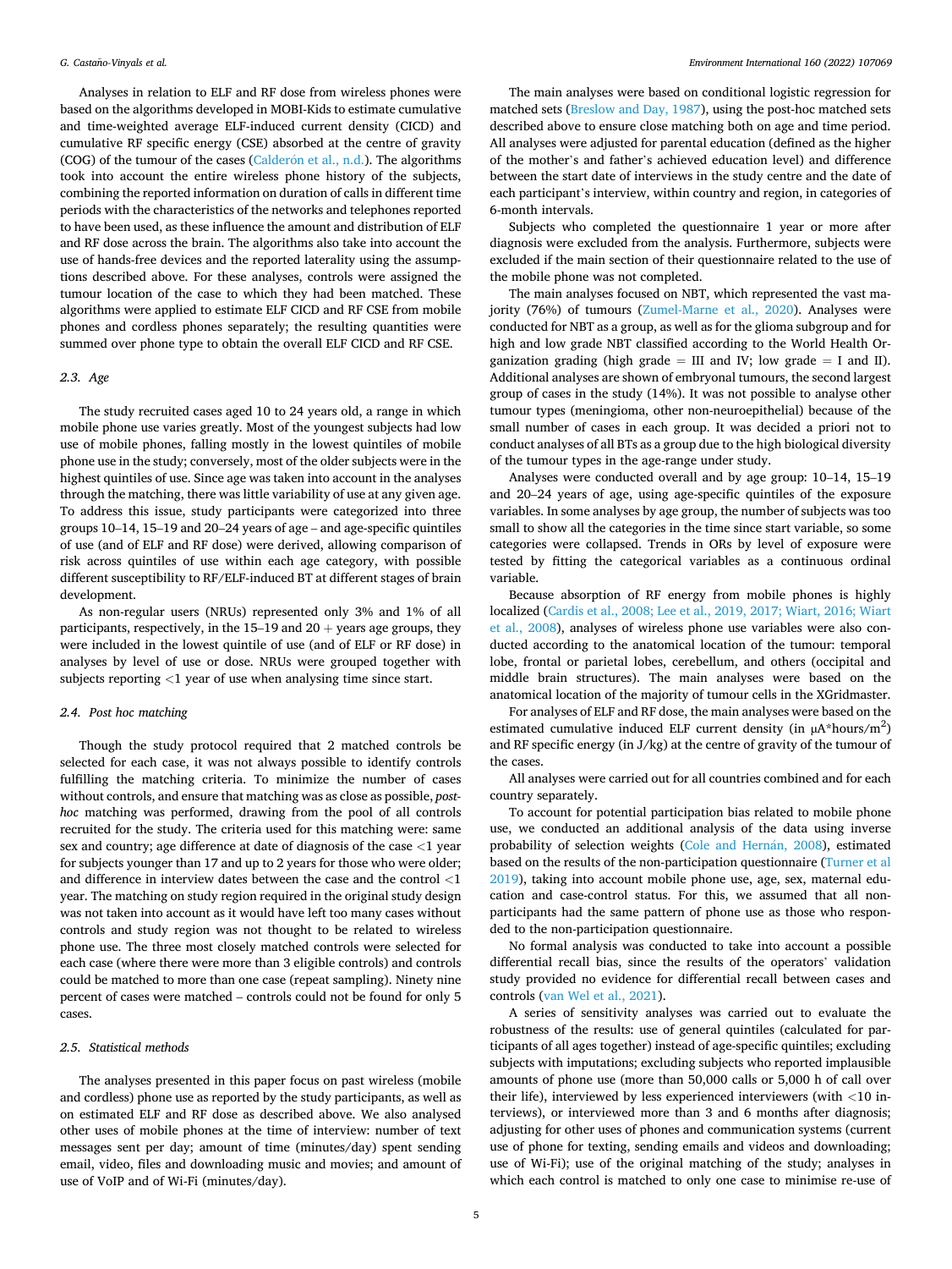Analyses in relation to ELF and RF dose from wireless phones were based on the algorithms developed in MOBI-Kids to estimate cumulative and time-weighted average ELF-induced current density (CICD) and cumulative RF specific energy (CSE) absorbed at the centre of gravity (COG) of the tumour of the cases (Calderón et al., n.d.). The algorithms took into account the entire wireless phone history of the subjects, combining the reported information on duration of calls in different time periods with the characteristics of the networks and telephones reported to have been used, as these influence the amount and distribution of ELF and RF dose across the brain. The algorithms also take into account the use of hands-free devices and the reported laterality using the assumptions described above. For these analyses, controls were assigned the tumour location of the case to which they had been matched. These algorithms were applied to estimate ELF CICD and RF CSE from mobile phones and cordless phones separately; the resulting quantities were summed over phone type to obtain the overall ELF CICD and RF CSE.

### 2.3. Age

The study recruited cases aged 10 to 24 years old, a range in which mobile phone use varies greatly. Most of the youngest subjects had low use of mobile phones, falling mostly in the lowest quintiles of mobile phone use in the study; conversely, most of the older subjects were in the highest quintiles of use. Since age was taken into account in the analyses through the matching, there was little variability of use at any given age. To address this issue, study participants were categorized into three groups 10–14, 15–19 and 20–24 years of age – and age-specific quintiles of use (and of ELF and RF dose) were derived, allowing comparison of risk across quintiles of use within each age category, with possible different susceptibility to RF/ELF-induced BT at different stages of brain development.

As non-regular users (NRUs) represented only 3% and 1% of all participants, respectively, in the 15–19 and 20 + years age groups, they were included in the lowest quintile of use (and of ELF or RF dose) in analyses by level of use or dose. NRUs were grouped together with subjects reporting <1 year of use when analysing time since start.

### 2.4. Post hoc matching

Though the study protocol required that 2 matched controls be selected for each case, it was not always possible to identify controls fulfilling the matching criteria. To minimize the number of cases without controls, and ensure that matching was as close as possible, *post-hoc* matching was performed, drawing from the pool of all controls recruited for the study. The criteria used for this matching were: same sex and country; age difference at date of diagnosis of the case <1 year for subjects younger than 17 and up to 2 years for those who were older; and difference in interview dates between the case and the control <1 year. The matching on study region required in the original study design was not taken into account as it would have left too many cases without controls and study region was not thought to be related to wireless phone use. The three most closely matched controls were selected for each case (where there were more than 3 eligible controls) and controls could be matched to more than one case (repeat sampling). Ninety nine percent of cases were matched – controls could not be found for only 5 cases.

### 2.5. Statistical methods

The analyses presented in this paper focus on past wireless (mobile and cordless) phone use as reported by the study participants, as well as on estimated ELF and RF dose as described above. We also analysed other uses of mobile phones at the time of interview: number of text messages sent per day; amount of time (minutes/day) spent sending email, video, files and downloading music and movies; and amount of use of VoIP and of Wi-Fi (minutes/day).

The main analyses were based on conditional logistic regression for matched sets (Breslow and Day, 1987), using the post-hoc matched sets described above to ensure close matching both on age and time period. All analyses were adjusted for parental education (defined as the higher of the mother's and father's achieved education level) and difference between the start date of interviews in the study centre and the date of each participant's interview, within country and region, in categories of 6-month intervals.

Subjects who completed the questionnaire 1 year or more after diagnosis were excluded from the analysis. Furthermore, subjects were excluded if the main section of their questionnaire related to the use of the mobile phone was not completed.

The main analyses focused on NBT, which represented the vast majority (76%) of tumours (Zumel-Marne et al., 2020). Analyses were conducted for NBT as a group, as well as for the glioma subgroup and for high and low grade NBT classified according to the World Health Organization grading (high grade = III and IV; low grade = I and II). Additional analyses are shown of embryonal tumours, the second largest group of cases in the study (14%). It was not possible to analyse other tumour types (meningioma, other non-neuroepithelial) because of the small number of cases in each group. It was decided a priori not to conduct analyses of all BTs as a group due to the high biological diversity of the tumour types in the age-range under study.

Analyses were conducted overall and by age group: 10–14, 15–19 and 20–24 years of age, using age-specific quintiles of the exposure variables. In some analyses by age group, the number of subjects was too small to show all the categories in the time since start variable, so some categories were collapsed. Trends in ORs by level of exposure were tested by fitting the categorical variables as a continuous ordinal variable.

Because absorption of RF energy from mobile phones is highly localized (Cardis et al., 2008; Lee et al., 2019, 2017; Wiart, 2016; Wiart et al., 2008), analyses of wireless phone use variables were also conducted according to the anatomical location of the tumour: temporal lobe, frontal or parietal lobes, cerebellum, and others (occipital and middle brain structures). The main analyses were based on the anatomical location of the majority of tumour cells in the XGridmaster.

For analyses of ELF and RF dose, the main analyses were based on the estimated cumulative induced ELF current density (in μA*hours/m$^2$) and RF specific energy (in J/kg) at the centre of gravity of the tumour of the cases.

All analyses were carried out for all countries combined and for each country separately.

To account for potential participation bias related to mobile phone use, we conducted an additional analysis of the data using inverse probability of selection weights (Cole and Hernán, 2008), estimated based on the results of the non-participation questionnaire (Turner et al 2019), taking into account mobile phone use, age, sex, maternal education and case-control status. For this, we assumed that all non-participants had the same pattern of phone use as those who responded to the non-participation questionnaire.

No formal analysis was conducted to take into account a possible differential recall bias, since the results of the operators' validation study provided no evidence for differential recall between cases and controls (van Wel et al., 2021).

A series of sensitivity analyses was carried out to evaluate the robustness of the results: use of general quintiles (calculated for participants of all ages together) instead of age-specific quintiles; excluding subjects with imputations; excluding subjects who reported implausible amounts of phone use (more than 50,000 calls or 5,000 h of call over their life), interviewed by less experienced interviewers (with <10 interviews), or interviewed more than 3 and 6 months after diagnosis; adjusting for other uses of phones and communication systems (current use of phone for texting, sending emails and videos and downloading; use of Wi-Fi); use of the original matching of the study; analyses in which each control is matched to only one case to minimise re-use of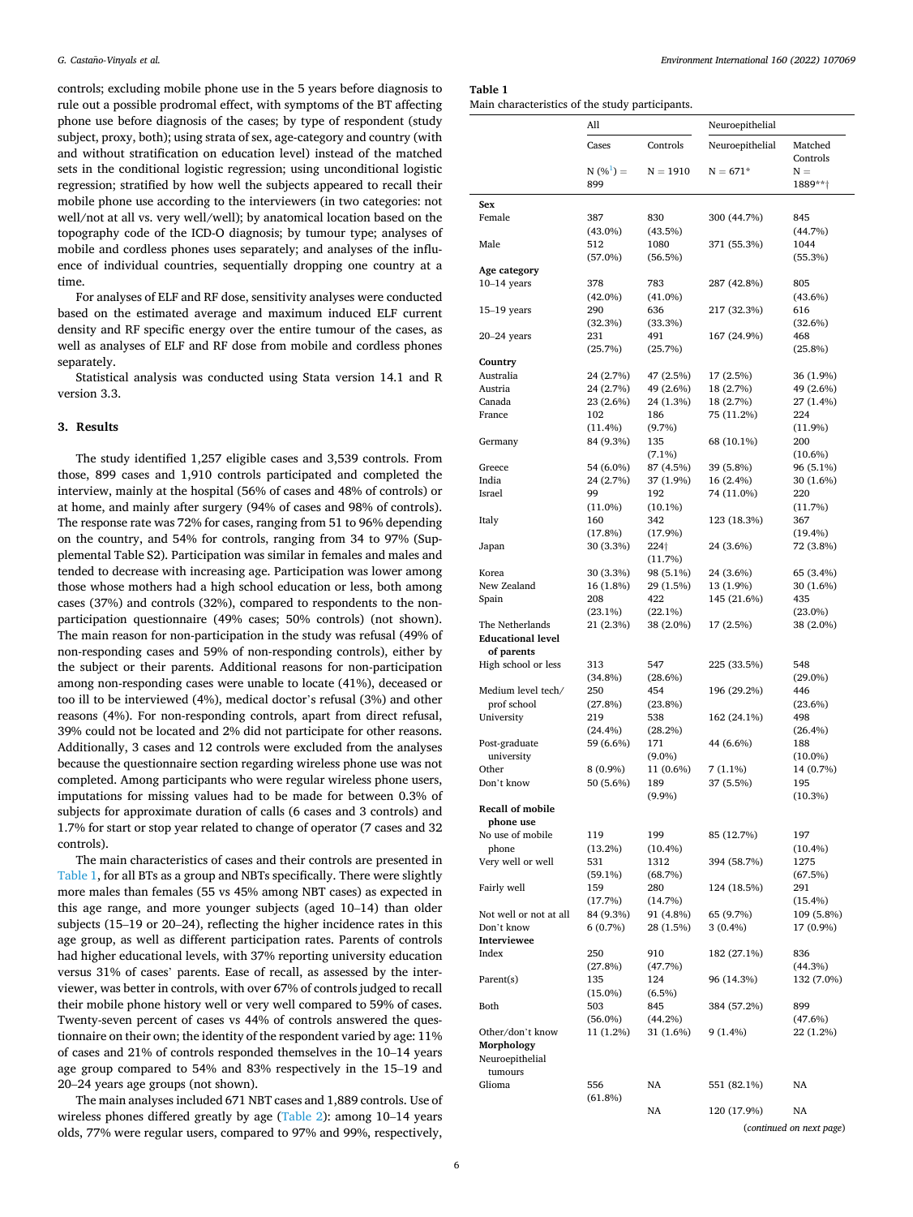controls; excluding mobile phone use in the 5 years before diagnosis to rule out a possible prodromal effect, with symptoms of the BT affecting phone use before diagnosis of the cases; by type of respondent (study subject, proxy, both); using strata of sex, age-category and country (with and without stratification on education level) instead of the matched sets in the conditional logistic regression; using unconditional logistic regression; stratified by how well the subjects appeared to recall their mobile phone use according to the interviewers (in two categories: not well/not at all vs. very well/well); by anatomical location based on the topography code of the ICD-O diagnosis; by tumour type; analyses of mobile and cordless phones uses separately; and analyses of the influence of individual countries, sequentially dropping one country at a time.

For analyses of ELF and RF dose, sensitivity analyses were conducted based on the estimated average and maximum induced ELF current density and RF specific energy over the entire tumour of the cases, as well as analyses of ELF and RF dose from mobile and cordless phones separately.

Statistical analysis was conducted using Stata version 14.1 and R version 3.3.

## 3. Results

The study identified 1,257 eligible cases and 3,539 controls. From those, 899 cases and 1,910 controls participated and completed the interview, mainly at the hospital (56% of cases and 48% of controls) or at home, and mainly after surgery (94% of cases and 98% of controls). The response rate was 72% for cases, ranging from 51 to 96% depending on the country, and 54% for controls, ranging from 34 to 97% (Supplemental Table S2). Participation was similar in females and males and tended to decrease with increasing age. Participation was lower among those whose mothers had a high school education or less, both among cases (37%) and controls (32%), compared to respondents to the non-participation questionnaire (49% cases; 50% controls) (not shown). The main reason for non-participation in the study was refusal (49% of non-responding cases and 59% of non-responding controls), either by the subject or their parents. Additional reasons for non-participation among non-responding cases were unable to locate (41%), deceased or too ill to be interviewed (4%), medical doctor's refusal (3%) and other reasons (4%). For non-responding controls, apart from direct refusal, 39% could not be located and 2% did not participate for other reasons. Additionally, 3 cases and 12 controls were excluded from the analyses because the questionnaire section regarding wireless phone use was not completed. Among participants who were regular wireless phone users, imputations for missing values had to be made for between 0.3% of subjects for approximate duration of calls (6 cases and 3 controls) and 1.7% for start or stop year related to change of operator (7 cases and 32 controls).

The main characteristics of cases and their controls are presented in Table 1, for all BTs as a group and NBTs specifically. There were slightly more males than females (55 vs 45% among NBT cases) as expected in this age range, and more younger subjects (aged 10–14) than older subjects (15–19 or 20–24), reflecting the higher incidence rates in this age group, as well as different participation rates. Parents of controls had higher educational levels, with 37% reporting university education versus 31% of cases' parents. Ease of recall, as assessed by the interviewer, was better in controls, with over 67% of controls judged to recall their mobile phone history well or very well compared to 59% of cases. Twenty-seven percent of cases vs 44% of controls answered the questionnaire on their own; the identity of the respondent varied by age: 11% of cases and 21% of controls responded themselves in the 10–14 years age group compared to 54% and 83% respectively in the 15–19 and 20–24 years age groups (not shown).

The main analyses included 671 NBT cases and 1,889 controls. Use of wireless phones differed greatly by age (Table 2): among 10–14 years olds, 77% were regular users, compared to 97% and 99%, respectively,

**Table 1**
Main characteristics of the study participants.

| | All | | Neuroepithelial | |
|---|---|---|---|---|
| | Cases | Controls | Neuroepithelial | Matched Controls |
| | N (%[1]) = 899 | N = 1910 | N = 671* | N = 1889**† |
| **Sex** | | | | |
| Female | 387 (43.0%) | 830 (43.5%) | 300 (44.7%) | 845 (44.7%) |
| Male | 512 (57.0%) | 1080 (56.5%) | 371 (55.3%) | 1044 (55.3%) |
| **Age category** | | | | |
| 10–14 years | 378 (42.0%) | 783 (41.0%) | 287 (42.8%) | 805 (43.6%) |
| 15–19 years | 290 (32.3%) | 636 (33.3%) | 217 (32.3%) | 616 (32.6%) |
| 20–24 years | 231 (25.7%) | 491 (25.7%) | 167 (24.9%) | 468 (25.8%) |
| **Country** | | | | |
| Australia | 24 (2.7%) | 47 (2.5%) | 17 (2.5%) | 36 (1.9%) |
| Austria | 24 (2.7%) | 49 (2.6%) | 18 (2.7%) | 49 (2.6%) |
| Canada | 23 (2.6%) | 24 (1.3%) | 18 (2.7%) | 27 (1.4%) |
| France | 102 (11.4%) | 186 (9.7%) | 75 (11.2%) | 224 (11.9%) |
| Germany | 84 (9.3%) | 135 (7.1%) | 68 (10.1%) | 200 (10.6%) |
| Greece | 54 (6.0%) | 87 (4.5%) | 39 (5.8%) | 96 (5.1%) |
| India | 24 (2.7%) | 37 (1.9%) | 16 (2.4%) | 30 (1.6%) |
| Israel | 99 (11.0%) | 192 (10.1%) | 74 (11.0%) | 220 (11.7%) |
| Italy | 160 (17.8%) | 342 (17.9%) | 123 (18.3%) | 367 (19.4%) |
| Japan | 30 (3.3%) | 224† (11.7%) | 24 (3.6%) | 72 (3.8%) |
| Korea | 30 (3.3%) | 98 (5.1%) | 24 (3.6%) | 65 (3.4%) |
| New Zealand | 16 (1.8%) | 29 (1.5%) | 13 (1.9%) | 30 (1.6%) |
| Spain | 208 (23.1%) | 422 (22.1%) | 145 (21.6%) | 435 (23.0%) |
| The Netherlands | 21 (2.3%) | 38 (2.0%) | 17 (2.5%) | 38 (2.0%) |
| **Educational level of parents** | | | | |
| High school or less | 313 (34.8%) | 547 (28.6%) | 225 (33.5%) | 548 (29.0%) |
| Medium level tech/ prof school | 250 (27.8%) | 454 (23.8%) | 196 (29.2%) | 446 (23.6%) |
| University | 219 (24.4%) | 538 (28.2%) | 162 (24.1%) | 498 (26.4%) |
| Post-graduate university | 59 (6.6%) | 171 (9.0%) | 44 (6.6%) | 188 (10.0%) |
| Other | 8 (0.9%) | 11 (0.6%) | 7 (1.1%) | 14 (0.7%) |
| Don't know | 50 (5.6%) | 189 (9.9%) | 37 (5.5%) | 195 (10.3%) |
| **Recall of mobile phone use** | | | | |
| No use of mobile phone | 119 (13.2%) | 199 (10.4%) | 85 (12.7%) | 197 (10.4%) |
| Very well or well | 531 (59.1%) | 1312 (68.7%) | 394 (58.7%) | 1275 (67.5%) |
| Fairly well | 159 (17.7%) | 280 (14.7%) | 124 (18.5%) | 291 (15.4%) |
| Not well or not at all | 84 (9.3%) | 91 (4.8%) | 65 (9.7%) | 109 (5.8%) |
| Don't know | 6 (0.7%) | 28 (1.5%) | 3 (0.4%) | 17 (0.9%) |
| **Interviewee** | | | | |
| Index | 250 (27.8%) | 910 (47.7%) | 182 (27.1%) | 836 (44.3%) |
| Parent(s) | 135 (15.0%) | 124 (6.5%) | 96 (14.3%) | 132 (7.0%) |
| Both | 503 (56.0%) | 845 (44.2%) | 384 (57.2%) | 899 (47.6%) |
| Other/don't know | 11 (1.2%) | 31 (1.6%) | 9 (1.4%) | 22 (1.2%) |
| **Morphology** | | | | |
| Neuroepithelial tumours | | | | |
| Glioma | 556 (61.8%) | NA | 551 (82.1%) | NA |
| | | NA | 120 (17.9%) | NA |

(*continued on next page*)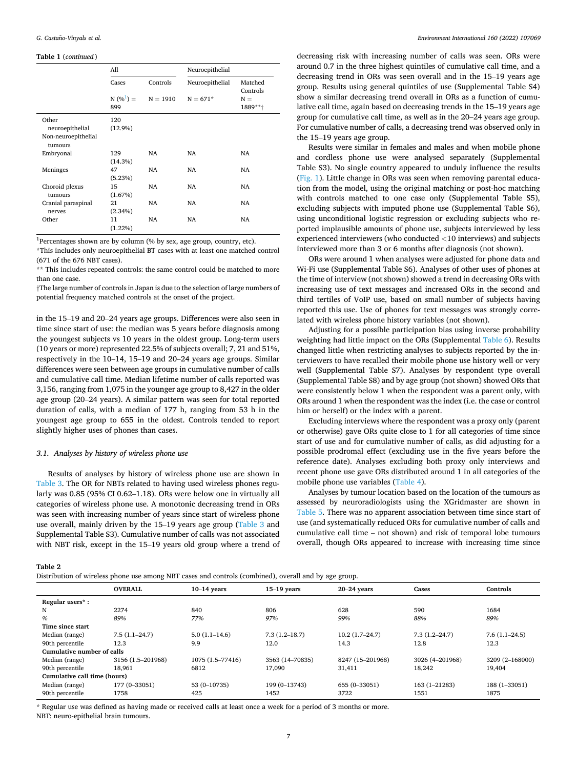**Table 1** (*continued*)

| | All | | Neuroepithelial | |
|---|---|---|---|---|
| | Cases | Controls | Neuroepithelial | Matched Controls |
| | N (%[1]) = 899 | N = 1910 | N = 671* | N = 1889**† |
| Other neuroepithelial | 120 (12.9%) | | | |
| Non-neuroepithelial tumours | | | | |
| Embryonal | 129 (14.3%) | NA | NA | NA |
| Meninges | 47 (5.23%) | NA | NA | NA |
| Choroid plexus tumours | 15 (1.67%) | NA | NA | NA |
| Cranial paraspinal nerves | 21 (2.34%) | NA | NA | NA |
| Other | 11 (1.22%) | NA | NA | NA |

[1]Percentages shown are by column (% by sex, age group, country, etc).

*This includes only neuroepithelial BT cases with at least one matched control (671 of the 676 NBT cases).

** This includes repeated controls: the same control could be matched to more than one case.

†The large number of controls in Japan is due to the selection of large numbers of potential frequency matched controls at the onset of the project.

in the 15–19 and 20–24 years age groups. Differences were also seen in time since start of use: the median was 5 years before diagnosis among the youngest subjects vs 10 years in the oldest group. Long-term users (10 years or more) represented 22.5% of subjects overall; 7, 21 and 51%, respectively in the 10–14, 15–19 and 20–24 years age groups. Similar differences were seen between age groups in cumulative number of calls and cumulative call time. Median lifetime number of calls reported was 3,156, ranging from 1,075 in the younger age group to 8,427 in the older age group (20–24 years). A similar pattern was seen for total reported duration of calls, with a median of 177 h, ranging from 53 h in the youngest age group to 655 in the oldest. Controls tended to report slightly higher uses of phones than cases.

### 3.1. Analyses by history of wireless phone use

Results of analyses by history of wireless phone use are shown in Table 3. The OR for NBTs related to having used wireless phones regularly was 0.85 (95% CI 0.62–1.18). ORs were below one in virtually all categories of wireless phone use. A monotonic decreasing trend in ORs was seen with increasing number of years since start of wireless phone use overall, mainly driven by the 15–19 years age group (Table 3 and Supplemental Table S3). Cumulative number of calls was not associated with NBT risk, except in the 15–19 years old group where a trend of decreasing risk with increasing number of calls was seen. ORs were around 0.7 in the three highest quintiles of cumulative call time, and a decreasing trend in ORs was seen overall and in the 15–19 years age group. Results using general quintiles of use (Supplemental Table S4) show a similar decreasing trend overall in ORs as a function of cumulative call time, again based on decreasing trends in the 15–19 years age group for cumulative call time, as well as in the 20–24 years age group. For cumulative number of calls, a decreasing trend was observed only in the 15–19 years age group.

Results were similar in females and males and when mobile phone and cordless phone use were analysed separately (Supplemental Table S3). No single country appeared to unduly influence the results (Fig. 1). Little change in ORs was seen when removing parental education from the model, using the original matching or post-hoc matching with controls matched to one case only (Supplemental Table S5), excluding subjects with imputed phone use (Supplemental Table S6), using unconditional logistic regression or excluding subjects who reported implausible amounts of phone use, subjects interviewed by less experienced interviewers (who conducted <10 interviews) and subjects interviewed more than 3 or 6 months after diagnosis (not shown).

ORs were around 1 when analyses were adjusted for phone data and Wi-Fi use (Supplemental Table S6). Analyses of other uses of phones at the time of interview (not shown) showed a trend in decreasing ORs with increasing use of text messages and increased ORs in the second and third tertiles of VoIP use, based on small number of subjects having reported this use. Use of phones for text messages was strongly correlated with wireless phone history variables (not shown).

Adjusting for a possible participation bias using inverse probability weighting had little impact on the ORs (Supplemental Table 6). Results changed little when restricting analyses to subjects reported by the interviewers to have recalled their mobile phone use history well or very well (Supplemental Table S7). Analyses by respondent type overall (Supplemental Table S8) and by age group (not shown) showed ORs that were consistently below 1 when the respondent was a parent only, with ORs around 1 when the respondent was the index (i.e. the case or control him or herself) or the index with a parent.

Excluding interviews where the respondent was a proxy only (parent or otherwise) gave ORs quite close to 1 for all categories of time since start of use and for cumulative number of calls, as did adjusting for a possible prodromal effect (excluding use in the five years before the reference date). Analyses excluding both proxy only interviews and recent phone use gave ORs distributed around 1 in all categories of the mobile phone use variables (Table 4).

Analyses by tumour location based on the location of the tumours as assessed by neuroradiologists using the XGridmaster are shown in Table 5. There was no apparent association between time since start of use (and systematically reduced ORs for cumulative number of calls and cumulative call time – not shown) and risk of temporal lobe tumours overall, though ORs appeared to increase with increasing time since

**Table 2**
Distribution of wireless phone use among NBT cases and controls (combined), overall and by age group.

| | OVERALL | 10–14 years | 15–19 years | 20–24 years | Cases | Controls |
|---|---|---|---|---|---|---|
| **Regular users*** : | | | | | | |
| N | 2274 | 840 | 806 | 628 | 590 | 1684 |
| *%* | *89%* | *77%* | *97%* | *99%* | *88%* | *89%* |
| **Time since start** | | | | | | |
| Median (range) | 7.5 (1.1–24.7) | 5.0 (1.1–14.6) | 7.3 (1.2–18.7) | 10.2 (1.7–24.7) | 7.3 (1.2–24.7) | 7.6 (1.1–24.5) |
| 90th percentile | 12.3 | 9.9 | 12.0 | 14.3 | 12.8 | 12.3 |
| **Cumulative number of calls** | | | | | | |
| Median (range) | 3156 (1.5–201968) | 1075 (1.5–77416) | 3563 (14–70835) | 8247 (15–201968) | 3026 (4–201968) | 3209 (2–168000) |
| 90th percentile | 18,961 | 6812 | 17,090 | 31,411 | 18,242 | 19,404 |
| **Cumulative call time (hours)** | | | | | | |
| Median (range) | 177 (0–33051) | 53 (0–10735) | 199 (0–13743) | 655 (0–33051) | 163 (1–21283) | 188 (1–33051) |
| 90th percentile | 1758 | 425 | 1452 | 3722 | 1551 | 1875 |

* Regular use was defined as having made or received calls at least once a week for a period of 3 months or more.
NBT: neuro-epithelial brain tumours.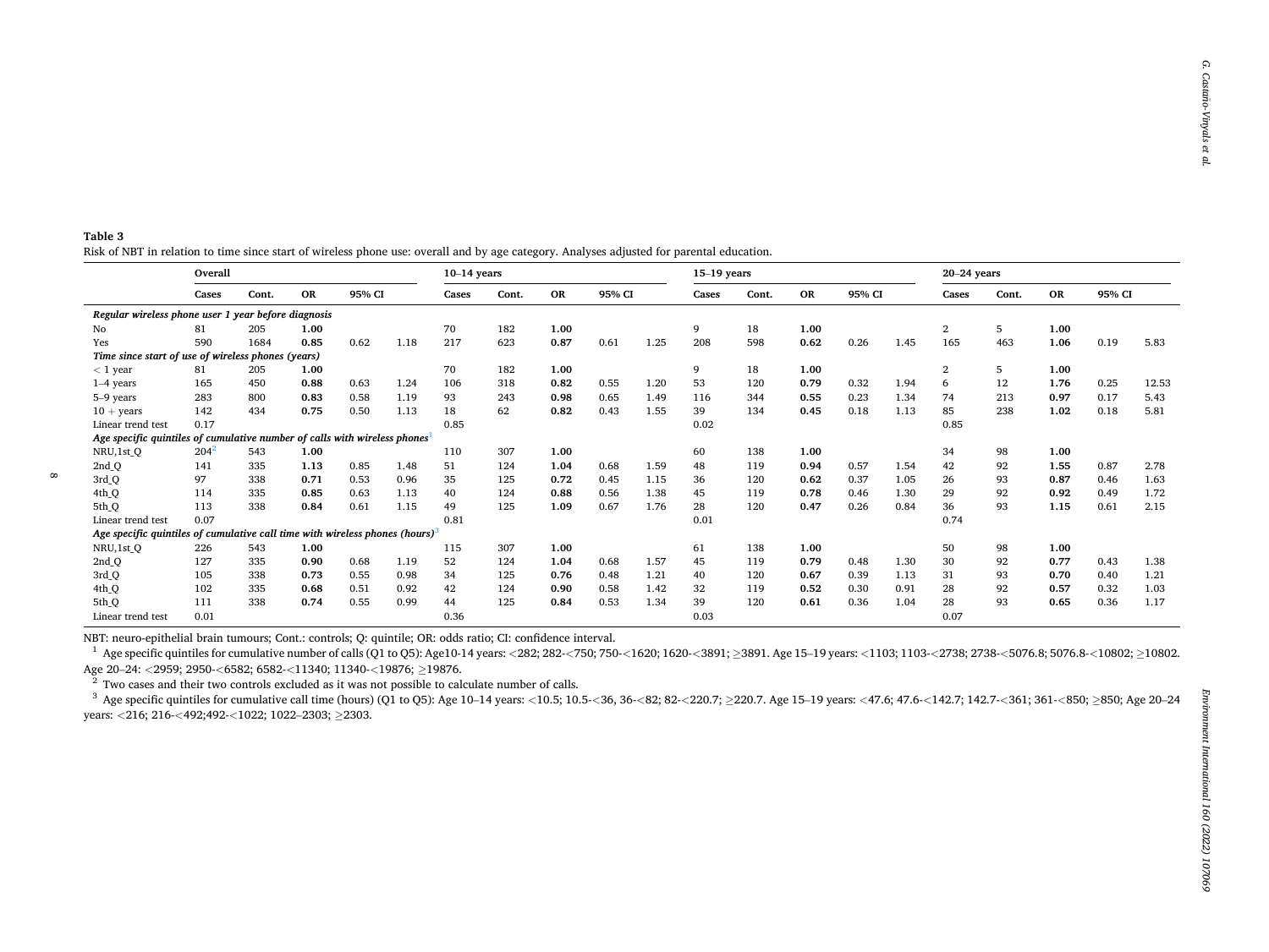**Table 3**

Risk of NBT in relation to time since start of wireless phone use: overall and by age category. Analyses adjusted for parental education.

| | Overall | | | | | 10–14 years | | | | | 15–19 years | | | | | 20–24 years | | | | |
|---|---|---|---|---|---|---|---|---|---|---|---|---|---|---|---|---|---|---|---|---|
| | Cases | Cont. | OR | 95% CI | | Cases | Cont. | OR | 95% CI | | Cases | Cont. | OR | 95% CI | | Cases | Cont. | OR | 95% CI | |
| *Regular wireless phone user 1 year before diagnosis* | | | | | | | | | | | | | | | | | | | | |
| No | 81 | 205 | **1.00** | | | 70 | 182 | **1.00** | | | 9 | 18 | **1.00** | | | 2 | 5 | **1.00** | | |
| Yes | 590 | 1684 | **0.85** | 0.62 | 1.18 | 217 | 623 | **0.87** | 0.61 | 1.25 | 208 | 598 | **0.62** | 0.26 | 1.45 | 165 | 463 | **1.06** | 0.19 | 5.83 |
| *Time since start of use of wireless phones (years)* | | | | | | | | | | | | | | | | | | | | |
| < 1 year | 81 | 205 | **1.00** | | | 70 | 182 | **1.00** | | | 9 | 18 | **1.00** | | | 2 | 5 | **1.00** | | |
| 1–4 years | 165 | 450 | **0.88** | 0.63 | 1.24 | 106 | 318 | **0.82** | 0.55 | 1.20 | 53 | 120 | **0.79** | 0.32 | 1.94 | 6 | 12 | **1.76** | 0.25 | 12.53 |
| 5–9 years | 283 | 800 | **0.83** | 0.58 | 1.19 | 93 | 243 | **0.98** | 0.65 | 1.49 | 116 | 344 | **0.55** | 0.23 | 1.34 | 74 | 213 | **0.97** | 0.17 | 5.43 |
| 10 + years | 142 | 434 | **0.75** | 0.50 | 1.13 | 18 | 62 | **0.82** | 0.43 | 1.55 | 39 | 134 | **0.45** | 0.18 | 1.13 | 85 | 238 | **1.02** | 0.18 | 5.81 |
| Linear trend test | 0.17 | | | | | 0.85 | | | | | 0.02 | | | | | 0.85 | | | | |
| *Age specific quintiles of cumulative number of calls with wireless phones*[1] | | | | | | | | | | | | | | | | | | | | |
| NRU,1st_Q | 204[2] | 543 | **1.00** | | | 110 | 307 | **1.00** | | | 60 | 138 | **1.00** | | | 34 | 98 | **1.00** | | |
| 2nd_Q | 141 | 335 | **1.13** | 0.85 | 1.48 | 51 | 124 | **1.04** | 0.68 | 1.59 | 48 | 119 | **0.94** | 0.57 | 1.54 | 42 | 92 | **1.55** | 0.87 | 2.78 |
| 3rd_Q | 97 | 338 | **0.71** | 0.53 | 0.96 | 35 | 125 | **0.72** | 0.45 | 1.15 | 36 | 120 | **0.62** | 0.37 | 1.05 | 26 | 93 | **0.87** | 0.46 | 1.63 |
| 4th_Q | 114 | 335 | **0.85** | 0.63 | 1.13 | 40 | 124 | **0.88** | 0.56 | 1.38 | 45 | 119 | **0.78** | 0.46 | 1.30 | 29 | 92 | **0.92** | 0.49 | 1.72 |
| 5th_Q | 113 | 338 | **0.84** | 0.61 | 1.15 | 49 | 125 | **1.09** | 0.67 | 1.76 | 28 | 120 | **0.47** | 0.26 | 0.84 | 36 | 93 | **1.15** | 0.61 | 2.15 |
| Linear trend test | 0.07 | | | | | 0.81 | | | | | 0.01 | | | | | 0.74 | | | | |
| *Age specific quintiles of cumulative call time with wireless phones (hours)*[3] | | | | | | | | | | | | | | | | | | | | |
| NRU,1st_Q | 226 | 543 | **1.00** | | | 115 | 307 | **1.00** | | | 61 | 138 | **1.00** | | | 50 | 98 | **1.00** | | |
| 2nd_Q | 127 | 335 | **0.90** | 0.68 | 1.19 | 52 | 124 | **1.04** | 0.68 | 1.57 | 45 | 119 | **0.79** | 0.48 | 1.30 | 30 | 92 | **0.77** | 0.43 | 1.38 |
| 3rd_Q | 105 | 338 | **0.73** | 0.55 | 0.98 | 34 | 125 | **0.76** | 0.48 | 1.21 | 40 | 120 | **0.67** | 0.39 | 1.13 | 31 | 93 | **0.70** | 0.40 | 1.21 |
| 4th_Q | 102 | 335 | **0.68** | 0.51 | 0.92 | 42 | 124 | **0.90** | 0.58 | 1.42 | 32 | 119 | **0.52** | 0.30 | 0.91 | 28 | 92 | **0.57** | 0.32 | 1.03 |
| 5th_Q | 111 | 338 | **0.74** | 0.55 | 0.99 | 44 | 125 | **0.84** | 0.53 | 1.34 | 39 | 120 | **0.61** | 0.36 | 1.04 | 28 | 93 | **0.65** | 0.36 | 1.17 |
| Linear trend test | 0.01 | | | | | 0.36 | | | | | 0.03 | | | | | 0.07 | | | | |

NBT: neuro-epithelial brain tumours; Cont.: controls; Q: quintile; OR: odds ratio; CI: confidence interval.

[1] Age specific quintiles for cumulative number of calls (Q1 to Q5): Age10-14 years: <282; 282-<750; 750-<1620; 1620-<3891; ≥3891. Age 15–19 years: <1103; 1103-<2738; 2738-<5076.8; 5076.8-<10802; ≥10802. Age 20–24: <2959; 2950-<6582; 6582-<11340; 11340-<19876; ≥19876.

[2] Two cases and their two controls excluded as it was not possible to calculate number of calls.

[3] Age specific quintiles for cumulative call time (hours) (Q1 to Q5): Age 10–14 years: <10.5; 10.5-<36, 36-<82; 82-<220.7; ≥220.7. Age 15–19 years: <47.6; 47.6-<142.7; 142.7-<361; 361-<850; ≥850; Age 20–24 years: <216; 216-<492;492-<1022; 1022–2303; ≥2303.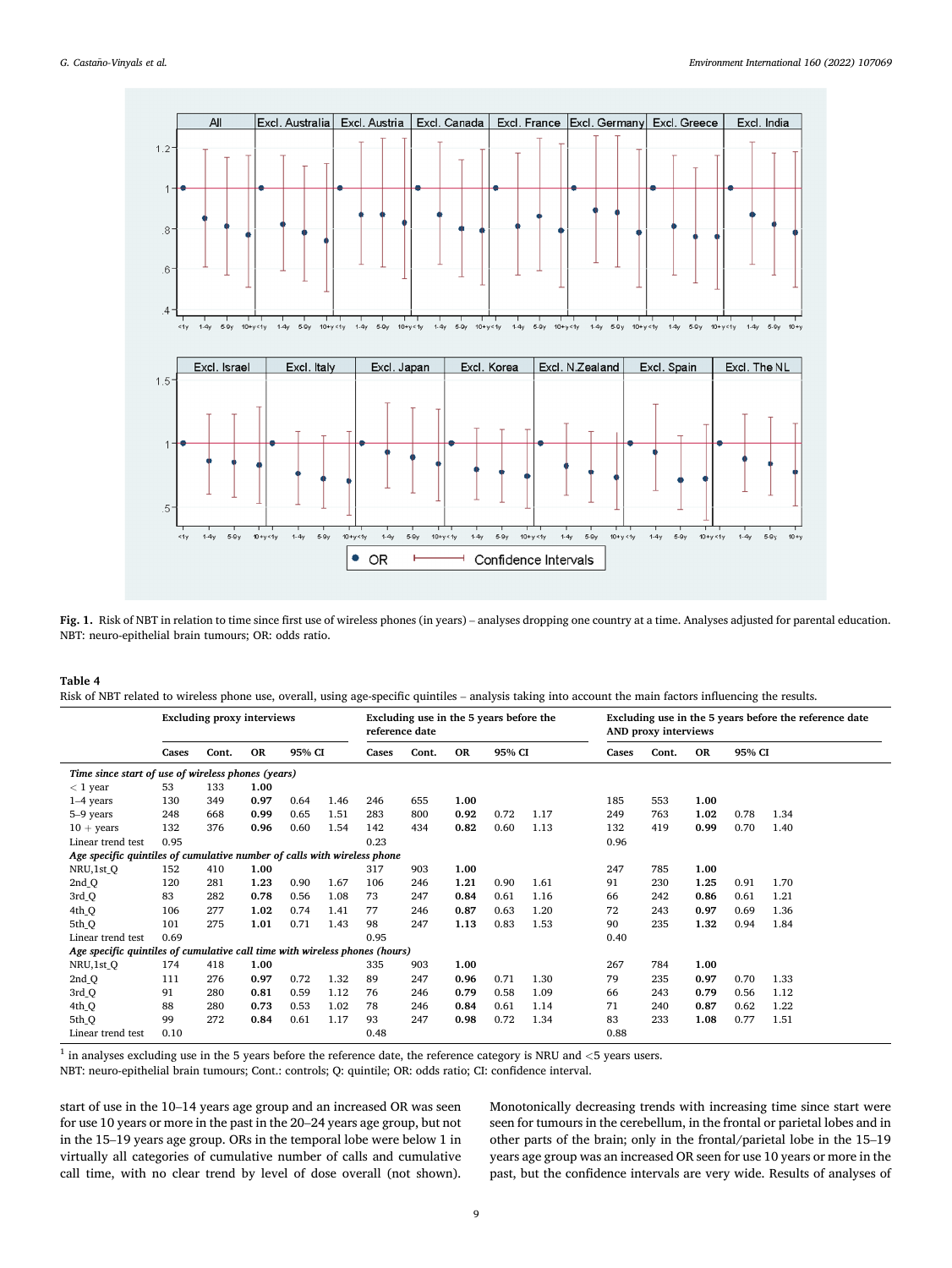**Fig. 1.** Risk of NBT in relation to time since first use of wireless phones (in years) – analyses dropping one country at a time. Analyses adjusted for parental education. NBT: neuro-epithelial brain tumours; OR: odds ratio.

**Table 4**
Risk of NBT related to wireless phone use, overall, using age-specific quintiles – analysis taking into account the main factors influencing the results.

| | Excluding proxy interviews | | | | | Excluding use in the 5 years before the reference date | | | | | Excluding use in the 5 years before the reference date AND proxy interviews | | | | |
|---|---|---|---|---|---|---|---|---|---|---|---|---|---|---|---|
| | Cases | Cont. | OR | 95% CI | | Cases | Cont. | OR | 95% CI | | Cases | Cont. | OR | 95% CI | |
| *Time since start of use of wireless phones (years)* | | | | | | | | | | | | | | | |
| < 1 year | 53 | 133 | **1.00** | | | | | | | | | | | | |
| 1–4 years | 130 | 349 | **0.97** | 0.64 | 1.46 | 246 | 655 | **1.00** | | | 185 | 553 | **1.00** | | |
| 5–9 years | 248 | 668 | **0.99** | 0.65 | 1.51 | 283 | 800 | **0.92** | 0.72 | 1.17 | 249 | 763 | **1.02** | 0.78 | 1.34 |
| 10 + years | 132 | 376 | **0.96** | 0.60 | 1.54 | 142 | 434 | **0.82** | 0.60 | 1.13 | 132 | 419 | **0.99** | 0.70 | 1.40 |
| Linear trend test | 0.95 | | | | | 0.23 | | | | | 0.96 | | | | |
| *Age specific quintiles of cumulative number of calls with wireless phone* | | | | | | | | | | | | | | | |
| NRU,1st_Q | 152 | 410 | **1.00** | | | 317 | 903 | **1.00** | | | 247 | 785 | **1.00** | | |
| 2nd_Q | 120 | 281 | **1.23** | 0.90 | 1.67 | 106 | 246 | **1.21** | 0.90 | 1.61 | 91 | 230 | **1.25** | 0.91 | 1.70 |
| 3rd_Q | 83 | 282 | **0.78** | 0.56 | 1.08 | 73 | 247 | **0.84** | 0.61 | 1.16 | 66 | 242 | **0.86** | 0.61 | 1.21 |
| 4th_Q | 106 | 277 | **1.02** | 0.74 | 1.41 | 77 | 246 | **0.87** | 0.63 | 1.20 | 72 | 243 | **0.97** | 0.69 | 1.36 |
| 5th_Q | 101 | 275 | **1.01** | 0.71 | 1.43 | 98 | 247 | **1.13** | 0.83 | 1.53 | 90 | 235 | **1.32** | 0.94 | 1.84 |
| Linear trend test | 0.69 | | | | | 0.95 | | | | | 0.40 | | | | |
| *Age specific quintiles of cumulative call time with wireless phones (hours)* | | | | | | | | | | | | | | | |
| NRU,1st_Q | 174 | 418 | **1.00** | | | 335 | 903 | **1.00** | | | 267 | 784 | **1.00** | | |
| 2nd_Q | 111 | 276 | **0.97** | 0.72 | 1.32 | 89 | 247 | **0.96** | 0.71 | 1.30 | 79 | 235 | **0.97** | 0.70 | 1.33 |
| 3rd_Q | 91 | 280 | **0.81** | 0.59 | 1.12 | 76 | 246 | **0.79** | 0.58 | 1.09 | 66 | 243 | **0.79** | 0.56 | 1.12 |
| 4th_Q | 88 | 280 | **0.73** | 0.53 | 1.02 | 78 | 246 | **0.84** | 0.61 | 1.14 | 71 | 240 | **0.87** | 0.62 | 1.22 |
| 5th_Q | 99 | 272 | **0.84** | 0.61 | 1.17 | 93 | 247 | **0.98** | 0.72 | 1.34 | 83 | 233 | **1.08** | 0.77 | 1.51 |
| Linear trend test | 0.10 | | | | | 0.48 | | | | | 0.88 | | | | |

[1] in analyses excluding use in the 5 years before the reference date, the reference category is NRU and <5 years users.
NBT: neuro-epithelial brain tumours; Cont.: controls; Q: quintile; OR: odds ratio; CI: confidence interval.

start of use in the 10–14 years age group and an increased OR was seen for use 10 years or more in the past in the 20–24 years age group, but not in the 15–19 years age group. ORs in the temporal lobe were below 1 in virtually all categories of cumulative number of calls and cumulative call time, with no clear trend by level of dose overall (not shown). Monotonically decreasing trends with increasing time since start were seen for tumours in the cerebellum, in the frontal or parietal lobes and in other parts of the brain; only in the frontal/parietal lobe in the 15–19 years age group was an increased OR seen for use 10 years or more in the past, but the confidence intervals are very wide. Results of analyses of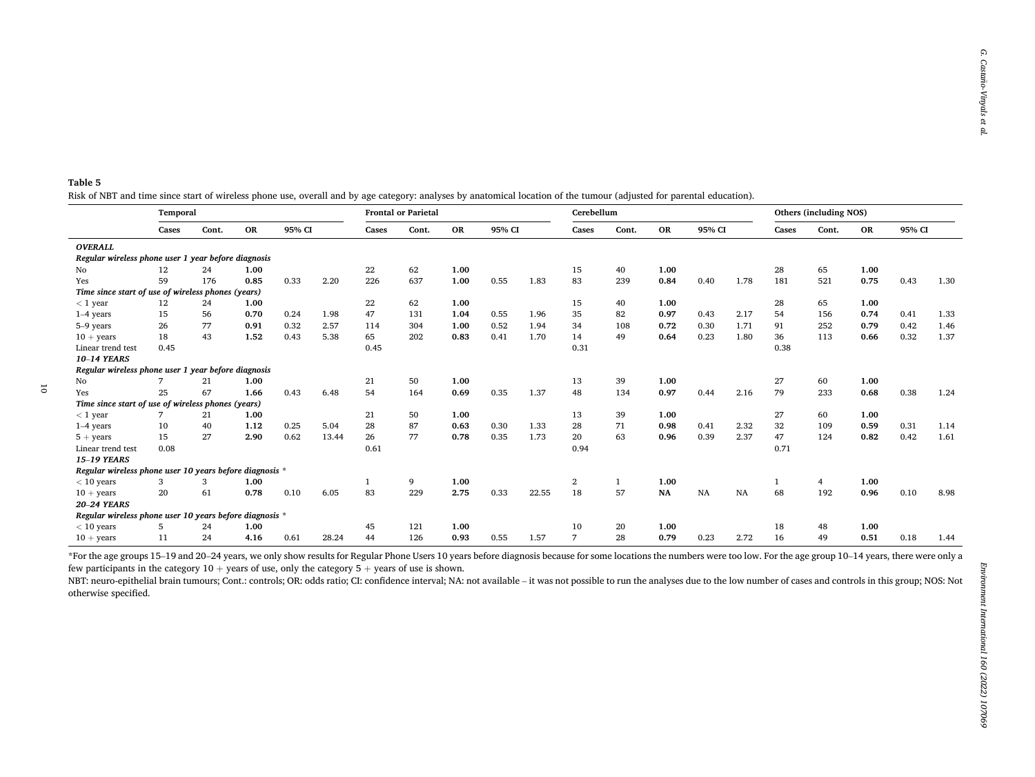**Table 5**

Risk of NBT and time since start of wireless phone use, overall and by age category: analyses by anatomical location of the tumour (adjusted for parental education).

| | Temporal | | | | | Frontal or Parietal | | | | | Cerebellum | | | | | Others (including NOS) | | | | |
|---|---|---|---|---|---|---|---|---|---|---|---|---|---|---|---|---|---|---|---|---|
| | Cases | Cont. | OR | 95% CI | | Cases | Cont. | OR | 95% CI | | Cases | Cont. | OR | 95% CI | | Cases | Cont. | OR | 95% CI | |
| ***OVERALL*** | | | | | | | | | | | | | | | | | | | | |
| ***Regular wireless phone user 1 year before diagnosis*** | | | | | | | | | | | | | | | | | | | | |
| No | 12 | 24 | **1.00** | | | 22 | 62 | **1.00** | | | 15 | 40 | **1.00** | | | 28 | 65 | **1.00** | | |
| Yes | 59 | 176 | **0.85** | 0.33 | 2.20 | 226 | 637 | **1.00** | 0.55 | 1.83 | 83 | 239 | **0.84** | 0.40 | 1.78 | 181 | 521 | **0.75** | 0.43 | 1.30 |
| ***Time since start of use of wireless phones (years)*** | | | | | | | | | | | | | | | | | | | | |
| < 1 year | 12 | 24 | **1.00** | | | 22 | 62 | **1.00** | | | 15 | 40 | **1.00** | | | 28 | 65 | **1.00** | | |
| 1–4 years | 15 | 56 | **0.70** | 0.24 | 1.98 | 47 | 131 | **1.04** | 0.55 | 1.96 | 35 | 82 | **0.97** | 0.43 | 2.17 | 54 | 156 | **0.74** | 0.41 | 1.33 |
| 5–9 years | 26 | 77 | **0.91** | 0.32 | 2.57 | 114 | 304 | **1.00** | 0.52 | 1.94 | 34 | 108 | **0.72** | 0.30 | 1.71 | 91 | 252 | **0.79** | 0.42 | 1.46 |
| 10 + years | 18 | 43 | **1.52** | 0.43 | 5.38 | 65 | 202 | **0.83** | 0.41 | 1.70 | 14 | 49 | **0.64** | 0.23 | 1.80 | 36 | 113 | **0.66** | 0.32 | 1.37 |
| Linear trend test | 0.45 | | | | | 0.45 | | | | | 0.31 | | | | | 0.38 | | | | |
| ***10–14 YEARS*** | | | | | | | | | | | | | | | | | | | | |
| ***Regular wireless phone user 1 year before diagnosis*** | | | | | | | | | | | | | | | | | | | | |
| No | 7 | 21 | **1.00** | | | 21 | 50 | **1.00** | | | 13 | 39 | **1.00** | | | 27 | 60 | **1.00** | | |
| Yes | 25 | 67 | **1.66** | 0.43 | 6.48 | 54 | 164 | **0.69** | 0.35 | 1.37 | 48 | 134 | **0.97** | 0.44 | 2.16 | 79 | 233 | **0.68** | 0.38 | 1.24 |
| ***Time since start of use of wireless phones (years)*** | | | | | | | | | | | | | | | | | | | | |
| < 1 year | 7 | 21 | **1.00** | | | 21 | 50 | **1.00** | | | 13 | 39 | **1.00** | | | 27 | 60 | **1.00** | | |
| 1–4 years | 10 | 40 | **1.12** | 0.25 | 5.04 | 28 | 87 | **0.63** | 0.30 | 1.33 | 28 | 71 | **0.98** | 0.41 | 2.32 | 32 | 109 | **0.59** | 0.31 | 1.14 |
| 5 + years | 15 | 27 | **2.90** | 0.62 | 13.44 | 26 | 77 | **0.78** | 0.35 | 1.73 | 20 | 63 | **0.96** | 0.39 | 2.37 | 47 | 124 | **0.82** | 0.42 | 1.61 |
| Linear trend test | 0.08 | | | | | 0.61 | | | | | 0.94 | | | | | 0.71 | | | | |
| ***15–19 YEARS*** | | | | | | | | | | | | | | | | | | | | |
| ***Regular wireless phone user 10 years before diagnosis **** | | | | | | | | | | | | | | | | | | | | |
| < 10 years | 3 | 3 | **1.00** | | | 1 | 9 | **1.00** | | | 2 | 1 | **1.00** | | | 1 | 4 | **1.00** | | |
| 10 + years | 20 | 61 | **0.78** | 0.10 | 6.05 | 83 | 229 | **2.75** | 0.33 | 22.55 | 18 | 57 | **NA** | NA | NA | 68 | 192 | **0.96** | 0.10 | 8.98 |
| ***20–24 YEARS*** | | | | | | | | | | | | | | | | | | | | |
| ***Regular wireless phone user 10 years before diagnosis **** | | | | | | | | | | | | | | | | | | | | |
| < 10 years | 5 | 24 | **1.00** | | | 45 | 121 | **1.00** | | | 10 | 20 | **1.00** | | | 18 | 48 | **1.00** | | |
| 10 + years | 11 | 24 | **4.16** | 0.61 | 28.24 | 44 | 126 | **0.93** | 0.55 | 1.57 | 7 | 28 | **0.79** | 0.23 | 2.72 | 16 | 49 | **0.51** | 0.18 | 1.44 |

*For the age groups 15–19 and 20–24 years, we only show results for Regular Phone Users 10 years before diagnosis because for some locations the numbers were too low. For the age group 10–14 years, there were only a few participants in the category 10 + years of use, only the category 5 + years of use is shown.

NBT: neuro-epithelial brain tumours; Cont.: controls; OR: odds ratio; CI: confidence interval; NA: not available – it was not possible to run the analyses due to the low number of cases and controls in this group; NOS: Not otherwise specified.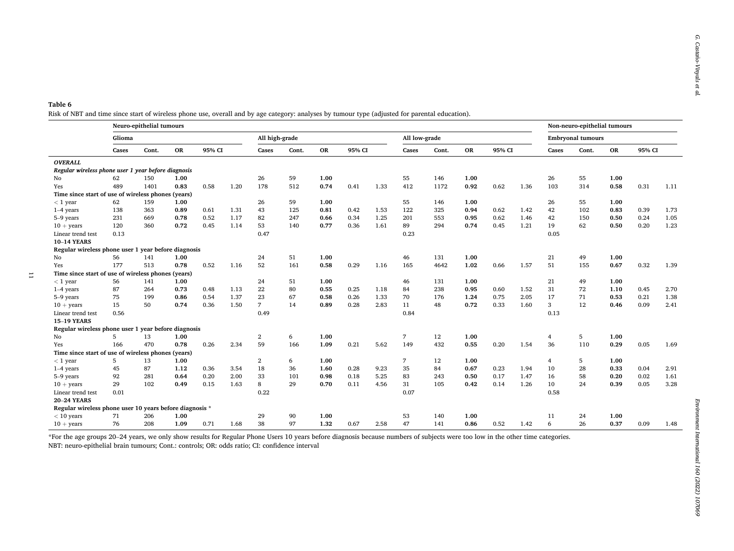**Table 6**

Risk of NBT and time since start of wireless phone use, overall and by age category: analyses by tumour type (adjusted for parental education).

| | Neuro-epithelial tumours | | | | | | | | | | | | | | | | Non-neuro-epithelial tumours | | | | |
|---|---|---|---|---|---|---|---|---|---|---|---|---|---|---|---|---|---|---|---|---|---|
| | Glioma | | | | | All high-grade | | | | | All low-grade | | | | | Embryonal tumours | | | | | |
| | Cases | Cont. | OR | 95% CI | | Cases | Cont. | OR | 95% CI | | Cases | Cont. | OR | 95% CI | | Cases | Cont. | OR | 95% CI | | |
| ***OVERALL*** | | | | | | | | | | | | | | | | | | | | | |
| ***Regular wireless phone user 1 year before diagnosis*** | | | | | | | | | | | | | | | | | | | | | |
| No | 62 | 150 | **1.00** | | | 26 | 59 | **1.00** | | | 55 | 146 | **1.00** | | | 26 | 55 | **1.00** | | | |
| Yes | 489 | 1401 | **0.83** | 0.58 | 1.20 | 178 | 512 | **0.74** | 0.41 | 1.33 | 412 | 1172 | **0.92** | 0.62 | 1.36 | 103 | 314 | **0.58** | 0.31 | 1.11 | |
| **Time since start of use of wireless phones (years)** | | | | | | | | | | | | | | | | | | | | | |
| < 1 year | 62 | 159 | **1.00** | | | 26 | 59 | **1.00** | | | 55 | 146 | **1.00** | | | 26 | 55 | **1.00** | | | |
| 1–4 years | 138 | 363 | **0.89** | 0.61 | 1.31 | 43 | 125 | **0.81** | 0.42 | 1.53 | 122 | 325 | **0.94** | 0.62 | 1.42 | 42 | 102 | **0.83** | 0.39 | 1.73 | |
| 5–9 years | 231 | 669 | **0.78** | 0.52 | 1.17 | 82 | 247 | **0.66** | 0.34 | 1.25 | 201 | 553 | **0.95** | 0.62 | 1.46 | 42 | 150 | **0.50** | 0.24 | 1.05 | |
| 10 + years | 120 | 360 | **0.72** | 0.45 | 1.14 | 53 | 140 | **0.77** | 0.36 | 1.61 | 89 | 294 | **0.74** | 0.45 | 1.21 | 19 | 62 | **0.50** | 0.20 | 1.23 | |
| Linear trend test | 0.13 | | | | | 0.47 | | | | | 0.23 | | | | | 0.05 | | | | | |
| **10–14 YEARS** | | | | | | | | | | | | | | | | | | | | | |
| **Regular wireless phone user 1 year before diagnosis** | | | | | | | | | | | | | | | | | | | | | |
| No | 56 | 141 | **1.00** | | | 24 | 51 | **1.00** | | | 46 | 131 | **1.00** | | | 21 | 49 | **1.00** | | | |
| Yes | 177 | 513 | **0.78** | 0.52 | 1.16 | 52 | 161 | **0.58** | 0.29 | 1.16 | 165 | 4642 | **1.02** | 0.66 | 1.57 | 51 | 155 | **0.67** | 0.32 | 1.39 | |
| **Time since start of use of wireless phones (years)** | | | | | | | | | | | | | | | | | | | | | |
| < 1 year | 56 | 141 | **1.00** | | | 24 | 51 | **1.00** | | | 46 | 131 | **1.00** | | | 21 | 49 | **1.00** | | | |
| 1–4 years | 87 | 264 | **0.73** | 0.48 | 1.13 | 22 | 80 | **0.55** | 0.25 | 1.18 | 84 | 238 | **0.95** | 0.60 | 1.52 | 31 | 72 | **1.10** | 0.45 | 2.70 | |
| 5–9 years | 75 | 199 | **0.86** | 0.54 | 1.37 | 23 | 67 | **0.58** | 0.26 | 1.33 | 70 | 176 | **1.24** | 0.75 | 2.05 | 17 | 71 | **0.53** | 0.21 | 1.38 | |
| 10 + years | 15 | 50 | **0.74** | 0.36 | 1.50 | 7 | 14 | **0.89** | 0.28 | 2.83 | 11 | 48 | **0.72** | 0.33 | 1.60 | 3 | 12 | **0.46** | 0.09 | 2.41 | |
| Linear trend test | 0.56 | | | | | 0.49 | | | | | 0.84 | | | | | 0.13 | | | | | |
| **15–19 YEARS** | | | | | | | | | | | | | | | | | | | | | |
| **Regular wireless phone user 1 year before diagnosis** | | | | | | | | | | | | | | | | | | | | | |
| No | 5 | 13 | **1.00** | | | 2 | 6 | **1.00** | | | 7 | 12 | **1.00** | | | 4 | 5 | **1.00** | | | |
| Yes | 166 | 470 | **0.78** | 0.26 | 2.34 | 59 | 166 | **1.09** | 0.21 | 5.62 | 149 | 432 | **0.55** | 0.20 | 1.54 | 36 | 110 | **0.29** | 0.05 | 1.69 | |
| **Time since start of use of wireless phones (years)** | | | | | | | | | | | | | | | | | | | | | |
| < 1 year | 5 | 13 | **1.00** | | | 2 | 6 | **1.00** | | | 7 | 12 | **1.00** | | | 4 | 5 | **1.00** | | | |
| 1–4 years | 45 | 87 | **1.12** | 0.36 | 3.54 | 18 | 36 | **1.60** | 0.28 | 9.23 | 35 | 84 | **0.67** | 0.23 | 1.94 | 10 | 28 | **0.33** | 0.04 | 2.91 | |
| 5–9 years | 92 | 281 | **0.64** | 0.20 | 2.00 | 33 | 101 | **0.98** | 0.18 | 5.25 | 83 | 243 | **0.50** | 0.17 | 1.47 | 16 | 58 | **0.20** | 0.02 | 1.61 | |
| 10 + years | 29 | 102 | **0.49** | 0.15 | 1.63 | 8 | 29 | **0.70** | 0.11 | 4.56 | 31 | 105 | **0.42** | 0.14 | 1.26 | 10 | 24 | **0.39** | 0.05 | 3.28 | |
| Linear trend test | 0.01 | | | | | 0.22 | | | | | 0.07 | | | | | 0.58 | | | | | |
| **20–24 YEARS** | | | | | | | | | | | | | | | | | | | | | |
| **Regular wireless phone user 10 years before diagnosis** * | | | | | | | | | | | | | | | | | | | | | |
| < 10 years | 71 | 206 | **1.00** | | | 29 | 90 | **1.00** | | | 53 | 140 | **1.00** | | | 11 | 24 | **1.00** | | | |
| 10 + years | 76 | 208 | **1.09** | 0.71 | 1.68 | 38 | 97 | **1.32** | 0.67 | 2.58 | 47 | 141 | **0.86** | 0.52 | 1.42 | 6 | 26 | **0.37** | 0.09 | 1.48 | |

*For the age groups 20–24 years, we only show results for Regular Phone Users 10 years before diagnosis because numbers of subjects were too low in the other time categories.

NBT: neuro-epithelial brain tumours; Cont.: controls; OR: odds ratio; CI: confidence interval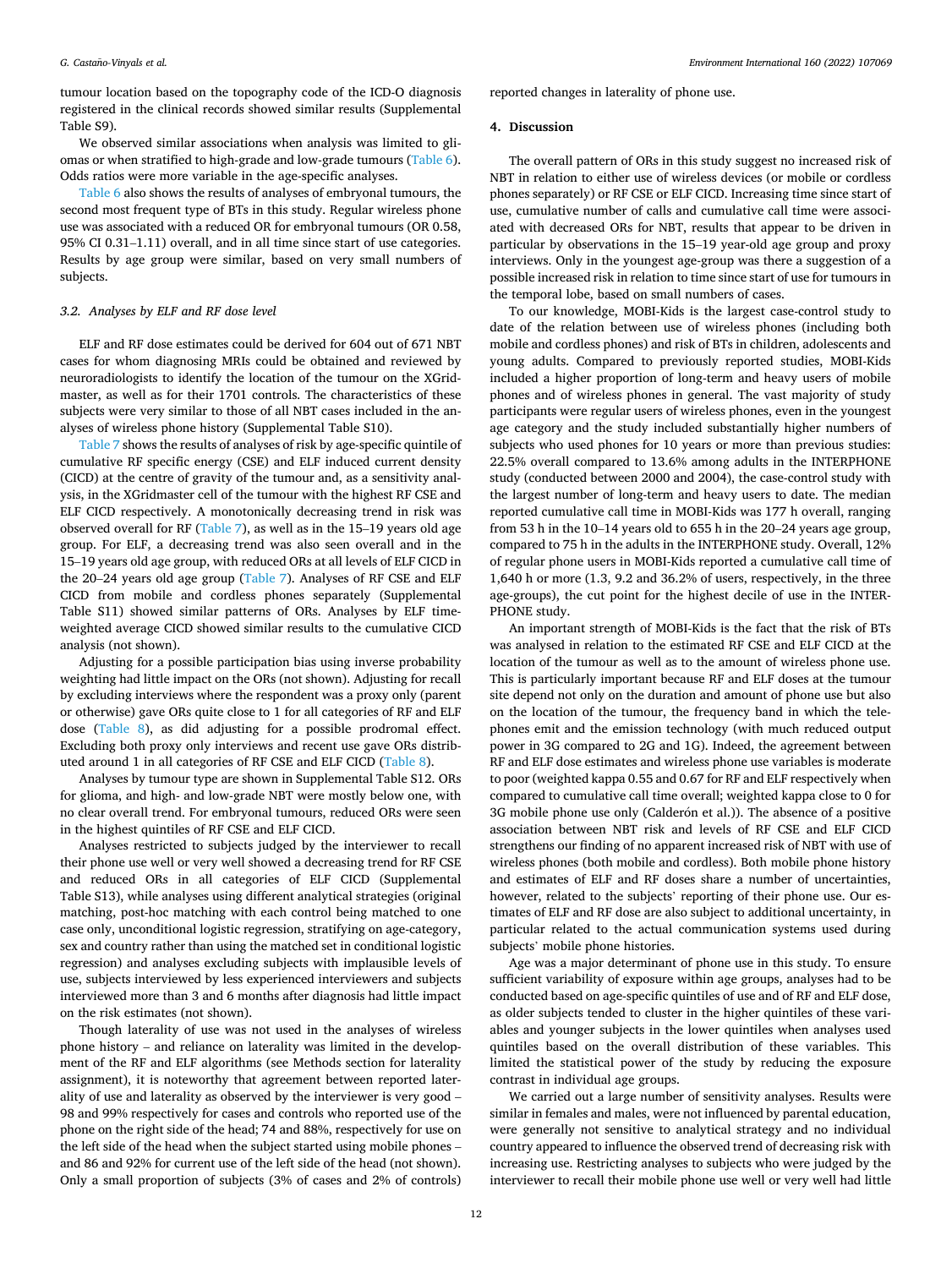tumour location based on the topography code of the ICD-O diagnosis registered in the clinical records showed similar results (Supplemental Table S9).

We observed similar associations when analysis was limited to gliomas or when stratified to high-grade and low-grade tumours (Table 6). Odds ratios were more variable in the age-specific analyses.

Table 6 also shows the results of analyses of embryonal tumours, the second most frequent type of BTs in this study. Regular wireless phone use was associated with a reduced OR for embryonal tumours (OR 0.58, 95% CI 0.31–1.11) overall, and in all time since start of use categories. Results by age group were similar, based on very small numbers of subjects.

### 3.2. Analyses by ELF and RF dose level

ELF and RF dose estimates could be derived for 604 out of 671 NBT cases for whom diagnosing MRIs could be obtained and reviewed by neuroradiologists to identify the location of the tumour on the XGridmaster, as well as for their 1701 controls. The characteristics of these subjects were very similar to those of all NBT cases included in the analyses of wireless phone history (Supplemental Table S10).

Table 7 shows the results of analyses of risk by age-specific quintile of cumulative RF specific energy (CSE) and ELF induced current density (CICD) at the centre of gravity of the tumour and, as a sensitivity analysis, in the XGridmaster cell of the tumour with the highest RF CSE and ELF CICD respectively. A monotonically decreasing trend in risk was observed overall for RF (Table 7), as well as in the 15–19 years old age group. For ELF, a decreasing trend was also seen overall and in the 15–19 years old age group, with reduced ORs at all levels of ELF CICD in the 20–24 years old age group (Table 7). Analyses of RF CSE and ELF CICD from mobile and cordless phones separately (Supplemental Table S11) showed similar patterns of ORs. Analyses by ELF time-weighted average CICD showed similar results to the cumulative CICD analysis (not shown).

Adjusting for a possible participation bias using inverse probability weighting had little impact on the ORs (not shown). Adjusting for recall by excluding interviews where the respondent was a proxy only (parent or otherwise) gave ORs quite close to 1 for all categories of RF and ELF dose (Table 8), as did adjusting for a possible prodromal effect. Excluding both proxy only interviews and recent use gave ORs distributed around 1 in all categories of RF CSE and ELF CICD (Table 8).

Analyses by tumour type are shown in Supplemental Table S12. ORs for glioma, and high- and low-grade NBT were mostly below one, with no clear overall trend. For embryonal tumours, reduced ORs were seen in the highest quintiles of RF CSE and ELF CICD.

Analyses restricted to subjects judged by the interviewer to recall their phone use well or very well showed a decreasing trend for RF CSE and reduced ORs in all categories of ELF CICD (Supplemental Table S13), while analyses using different analytical strategies (original matching, post-hoc matching with each control being matched to one case only, unconditional logistic regression, stratifying on age-category, sex and country rather than using the matched set in conditional logistic regression) and analyses excluding subjects with implausible levels of use, subjects interviewed by less experienced interviewers and subjects interviewed more than 3 and 6 months after diagnosis had little impact on the risk estimates (not shown).

Though laterality of use was not used in the analyses of wireless phone history – and reliance on laterality was limited in the development of the RF and ELF algorithms (see Methods section for laterality assignment), it is noteworthy that agreement between reported laterality of use and laterality as observed by the interviewer is very good – 98 and 99% respectively for cases and controls who reported use of the phone on the right side of the head; 74 and 88%, respectively for use on the left side of the head when the subject started using mobile phones – and 86 and 92% for current use of the left side of the head (not shown). Only a small proportion of subjects (3% of cases and 2% of controls) reported changes in laterality of phone use.

## 4. Discussion

The overall pattern of ORs in this study suggest no increased risk of NBT in relation to either use of wireless devices (or mobile or cordless phones separately) or RF CSE or ELF CICD. Increasing time since start of use, cumulative number of calls and cumulative call time were associated with decreased ORs for NBT, results that appear to be driven in particular by observations in the 15–19 year-old age group and proxy interviews. Only in the youngest age-group was there a suggestion of a possible increased risk in relation to time since start of use for tumours in the temporal lobe, based on small numbers of cases.

To our knowledge, MOBI-Kids is the largest case-control study to date of the relation between use of wireless phones (including both mobile and cordless phones) and risk of BTs in children, adolescents and young adults. Compared to previously reported studies, MOBI-Kids included a higher proportion of long-term and heavy users of mobile phones and of wireless phones in general. The vast majority of study participants were regular users of wireless phones, even in the youngest age category and the study included substantially higher numbers of subjects who used phones for 10 years or more than previous studies: 22.5% overall compared to 13.6% among adults in the INTERPHONE study (conducted between 2000 and 2004), the case-control study with the largest number of long-term and heavy users to date. The median reported cumulative call time in MOBI-Kids was 177 h overall, ranging from 53 h in the 10–14 years old to 655 h in the 20–24 years age group, compared to 75 h in the adults in the INTERPHONE study. Overall, 12% of regular phone users in MOBI-Kids reported a cumulative call time of 1,640 h or more (1.3, 9.2 and 36.2% of users, respectively, in the three age-groups), the cut point for the highest decile of use in the INTERPHONE study.

An important strength of MOBI-Kids is the fact that the risk of BTs was analysed in relation to the estimated RF CSE and ELF CICD at the location of the tumour as well as to the amount of wireless phone use. This is particularly important because RF and ELF doses at the tumour site depend not only on the duration and amount of phone use but also on the location of the tumour, the frequency band in which the telephones emit and the emission technology (with much reduced output power in 3G compared to 2G and 1G). Indeed, the agreement between RF and ELF dose estimates and wireless phone use variables is moderate to poor (weighted kappa 0.55 and 0.67 for RF and ELF respectively when compared to cumulative call time overall; weighted kappa close to 0 for 3G mobile phone use only (Calderón et al.)). The absence of a positive association between NBT risk and levels of RF CSE and ELF CICD strengthens our finding of no apparent increased risk of NBT with use of wireless phones (both mobile and cordless). Both mobile phone history and estimates of ELF and RF doses share a number of uncertainties, however, related to the subjects' reporting of their phone use. Our estimates of ELF and RF dose are also subject to additional uncertainty, in particular related to the actual communication systems used during subjects' mobile phone histories.

Age was a major determinant of phone use in this study. To ensure sufficient variability of exposure within age groups, analyses had to be conducted based on age-specific quintiles of use and of RF and ELF dose, as older subjects tended to cluster in the higher quintiles of these variables and younger subjects in the lower quintiles when analyses used quintiles based on the overall distribution of these variables. This limited the statistical power of the study by reducing the exposure contrast in individual age groups.

We carried out a large number of sensitivity analyses. Results were similar in females and males, were not influenced by parental education, were generally not sensitive to analytical strategy and no individual country appeared to influence the observed trend of decreasing risk with increasing use. Restricting analyses to subjects who were judged by the interviewer to recall their mobile phone use well or very well had little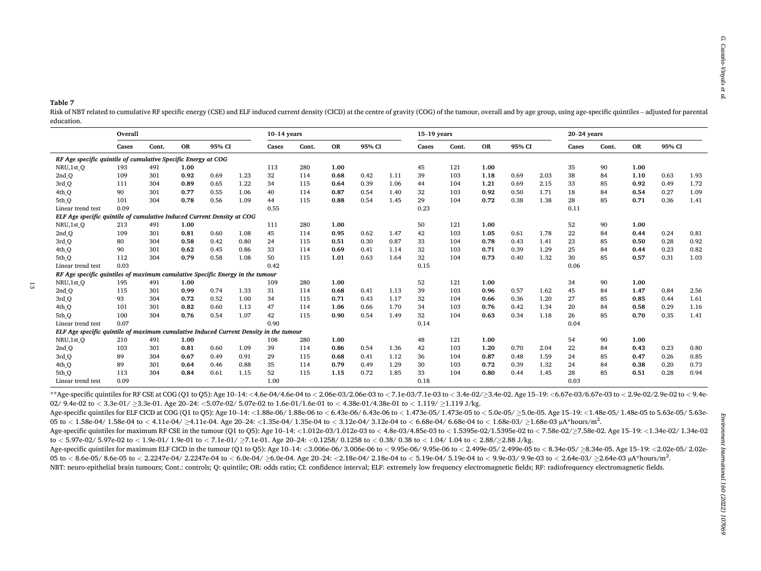**Table 7**

Risk of NBT related to cumulative RF specific energy (CSE) and ELF induced current density (CICD) at the centre of gravity (COG) of the tumour, overall and by age group, using age-specific quintiles – adjusted for parental education.

| | Overall | | | | | 10–14 years | | | | | 15–19 years | | | | | 20–24 years | | | | |
|---|---|---|---|---|---|---|---|---|---|---|---|---|---|---|---|---|---|---|---|---|
| | Cases | Cont. | OR | 95% CI | | Cases | Cont. | OR | 95% CI | | Cases | Cont. | OR | 95% CI | | Cases | Cont. | OR | 95% CI | |
| *RF Age specific quintile of cumulative Specific Energy at COG* | | | | | | | | | | | | | | | | | | | | |
| NRU,1st_Q | 193 | 491 | **1.00** | | | 113 | 280 | **1.00** | | | 45 | 121 | **1.00** | | | 35 | 90 | **1.00** | | |
| 2nd_Q | 109 | 301 | **0.92** | 0.69 | 1.23 | 32 | 114 | **0.68** | 0.42 | 1.11 | 39 | 103 | **1.18** | 0.69 | 2.03 | 38 | 84 | **1.10** | 0.63 | 1.93 |
| 3rd_Q | 111 | 304 | **0.89** | 0.65 | 1.22 | 34 | 115 | **0.64** | 0.39 | 1.06 | 44 | 104 | **1.21** | 0.69 | 2.15 | 33 | 85 | **0.92** | 0.49 | 1.72 |
| 4th_Q | 90 | 301 | **0.77** | 0.55 | 1.06 | 40 | 114 | **0.87** | 0.54 | 1.40 | 32 | 103 | **0.92** | 0.50 | 1.71 | 18 | 84 | **0.54** | 0.27 | 1.09 |
| 5th_Q | 101 | 304 | **0.78** | 0.56 | 1.09 | 44 | 115 | **0.88** | 0.54 | 1.45 | 29 | 104 | **0.72** | 0.38 | 1.38 | 28 | 85 | **0.71** | 0.36 | 1.41 |
| Linear trend test | 0.09 | | | | | 0.55 | | | | | 0.23 | | | | | 0.11 | | | | |
| *ELF Age specific quintile of cumulative Induced Current Density at COG* | | | | | | | | | | | | | | | | | | | | |
| NRU,1st_Q | 213 | 491 | **1.00** | | | 111 | 280 | **1.00** | | | 50 | 121 | **1.00** | | | 52 | 90 | **1.00** | | |
| 2nd_Q | 109 | 301 | **0.81** | 0.60 | 1.08 | 45 | 114 | **0.95** | 0.62 | 1.47 | 42 | 103 | **1.05** | 0.61 | 1.78 | 22 | 84 | **0.44** | 0.24 | 0.81 |
| 3rd_Q | 80 | 304 | **0.58** | 0.42 | 0.80 | 24 | 115 | **0.51** | 0.30 | 0.87 | 33 | 104 | **0.78** | 0.43 | 1.41 | 23 | 85 | **0.50** | 0.28 | 0.92 |
| 4th_Q | 90 | 301 | **0.62** | 0.45 | 0.86 | 33 | 114 | **0.69** | 0.41 | 1.14 | 32 | 103 | **0.71** | 0.39 | 1.29 | 25 | 84 | **0.44** | 0.23 | 0.82 |
| 5th_Q | 112 | 304 | **0.79** | 0.58 | 1.08 | 50 | 115 | **1.01** | 0.63 | 1.64 | 32 | 104 | **0.73** | 0.40 | 1.32 | 30 | 85 | **0.57** | 0.31 | 1.03 |
| Linear trend test | 0.03 | | | | | 0.42 | | | | | 0.15 | | | | | 0.06 | | | | |
| *RF Age specific quintiles of maximum cumulative Specific Energy in the tumour* | | | | | | | | | | | | | | | | | | | | |
| NRU,1st_Q | 195 | 491 | **1.00** | | | 109 | 280 | **1.00** | | | 52 | 121 | **1.00** | | | 34 | 90 | **1.00** | | |
| 2nd_Q | 115 | 301 | **0.99** | 0.74 | 1.33 | 31 | 114 | **0.68** | 0.41 | 1.13 | 39 | 103 | **0.96** | 0.57 | 1.62 | 45 | 84 | **1.47** | 0.84 | 2.56 |
| 3rd_Q | 93 | 304 | **0.72** | 0.52 | 1.00 | 34 | 115 | **0.71** | 0.43 | 1.17 | 32 | 104 | **0.66** | 0.36 | 1.20 | 27 | 85 | **0.85** | 0.44 | 1.61 |
| 4th_Q | 101 | 301 | **0.82** | 0.60 | 1.13 | 47 | 114 | **1.06** | 0.66 | 1.70 | 34 | 103 | **0.76** | 0.42 | 1.34 | 20 | 84 | **0.58** | 0.29 | 1.16 |
| 5th_Q | 100 | 304 | **0.76** | 0.54 | 1.07 | 42 | 115 | **0.90** | 0.54 | 1.49 | 32 | 104 | **0.63** | 0.34 | 1.18 | 26 | 85 | **0.70** | 0.35 | 1.41 |
| Linear trend test | 0.07 | | | | | 0.90 | | | | | 0.14 | | | | | 0.04 | | | | |
| *ELF Age specific quintile of maximum cumulative Induced Current Density in the tumour* | | | | | | | | | | | | | | | | | | | | |
| NRU,1st_Q | 210 | 491 | **1.00** | | | 108 | 280 | **1.00** | | | 48 | 121 | **1.00** | | | 54 | 90 | **1.00** | | |
| 2nd_Q | 103 | 301 | **0.81** | 0.60 | 1.09 | 39 | 114 | **0.86** | 0.54 | 1.36 | 42 | 103 | **1.20** | 0.70 | 2.04 | 22 | 84 | **0.43** | 0.23 | 0.80 |
| 3rd_Q | 89 | 304 | **0.67** | 0.49 | 0.91 | 29 | 115 | **0.68** | 0.41 | 1.12 | 36 | 104 | **0.87** | 0.48 | 1.59 | 24 | 85 | **0.47** | 0.26 | 0.85 |
| 4th_Q | 89 | 301 | **0.64** | 0.46 | 0.88 | 35 | 114 | **0.79** | 0.49 | 1.29 | 30 | 103 | **0.72** | 0.39 | 1.32 | 24 | 84 | **0.38** | 0.20 | 0.73 |
| 5th_Q | 113 | 304 | **0.84** | 0.61 | 1.15 | 52 | 115 | **1.15** | 0.72 | 1.85 | 33 | 104 | **0.80** | 0.44 | 1.45 | 28 | 85 | **0.51** | 0.28 | 0.94 |
| Linear trend test | 0.09 | | | | | 1.00 | | | | | 0.18 | | | | | 0.03 | | | | |

**Age-specific quintiles for RF CSE at COG (Q1 to Q5): Age 10–14: <4.6e-04/4.6e-04 to < 2.06e-03/2.06e-03 to < 7.1e-03/7.1e-03 to < 3.4e-02/≥3.4e-02. Age 15–19: <6.67e-03/6.67e-03 to < 2.9e-02/2.9e-02 to < 9.4e-02/ 9.4e-02 to < 3.3e-01/ ≥3.3e-01. Age 20–24: <5.07e-02/ 5.07e-02 to 1.6e-01/1.6e-01 to < 4.38e-01/4.38e-01 to < 1.119/ ≥1.119 J/kg.

Age-specific quintiles for ELF CICD at COG (Q1 to Q5): Age 10–14: <1.88e-06/ 1.88e-06 to < 6.43e-06/ 6.43e-06 to < 1.473e-05/ 1.473e-05 to < 5.0e-05/ ≥5.0e-05. Age 15–19: <1.48e-05/ 1.48e-05 to 5.63e-05/ 5.63e-05 to < 1.58e-04/ 1.58e-04 to < 4.11e-04/ ≥4.11e-04. Age 20–24: <1.35e-04/ 1.35e-04 to < 3.12e-04/ 3.12e-04 to < 6.68e-04/ 6.68e-04 to < 1.68e-03/ ≥1.68e-03 μA*hours/m$^2$.

Age-specific quintiles for maximum RF CSE in the tumour (Q1 to Q5): Age 10–14: <1.012e-03/1.012e-03 to < 4.8e-03/4.85e-03 to < 1.5395e-02/1.5395e-02 to < 7.58e-02/≥7.58e-02. Age 15–19: <1.34e-02/ 1.34e-02 to < 5.97e-02/ 5.97e-02 to < 1.9e-01/ 1.9e-01 to < 7.1e-01/ ≥7.1e-01. Age 20–24: <0.1258/ 0.1258 to < 0.38/ 0.38 to < 1.04/ 1.04 to < 2.88/≥2.88 J/kg.

Age-specific quintiles for maximum ELF CICD in the tumour (Q1 to Q5): Age 10–14: <3.006e-06/ 3.006e-06 to < 9.95e-06/ 9.95e-06 to < 2.499e-05/ 2.499e-05 to < 8.34e-05/ ≥8.34e-05. Age 15–19: <2.02e-05/ 2.02e-05 to < 8.6e-05/ 8.6e-05 to < 2.2247e-04/ 2.2247e-04 to < 6.0e-04/ ≥6.0e-04. Age 20–24: <2.18e-04/ 2.18e-04 to < 5.19e-04/ 5.19e-04 to < 9.9e-03/ 9.9e-03 to < 2.64e-03/ ≥2.64e-03 μA*hours/m$^2$.

NBT: neuro-epithelial brain tumours; Cont.: controls; Q: quintile; OR: odds ratio; CI: confidence interval; ELF: extremely low frequency electromagnetic fields; RF: radiofrequency electromagnetic fields.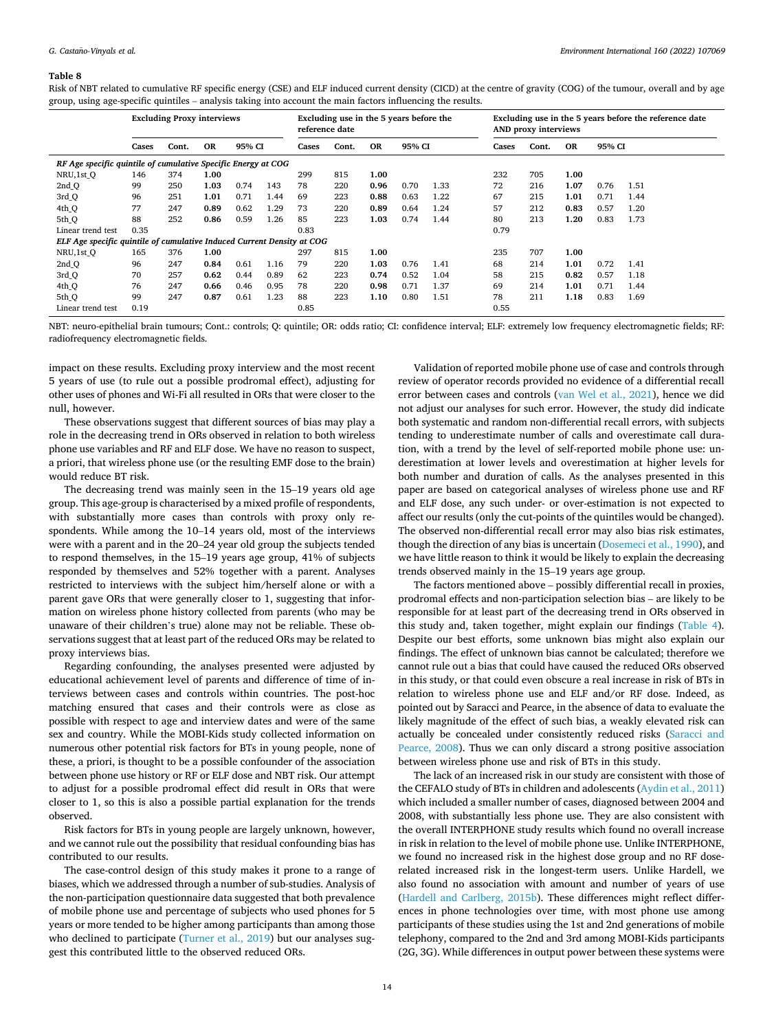**Table 8**

Risk of NBT related to cumulative RF specific energy (CSE) and ELF induced current density (CICD) at the centre of gravity (COG) of the tumour, overall and by age group, using age-specific quintiles – analysis taking into account the main factors influencing the results.

| | Excluding Proxy interviews | | | | | Excluding use in the 5 years before the reference date | | | | | Excluding use in the 5 years before the reference date AND proxy interviews | | | | |
|---|---|---|---|---|---|---|---|---|---|---|---|---|---|---|---|
| | Cases | Cont. | OR | 95% CI | | Cases | Cont. | OR | 95% CI | | Cases | Cont. | OR | 95% CI | |
| ***RF Age specific quintile of cumulative Specific Energy at COG*** | | | | | | | | | | | | | | | |
| NRU,1st_Q | 146 | 374 | **1.00** | | | 299 | 815 | **1.00** | | | 232 | 705 | **1.00** | | |
| 2nd_Q | 99 | 250 | **1.03** | 0.74 | 143 | 78 | 220 | **0.96** | 0.70 | 1.33 | 72 | 216 | **1.07** | 0.76 | 1.51 |
| 3rd_Q | 96 | 251 | **1.01** | 0.71 | 1.44 | 69 | 223 | **0.88** | 0.63 | 1.22 | 67 | 215 | **1.01** | 0.71 | 1.44 |
| 4th_Q | 77 | 247 | **0.89** | 0.62 | 1.29 | 73 | 220 | **0.89** | 0.64 | 1.24 | 57 | 212 | **0.83** | 0.57 | 1.20 |
| 5th_Q | 88 | 252 | **0.86** | 0.59 | 1.26 | 85 | 223 | **1.03** | 0.74 | 1.44 | 80 | 213 | **1.20** | 0.83 | 1.73 |
| Linear trend test | 0.35 | | | | | 0.83 | | | | | 0.79 | | | | |
| ***ELF Age specific quintile of cumulative Induced Current Density at COG*** | | | | | | | | | | | | | | | |
| NRU,1st_Q | 165 | 376 | **1.00** | | | 297 | 815 | **1.00** | | | 235 | 707 | **1.00** | | |
| 2nd_Q | 96 | 247 | **0.84** | 0.61 | 1.16 | 79 | 220 | **1.03** | 0.76 | 1.41 | 68 | 214 | **1.01** | 0.72 | 1.41 |
| 3rd_Q | 70 | 257 | **0.62** | 0.44 | 0.89 | 62 | 223 | **0.74** | 0.52 | 1.04 | 58 | 215 | **0.82** | 0.57 | 1.18 |
| 4th_Q | 76 | 247 | **0.66** | 0.46 | 0.95 | 78 | 220 | **0.98** | 0.71 | 1.37 | 69 | 214 | **1.01** | 0.71 | 1.44 |
| 5th_Q | 99 | 247 | **0.87** | 0.61 | 1.23 | 88 | 223 | **1.10** | 0.80 | 1.51 | 78 | 211 | **1.18** | 0.83 | 1.69 |
| Linear trend test | 0.19 | | | | | 0.85 | | | | | 0.55 | | | | |

NBT: neuro-epithelial brain tumours; Cont.: controls; Q: quintile; OR: odds ratio; CI: confidence interval; ELF: extremely low frequency electromagnetic fields; RF: radiofrequency electromagnetic fields.

impact on these results. Excluding proxy interview and the most recent 5 years of use (to rule out a possible prodromal effect), adjusting for other uses of phones and Wi-Fi all resulted in ORs that were closer to the null, however.

These observations suggest that different sources of bias may play a role in the decreasing trend in ORs observed in relation to both wireless phone use variables and RF and ELF dose. We have no reason to suspect, a priori, that wireless phone use (or the resulting EMF dose to the brain) would reduce BT risk.

The decreasing trend was mainly seen in the 15–19 years old age group. This age-group is characterised by a mixed profile of respondents, with substantially more cases than controls with proxy only respondents. While among the 10–14 years old, most of the interviews were with a parent and in the 20–24 year old group the subjects tended to respond themselves, in the 15–19 years age group, 41% of subjects responded by themselves and 52% together with a parent. Analyses restricted to interviews with the subject him/herself alone or with a parent gave ORs that were generally closer to 1, suggesting that information on wireless phone history collected from parents (who may be unaware of their children's true) alone may not be reliable. These observations suggest that at least part of the reduced ORs may be related to proxy interviews bias.

Regarding confounding, the analyses presented were adjusted by educational achievement level of parents and difference of time of interviews between cases and controls within countries. The post-hoc matching ensured that cases and their controls were as close as possible with respect to age and interview dates and were of the same sex and country. While the MOBI-Kids study collected information on numerous other potential risk factors for BTs in young people, none of these, a priori, is thought to be a possible confounder of the association between phone use history or RF or ELF dose and NBT risk. Our attempt to adjust for a possible prodromal effect did result in ORs that were closer to 1, so this is also a possible partial explanation for the trends observed.

Risk factors for BTs in young people are largely unknown, however, and we cannot rule out the possibility that residual confounding bias has contributed to our results.

The case-control design of this study makes it prone to a range of biases, which we addressed through a number of sub-studies. Analysis of the non-participation questionnaire data suggested that both prevalence of mobile phone use and percentage of subjects who used phones for 5 years or more tended to be higher among participants than among those who declined to participate (Turner et al., 2019) but our analyses suggest this contributed little to the observed reduced ORs.

Validation of reported mobile phone use of case and controls through review of operator records provided no evidence of a differential recall error between cases and controls (van Wel et al., 2021), hence we did not adjust our analyses for such error. However, the study did indicate both systematic and random non-differential recall errors, with subjects tending to underestimate number of calls and overestimate call duration, with a trend by the level of self-reported mobile phone use: underestimation at lower levels and overestimation at higher levels for both number and duration of calls. As the analyses presented in this paper are based on categorical analyses of wireless phone use and RF and ELF dose, any such under- or over-estimation is not expected to affect our results (only the cut-points of the quintiles would be changed). The observed non-differential recall error may also bias risk estimates, though the direction of any bias is uncertain (Dosemeci et al., 1990), and we have little reason to think it would be likely to explain the decreasing trends observed mainly in the 15–19 years age group.

The factors mentioned above – possibly differential recall in proxies, prodromal effects and non-participation selection bias – are likely to be responsible for at least part of the decreasing trend in ORs observed in this study and, taken together, might explain our findings (Table 4). Despite our best efforts, some unknown bias might also explain our findings. The effect of unknown bias cannot be calculated; therefore we cannot rule out a bias that could have caused the reduced ORs observed in this study, or that could even obscure a real increase in risk of BTs in relation to wireless phone use and ELF and/or RF dose. Indeed, as pointed out by Saracci and Pearce, in the absence of data to evaluate the likely magnitude of the effect of such bias, a weakly elevated risk can actually be concealed under consistently reduced risks (Saracci and Pearce, 2008). Thus we can only discard a strong positive association between wireless phone use and risk of BTs in this study.

The lack of an increased risk in our study are consistent with those of the CEFALO study of BTs in children and adolescents (Aydin et al., 2011) which included a smaller number of cases, diagnosed between 2004 and 2008, with substantially less phone use. They are also consistent with the overall INTERPHONE study results which found no overall increase in risk in relation to the level of mobile phone use. Unlike INTERPHONE, we found no increased risk in the highest dose group and no RF dose-related increased risk in the longest-term users. Unlike Hardell, we also found no association with amount and number of years of use (Hardell and Carlberg, 2015b). These differences might reflect differences in phone technologies over time, with most phone use among participants of these studies using the 1st and 2nd generations of mobile telephony, compared to the 2nd and 3rd among MOBI-Kids participants (2G, 3G). While differences in output power between these systems were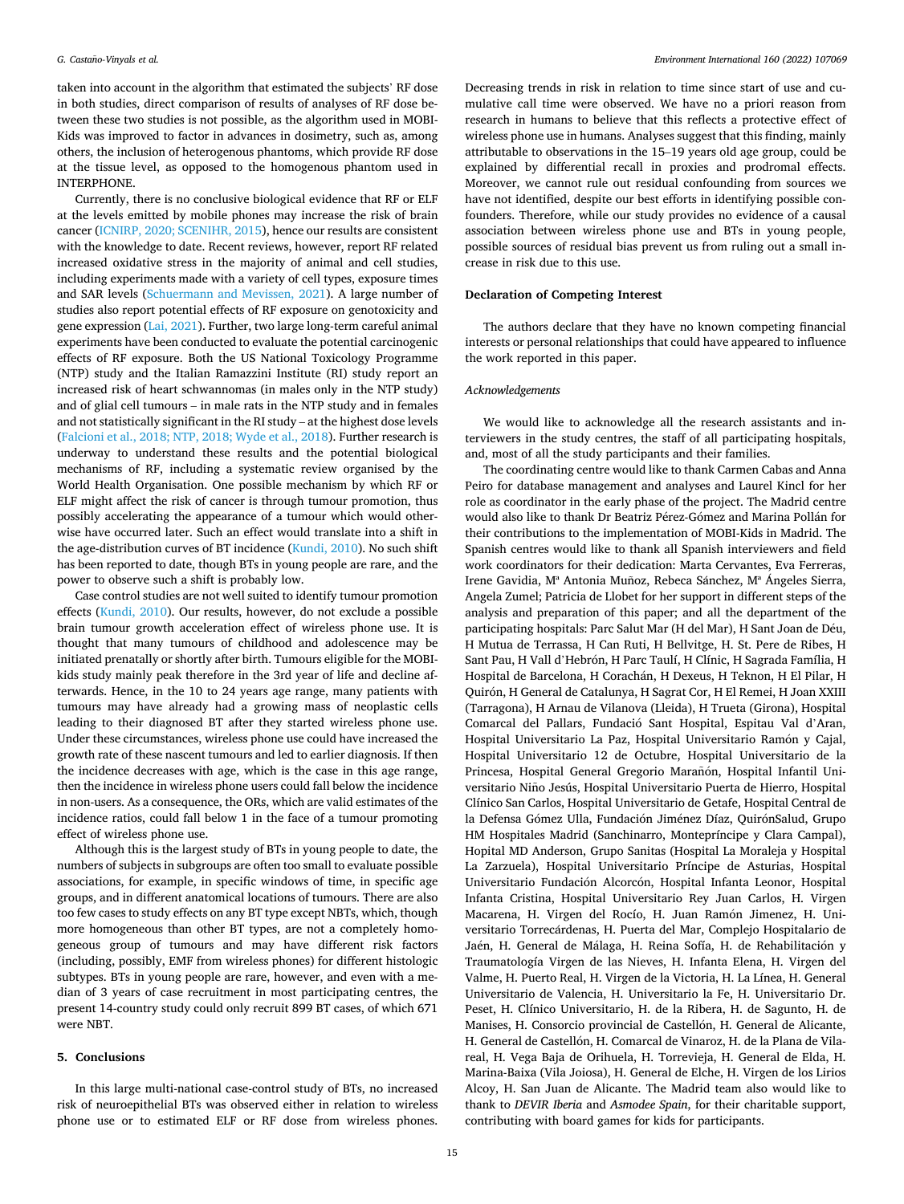taken into account in the algorithm that estimated the subjects' RF dose in both studies, direct comparison of results of analyses of RF dose between these two studies is not possible, as the algorithm used in MOBI-Kids was improved to factor in advances in dosimetry, such as, among others, the inclusion of heterogenous phantoms, which provide RF dose at the tissue level, as opposed to the homogenous phantom used in INTERPHONE.

Currently, there is no conclusive biological evidence that RF or ELF at the levels emitted by mobile phones may increase the risk of brain cancer (ICNIRP, 2020; SCENIHR, 2015), hence our results are consistent with the knowledge to date. Recent reviews, however, report RF related increased oxidative stress in the majority of animal and cell studies, including experiments made with a variety of cell types, exposure times and SAR levels (Schuermann and Mevissen, 2021). A large number of studies also report potential effects of RF exposure on genotoxicity and gene expression (Lai, 2021). Further, two large long-term careful animal experiments have been conducted to evaluate the potential carcinogenic effects of RF exposure. Both the US National Toxicology Programme (NTP) study and the Italian Ramazzini Institute (RI) study report an increased risk of heart schwannomas (in males only in the NTP study) and of glial cell tumours – in male rats in the NTP study and in females and not statistically significant in the RI study – at the highest dose levels (Falcioni et al., 2018; NTP, 2018; Wyde et al., 2018). Further research is underway to understand these results and the potential biological mechanisms of RF, including a systematic review organised by the World Health Organisation. One possible mechanism by which RF or ELF might affect the risk of cancer is through tumour promotion, thus possibly accelerating the appearance of a tumour which would otherwise have occurred later. Such an effect would translate into a shift in the age-distribution curves of BT incidence (Kundi, 2010). No such shift has been reported to date, though BTs in young people are rare, and the power to observe such a shift is probably low.

Case control studies are not well suited to identify tumour promotion effects (Kundi, 2010). Our results, however, do not exclude a possible brain tumour growth acceleration effect of wireless phone use. It is thought that many tumours of childhood and adolescence may be initiated prenatally or shortly after birth. Tumours eligible for the MOBI-kids study mainly peak therefore in the 3rd year of life and decline afterwards. Hence, in the 10 to 24 years age range, many patients with tumours may have already had a growing mass of neoplastic cells leading to their diagnosed BT after they started wireless phone use. Under these circumstances, wireless phone use could have increased the growth rate of these nascent tumours and led to earlier diagnosis. If then the incidence decreases with age, which is the case in this age range, then the incidence in wireless phone users could fall below the incidence in non-users. As a consequence, the ORs, which are valid estimates of the incidence ratios, could fall below 1 in the face of a tumour promoting effect of wireless phone use.

Although this is the largest study of BTs in young people to date, the numbers of subjects in subgroups are often too small to evaluate possible associations, for example, in specific windows of time, in specific age groups, and in different anatomical locations of tumours. There are also too few cases to study effects on any BT type except NBTs, which, though more homogeneous than other BT types, are not a completely homogeneous group of tumours and may have different risk factors (including, possibly, EMF from wireless phones) for different histologic subtypes. BTs in young people are rare, however, and even with a median of 3 years of case recruitment in most participating centres, the present 14-country study could only recruit 899 BT cases, of which 671 were NBT.

## 5. Conclusions

In this large multi-national case-control study of BTs, no increased risk of neuroepithelial BTs was observed either in relation to wireless phone use or to estimated ELF or RF dose from wireless phones. Decreasing trends in risk in relation to time since start of use and cumulative call time were observed. We have no a priori reason from research in humans to believe that this reflects a protective effect of wireless phone use in humans. Analyses suggest that this finding, mainly attributable to observations in the 15–19 years old age group, could be explained by differential recall in proxies and prodromal effects. Moreover, we cannot rule out residual confounding from sources we have not identified, despite our best efforts in identifying possible confounders. Therefore, while our study provides no evidence of a causal association between wireless phone use and BTs in young people, possible sources of residual bias prevent us from ruling out a small increase in risk due to this use.

### Declaration of Competing Interest

The authors declare that they have no known competing financial interests or personal relationships that could have appeared to influence the work reported in this paper.

### *Acknowledgements*

We would like to acknowledge all the research assistants and interviewers in the study centres, the staff of all participating hospitals, and, most of all the study participants and their families.

The coordinating centre would like to thank Carmen Cabas and Anna Peiro for database management and analyses and Laurel Kincl for her role as coordinator in the early phase of the project. The Madrid centre would also like to thank Dr Beatriz Pérez-Gómez and Marina Pollán for their contributions to the implementation of MOBI-Kids in Madrid. The Spanish centres would like to thank all Spanish interviewers and field work coordinators for their dedication: Marta Cervantes, Eva Ferreras, Irene Gavidia, Mª Antonia Muñoz, Rebeca Sánchez, Mª Ángeles Sierra, Angela Zumel; Patricia de Llobet for her support in different steps of the analysis and preparation of this paper; and all the department of the participating hospitals: Parc Salut Mar (H del Mar), H Sant Joan de Déu, H Mutua de Terrassa, H Can Ruti, H Bellvitge, H. St. Pere de Ribes, H Sant Pau, H Vall d'Hebrón, H Parc Taulí, H Clínic, H Sagrada Família, H Hospital de Barcelona, H Corachán, H Dexeus, H Teknon, H El Pilar, H Quirón, H General de Catalunya, H Sagrat Cor, H El Remei, H Joan XXIII (Tarragona), H Arnau de Vilanova (Lleida), H Trueta (Girona), Hospital Comarcal del Pallars, Fundació Sant Hospital, Espitau Val d'Aran, Hospital Universitario La Paz, Hospital Universitario Ramón y Cajal, Hospital Universitario 12 de Octubre, Hospital Universitario de la Princesa, Hospital General Gregorio Marañón, Hospital Infantil Universitario Niño Jesús, Hospital Universitario Puerta de Hierro, Hospital Clínico San Carlos, Hospital Universitario de Getafe, Hospital Central de la Defensa Gómez Ulla, Fundación Jiménez Díaz, QuirónSalud, Grupo HM Hospitales Madrid (Sanchinarro, Montepríncipe y Clara Campal), Hospital MD Anderson, Grupo Sanitas (Hospital La Moraleja y Hospital La Zarzuela), Hospital Universitario Príncipe de Asturias, Hospital Universitario Fundación Alcorcón, Hospital Infanta Leonor, Hospital Infanta Cristina, Hospital Universitario Rey Juan Carlos, H. Virgen Macarena, H. Virgen del Rocío, H. Juan Ramón Jimenez, H. Universitario Torrecárdenas, H. Puerta del Mar, Complejo Hospitalario de Jaén, H. General de Málaga, H. Reina Sofía, H. de Rehabilitación y Traumatología Virgen de las Nieves, H. Infanta Elena, H. Virgen del Valme, H. Puerto Real, H. Virgen de la Victoria, H. La Línea, H. General Universitario de Valencia, H. Universitario la Fe, H. Universitario Dr. Peset, H. Clínico Universitario, H. de la Ribera, H. de Sagunto, H. de Manises, H. Consorcio provincial de Castellón, H. General de Alicante, H. General de Castellón, H. Comarcal de Vinaroz, H. de la Plana de Vila-real, H. Vega Baja de Orihuela, H. Torrevieja, H. General de Elda, H. Marina-Baixa (Vila Joiosa), H. General de Elche, H. Virgen de los Lirios Alcoy, H. San Juan de Alicante. The Madrid team also would like to thank to *DEVIR Iberia* and *Asmodee Spain*, for their charitable support, contributing with board games for kids for participants.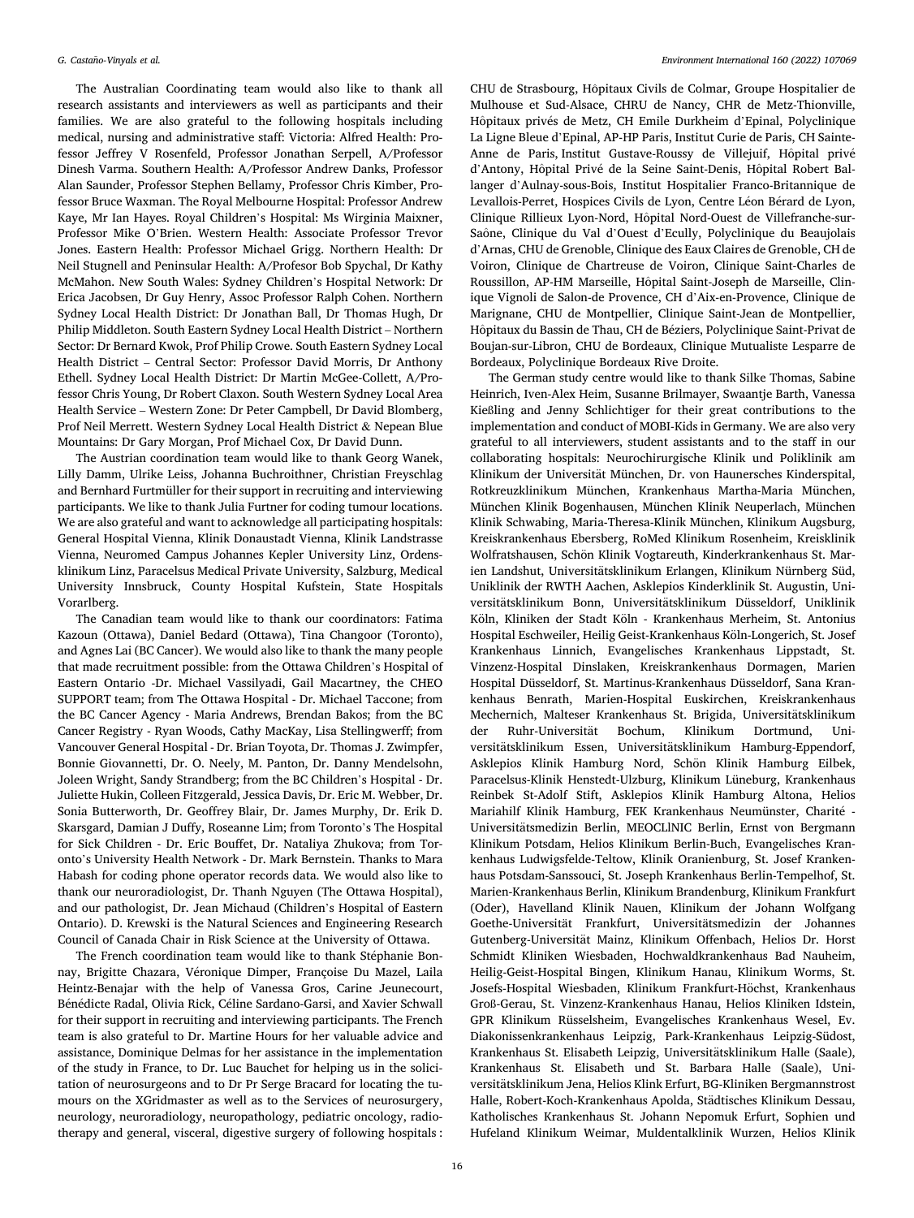The Australian Coordinating team would also like to thank all research assistants and interviewers as well as participants and their families. We are also grateful to the following hospitals including medical, nursing and administrative staff: Victoria: Alfred Health: Professor Jeffrey V Rosenfeld, Professor Jonathan Serpell, A/Professor Dinesh Varma. Southern Health: A/Professor Andrew Danks, Professor Alan Saunder, Professor Stephen Bellamy, Professor Chris Kimber, Professor Bruce Waxman. The Royal Melbourne Hospital: Professor Andrew Kaye, Mr Ian Hayes. Royal Children's Hospital: Ms Wirginia Maixner, Professor Mike O'Brien. Western Health: Associate Professor Trevor Jones. Eastern Health: Professor Michael Grigg. Northern Health: Dr Neil Stugnell and Peninsular Health: A/Profesor Bob Spychal, Dr Kathy McMahon. New South Wales: Sydney Children's Hospital Network: Dr Erica Jacobsen, Dr Guy Henry, Assoc Professor Ralph Cohen. Northern Sydney Local Health District: Dr Jonathan Ball, Dr Thomas Hugh, Dr Philip Middleton. South Eastern Sydney Local Health District – Northern Sector: Dr Bernard Kwok, Prof Philip Crowe. South Eastern Sydney Local Health District – Central Sector: Professor David Morris, Dr Anthony Ethell. Sydney Local Health District: Dr Martin McGee-Collett, A/Professor Chris Young, Dr Robert Claxon. South Western Sydney Local Area Health Service – Western Zone: Dr Peter Campbell, Dr David Blomberg, Prof Neil Merrett. Western Sydney Local Health District & Nepean Blue Mountains: Dr Gary Morgan, Prof Michael Cox, Dr David Dunn.

The Austrian coordination team would like to thank Georg Wanek, Lilly Damm, Ulrike Leiss, Johanna Buchroithner, Christian Freyschlag and Bernhard Furtmüller for their support in recruiting and interviewing participants. We like to thank Julia Furtner for coding tumour locations. We are also grateful and want to acknowledge all participating hospitals: General Hospital Vienna, Klinik Donaustadt Vienna, Klinik Landstrasse Vienna, Neuromed Campus Johannes Kepler University Linz, Ordensklinikum Linz, Paracelsus Medical Private University, Salzburg, Medical University Innsbruck, County Hospital Kufstein, State Hospitals Vorarlberg.

The Canadian team would like to thank our coordinators: Fatima Kazoun (Ottawa), Daniel Bedard (Ottawa), Tina Changoor (Toronto), and Agnes Lai (BC Cancer). We would also like to thank the many people that made recruitment possible: from the Ottawa Children's Hospital of Eastern Ontario -Dr. Michael Vassilyadi, Gail Macartney, the CHEO SUPPORT team; from The Ottawa Hospital - Dr. Michael Taccone; from the BC Cancer Agency - Maria Andrews, Brendan Bakos; from the BC Cancer Registry - Ryan Woods, Cathy MacKay, Lisa Stellingwerff; from Vancouver General Hospital - Dr. Brian Toyota, Dr. Thomas J. Zwimpfer, Bonnie Giovannetti, Dr. O. Neely, M. Panton, Dr. Danny Mendelsohn, Joleen Wright, Sandy Strandberg; from the BC Children's Hospital - Dr. Juliette Hukin, Colleen Fitzgerald, Jessica Davis, Dr. Eric M. Webber, Dr. Sonia Butterworth, Dr. Geoffrey Blair, Dr. James Murphy, Dr. Erik D. Skarsgard, Damian J Duffy, Roseanne Lim; from Toronto's The Hospital for Sick Children - Dr. Eric Bouffet, Dr. Nataliya Zhukova; from Toronto's University Health Network - Dr. Mark Bernstein. Thanks to Mara Habash for coding phone operator records data. We would also like to thank our neuroradiologist, Dr. Thanh Nguyen (The Ottawa Hospital), and our pathologist, Dr. Jean Michaud (Children's Hospital of Eastern Ontario). D. Krewski is the Natural Sciences and Engineering Research Council of Canada Chair in Risk Science at the University of Ottawa.

The French coordination team would like to thank Stéphanie Bonnay, Brigitte Chazara, Véronique Dimper, Françoise Du Mazel, Laila Heintz-Benajar with the help of Vanessa Gros, Carine Jeunecourt, Bénédicte Radal, Olivia Rick, Céline Sardano-Garsi, and Xavier Schwall for their support in recruiting and interviewing participants. The French team is also grateful to Dr. Martine Hours for her valuable advice and assistance, Dominique Delmas for her assistance in the implementation of the study in France, to Dr. Luc Bauchet for helping us in the solicitation of neurosurgeons and to Dr Pr Serge Bracard for locating the tumours on the XGridmaster as well as to the Services of neurosurgery, neurology, neuroradiology, neuropathology, pediatric oncology, radiotherapy and general, visceral, digestive surgery of following hospitals : CHU de Strasbourg, Hôpitaux Civils de Colmar, Groupe Hospitalier de Mulhouse et Sud-Alsace, CHRU de Nancy, CHR de Metz-Thionville, Hôpitaux privés de Metz, CH Emile Durkheim d'Epinal, Polyclinique La Ligne Bleue d'Epinal, AP-HP Paris, Institut Curie de Paris, CH Sainte-Anne de Paris, Institut Gustave-Roussy de Villejuif, Hôpital privé d'Antony, Hôpital Privé de la Seine Saint-Denis, Hôpital Robert Ballanger d'Aulnay-sous-Bois, Institut Hospitalier Franco-Britannique de Levallois-Perret, Hospices Civils de Lyon, Centre Léon Bérard de Lyon, Clinique Rillieux Lyon-Nord, Hôpital Nord-Ouest de Villefranche-sur-Saône, Clinique du Val d'Ouest d'Ecully, Polyclinique du Beaujolais d'Arnas, CHU de Grenoble, Clinique des Eaux Claires de Grenoble, CH de Voiron, Clinique de Chartreuse de Voiron, Clinique Saint-Charles de Roussillon, AP-HM Marseille, Hôpital Saint-Joseph de Marseille, Clinique Vignoli de Salon-de Provence, CH d'Aix-en-Provence, Clinique de Marignane, CHU de Montpellier, Clinique Saint-Jean de Montpellier, Hôpitaux du Bassin de Thau, CH de Béziers, Polyclinique Saint-Privat de Boujan-sur-Libron, CHU de Bordeaux, Clinique Mutualiste Lesparre de Bordeaux, Polyclinique Bordeaux Rive Droite.

The German study centre would like to thank Silke Thomas, Sabine Heinrich, Iven-Alex Heim, Susanne Brilmayer, Swaantje Barth, Vanessa Kießling and Jenny Schlichtiger for their great contributions to the implementation and conduct of MOBI-Kids in Germany. We are also very grateful to all interviewers, student assistants and to the staff in our collaborating hospitals: Neurochirurgische Klinik und Poliklinik am Klinikum der Universität München, Dr. von Haunersches Kinderspital, Rotkreuzklinikum München, Krankenhaus Martha-Maria München, München Klinik Bogenhausen, München Klinik Neuperlach, München Klinik Schwabing, Maria-Theresa-Klinik München, Klinikum Augsburg, Kreiskrankenhaus Ebersberg, RoMed Klinikum Rosenheim, Kreisklinik Wolfratshausen, Schön Klinik Vogtareuth, Kinderkrankenhaus St. Marien Landshut, Universitätsklinikum Erlangen, Klinikum Nürnberg Süd, Uniklinik der RWTH Aachen, Asklepios Kinderklinik St. Augustin, Universitätsklinikum Bonn, Universitätsklinikum Düsseldorf, Uniklinik Köln, Kliniken der Stadt Köln - Krankenhaus Merheim, St. Antonius Hospital Eschweiler, Heilig Geist-Krankenhaus Köln-Longerich, St. Josef Krankenhaus Linnich, Evangelisches Krankenhaus Lippstadt, St. Vinzenz-Hospital Dinslaken, Kreiskrankenhaus Dormagen, Marien Hospital Düsseldorf, St. Martinus-Krankenhaus Düsseldorf, Sana Krankenhaus Benrath, Marien-Hospital Euskirchen, Kreiskrankenhaus Mechernich, Malteser Krankenhaus St. Brigida, Universitätsklinikum der Ruhr-Universität Bochum, Klinikum Dortmund, Universitätsklinikum Essen, Universitätsklinikum Hamburg-Eppendorf, Asklepios Klinik Hamburg Nord, Schön Klinik Hamburg Eilbek, Paracelsus-Klinik Henstedt-Ulzburg, Klinikum Lüneburg, Krankenhaus Reinbek St-Adolf Stift, Asklepios Klinik Hamburg Altona, Helios Mariahilf Klinik Hamburg, FEK Krankenhaus Neumünster, Charité - Universitätsmedizin Berlin, MEOCLINIC Berlin, Ernst von Bergmann Klinikum Potsdam, Helios Klinikum Berlin-Buch, Evangelisches Krankenhaus Ludwigsfelde-Teltow, Klinik Oranienburg, St. Josef Krankenhaus Potsdam-Sanssouci, St. Joseph Krankenhaus Berlin-Tempelhof, St. Marien-Krankenhaus Berlin, Klinikum Brandenburg, Klinikum Frankfurt (Oder), Havelland Klinik Nauen, Klinikum der Johann Wolfgang Goethe-Universität Frankfurt, Universitätsmedizin der Johannes Gutenberg-Universität Mainz, Klinikum Offenbach, Helios Dr. Horst Schmidt Kliniken Wiesbaden, Hochwaldkrankenhaus Bad Nauheim, Heilig-Geist-Hospital Bingen, Klinikum Hanau, Klinikum Worms, St. Josefs-Hospital Wiesbaden, Klinikum Frankfurt-Höchst, Krankenhaus Groß-Gerau, St. Vinzenz-Krankenhaus Hanau, Helios Kliniken Idstein, GPR Klinikum Rüsselsheim, Evangelisches Krankenhaus Wesel, Ev. Diakonissenkrankenhaus Leipzig, Park-Krankenhaus Leipzig-Südost, Krankenhaus St. Elisabeth Leipzig, Universitätsklinikum Halle (Saale), Krankenhaus St. Elisabeth und St. Barbara Halle (Saale), Universitätsklinikum Jena, Helios Klink Erfurt, BG-Kliniken Bergmannstrost Halle, Robert-Koch-Krankenhaus Apolda, Städtisches Klinikum Dessau, Katholisches Krankenhaus St. Johann Nepomuk Erfurt, Sophien und Hufeland Klinikum Weimar, Muldentalklinik Wurzen, Helios Klinik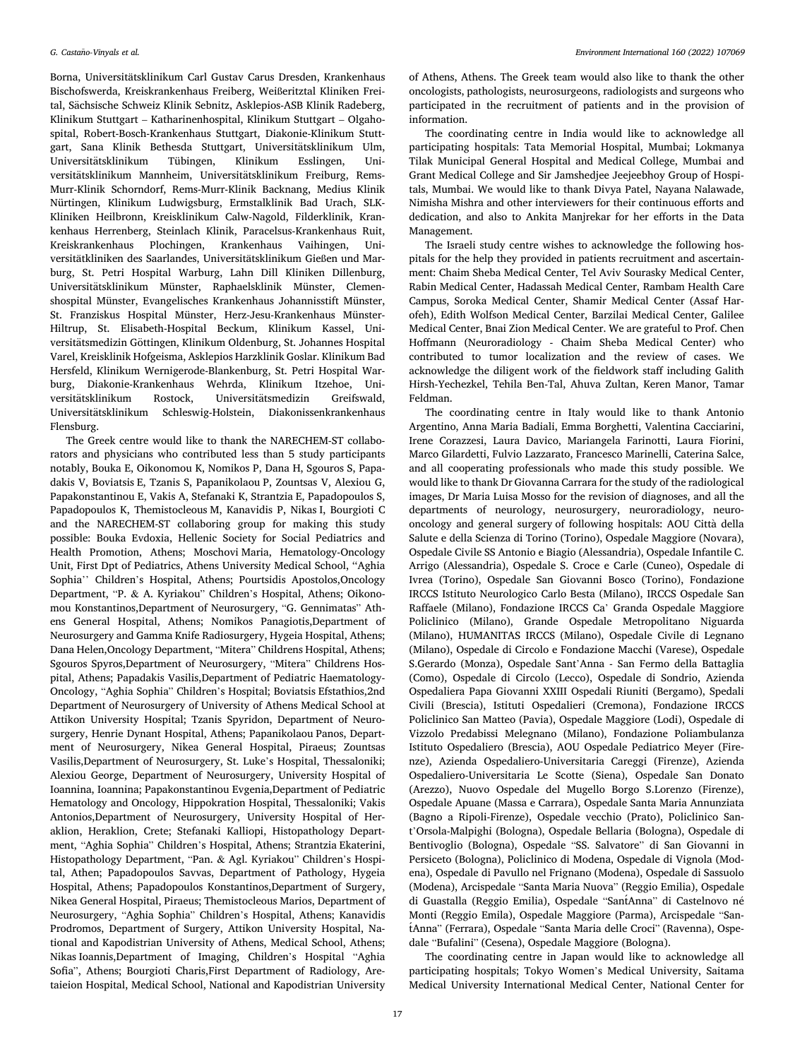Borna, Universitätsklinikum Carl Gustav Carus Dresden, Krankenhaus Bischofswerda, Kreiskrankenhaus Freiberg, Weißeritztal Kliniken Freital, Sächsische Schweiz Klinik Sebnitz, Asklepios-ASB Klinik Radeberg, Klinikum Stuttgart – Katharinenhospital, Klinikum Stuttgart – Olgahospital, Robert-Bosch-Krankenhaus Stuttgart, Diakonie-Klinikum Stuttgart, Sana Klinik Bethesda Stuttgart, Universitätsklinikum Ulm, Universitätsklinikum Tübingen, Klinikum Esslingen, Universitätsklinikum Mannheim, Universitätsklinikum Freiburg, Rems-Murr-Klinik Schorndorf, Rems-Murr-Klinik Backnang, Medius Klinik Nürtingen, Klinikum Ludwigsburg, Ermstalklinik Bad Urach, SLK-Kliniken Heilbronn, Kreisklinikum Calw-Nagold, Filderklinik, Krankenhaus Herrenberg, Steinlach Klinik, Paracelsus-Krankenhaus Ruit, Kreiskrankenhaus Plochingen, Krankenhaus Vaihingen, Universitätkliniken des Saarlandes, Universitätsklinikum Gießen und Marburg, St. Petri Hospital Warburg, Lahn Dill Kliniken Dillenburg, Universitätsklinikum Münster, Raphaelsklinik Münster, Clemenshospital Münster, Evangelisches Krankenhaus Johannisstift Münster, St. Franziskus Hospital Münster, Herz-Jesu-Krankenhaus Münster-Hiltrup, St. Elisabeth-Hospital Beckum, Klinikum Kassel, Universitätsmedizin Göttingen, Klinikum Oldenburg, St. Johannes Hospital Varel, Kreisklinik Hofgeisma, Asklepios Harzklinik Goslar. Klinikum Bad Hersfeld, Klinikum Wernigerode-Blankenburg, St. Petri Hospital Warburg, Diakonie-Krankenhaus Wehrda, Klinikum Itzehoe, Universitätsklinikum Rostock, Universitätsmedizin Greifswald, Universitätsklinikum Schleswig-Holstein, Diakonissenkrankenhaus Flensburg.

The Greek centre would like to thank the NARECHEM-ST collaborators and physicians who contributed less than 5 study participants notably, Bouka E, Oikonomou K, Nomikos P, Dana H, Sgouros S, Papadakis V, Boviatsis E, Tzanis S, Papanikolaou P, Zountsas V, Alexiou G, Papakonstantinou E, Vakis A, Stefanaki K, Strantzia E, Papadopoulos S, Papadopoulos K, Themistocleous M, Kanavidis P, Nikas I, Bourgioti C and the NARECHEM-ST collaboring group for making this study possible: Bouka Evdoxia, Hellenic Society for Social Pediatrics and Health Promotion, Athens; Moschovi Maria, Hematology-Oncology Unit, First Dpt of Pediatrics, Athens University Medical School, "Aghia Sophia'' Children's Hospital, Athens; Pourtsidis Apostolos,Oncology Department, "P. & A. Kyriakou" Children's Hospital, Athens; Oikonomou Konstantinos,Department of Neurosurgery, "G. Gennimatas" Athens General Hospital, Athens; Nomikos Panagiotis,Department of Neurosurgery and Gamma Knife Radiosurgery, Hygeia Hospital, Athens; Dana Helen,Oncology Department, "Mitera" Childrens Hospital, Athens; Sgouros Spyros,Department of Neurosurgery, "Mitera" Childrens Hospital, Athens; Papadakis Vasilis,Department of Pediatric Haematology-Oncology, "Aghia Sophia" Children's Hospital; Boviatsis Efstathios,2nd Department of Neurosurgery of University of Athens Medical School at Attikon University Hospital; Tzanis Spyridon, Department of Neurosurgery, Henrie Dynant Hospital, Athens; Papanikolaou Panos, Department of Neurosurgery, Nikea General Hospital, Piraeus; Zountsas Vasilis,Department of Neurosurgery, St. Luke's Hospital, Thessaloniki; Alexiou George, Department of Neurosurgery, University Hospital of Ioannina, Ioannina; Papakonstantinou Evgenia,Department of Pediatric Hematology and Oncology, Hippokration Hospital, Thessaloniki; Vakis Antonios,Department of Neurosurgery, University Hospital of Heraklion, Heraklion, Crete; Stefanaki Kalliopi, Histopathology Department, "Aghia Sophia" Children's Hospital, Athens; Strantzia Ekaterini, Histopathology Department, "Pan. & Agl. Kyriakou" Children's Hospital, Athen; Papadopoulos Savvas, Department of Pathology, Hygeia Hospital, Athens; Papadopoulos Konstantinos,Department of Surgery, Nikea General Hospital, Piraeus; Themistocleous Marios, Department of Neurosurgery, "Aghia Sophia" Children's Hospital, Athens; Kanavidis Prodromos, Department of Surgery, Attikon University Hospital, National and Kapodistrian University of Athens, Medical School, Athens; Nikas Ioannis,Department of Imaging, Children's Hospital "Aghia Sofia", Athens; Bourgioti Charis,First Department of Radiology, Aretaieion Hospital, Medical School, National and Kapodistrian University of Athens, Athens. The Greek team would also like to thank the other oncologists, pathologists, neurosurgeons, radiologists and surgeons who participated in the recruitment of patients and in the provision of information.

The coordinating centre in India would like to acknowledge all participating hospitals: Tata Memorial Hospital, Mumbai; Lokmanya Tilak Municipal General Hospital and Medical College, Mumbai and Grant Medical College and Sir Jamshedjee Jeejeebhoy Group of Hospitals, Mumbai. We would like to thank Divya Patel, Nayana Nalawade, Nimisha Mishra and other interviewers for their continuous efforts and dedication, and also to Ankita Manjrekar for her efforts in the Data Management.

The Israeli study centre wishes to acknowledge the following hospitals for the help they provided in patients recruitment and ascertainment: Chaim Sheba Medical Center, Tel Aviv Sourasky Medical Center, Rabin Medical Center, Hadassah Medical Center, Rambam Health Care Campus, Soroka Medical Center, Shamir Medical Center (Assaf Harofeh), Edith Wolfson Medical Center, Barzilai Medical Center, Galilee Medical Center, Bnai Zion Medical Center. We are grateful to Prof. Chen Hoffmann (Neuroradiology - Chaim Sheba Medical Center) who contributed to tumor localization and the review of cases. We acknowledge the diligent work of the fieldwork staff including Galith Hirsh-Yechezkel, Tehila Ben-Tal, Ahuva Zultan, Keren Manor, Tamar Feldman.

The coordinating centre in Italy would like to thank Antonio Argentino, Anna Maria Badiali, Emma Borghetti, Valentina Cacciarini, Irene Corazzesi, Laura Davico, Mariangela Farinotti, Laura Fiorini, Marco Gilardetti, Fulvio Lazzarato, Francesco Marinelli, Caterina Salce, and all cooperating professionals who made this study possible. We would like to thank Dr Giovanna Carrara for the study of the radiological images, Dr Maria Luisa Mosso for the revision of diagnoses, and all the departments of neurology, neurosurgery, neuroradiology, neurooncology and general surgery of following hospitals: AOU Città della Salute e della Scienza di Torino (Torino), Ospedale Maggiore (Novara), Ospedale Civile SS Antonio e Biagio (Alessandria), Ospedale Infantile C. Arrigo (Alessandria), Ospedale S. Croce e Carle (Cuneo), Ospedale di Ivrea (Torino), Ospedale San Giovanni Bosco (Torino), Fondazione IRCCS Istituto Neurologico Carlo Besta (Milano), IRCCS Ospedale San Raffaele (Milano), Fondazione IRCCS Ca' Granda Ospedale Maggiore Policlinico (Milano), Grande Ospedale Metropolitano Niguarda (Milano), HUMANITAS IRCCS (Milano), Ospedale Civile di Legnano (Milano), Ospedale di Circolo e Fondazione Macchi (Varese), Ospedale S.Gerardo (Monza), Ospedale Sant'Anna - San Fermo della Battaglia (Como), Ospedale di Circolo (Lecco), Ospedale di Sondrio, Azienda Ospedaliera Papa Giovanni XXIII Ospedali Riuniti (Bergamo), Spedali Civili (Brescia), Istituti Ospedalieri (Cremona), Fondazione IRCCS Policlinico San Matteo (Pavia), Ospedale Maggiore (Lodi), Ospedale di Vizzolo Predabissi Melegnano (Milano), Fondazione Poliambulanza Istituto Ospedaliero (Brescia), AOU Ospedale Pediatrico Meyer (Firenze), Azienda Ospedaliero-Universitaria Careggi (Firenze), Azienda Ospedaliero-Universitaria Le Scotte (Siena), Ospedale San Donato (Arezzo), Nuovo Ospedale del Mugello Borgo S.Lorenzo (Firenze), Ospedale Apuane (Massa e Carrara), Ospedale Santa Maria Annunziata (Bagno a Ripoli-Firenze), Ospedale vecchio (Prato), Policlinico Sant'Orsola-Malpighi (Bologna), Ospedale Bellaria (Bologna), Ospedale di Bentivoglio (Bologna), Ospedale "SS. Salvatore" di San Giovanni in Persiceto (Bologna), Policlinico di Modena, Ospedale di Vignola (Modena), Ospedale di Pavullo nel Frignano (Modena), Ospedale di Sassuolo (Modena), Arcispedale "Santa Maria Nuova" (Reggio Emilia), Ospedale di Guastalla (Reggio Emilia), Ospedale "Sant́Anna" di Castelnovo né Monti (Reggio Emila), Ospedale Maggiore (Parma), Arcispedale "Sant́Anna" (Ferrara), Ospedale "Santa Maria delle Croci" (Ravenna), Ospedale "Bufalini" (Cesena), Ospedale Maggiore (Bologna).

The coordinating centre in Japan would like to acknowledge all participating hospitals; Tokyo Women's Medical University, Saitama Medical University International Medical Center, National Center for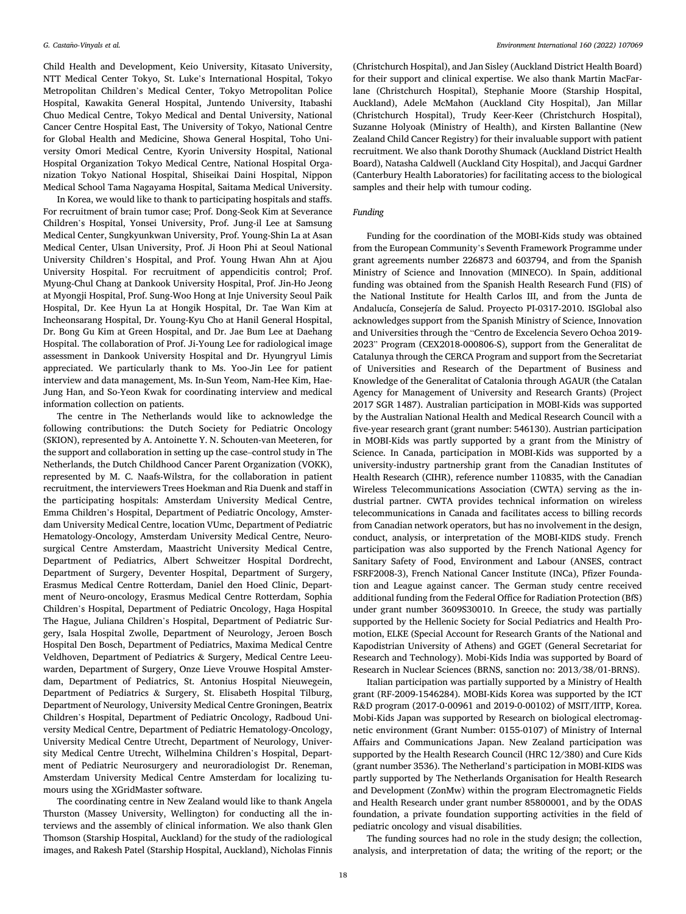Child Health and Development, Keio University, Kitasato University, NTT Medical Center Tokyo, St. Luke's International Hospital, Tokyo Metropolitan Children's Medical Center, Tokyo Metropolitan Police Hospital, Kawakita General Hospital, Juntendo University, Itabashi Chuo Medical Centre, Tokyo Medical and Dental University, National Cancer Centre Hospital East, The University of Tokyo, National Centre for Global Health and Medicine, Showa General Hospital, Toho University Omori Medical Centre, Kyorin University Hospital, National Hospital Organization Tokyo Medical Centre, National Hospital Organization Tokyo National Hospital, Shiseikai Daini Hospital, Nippon Medical School Tama Nagayama Hospital, Saitama Medical University.

In Korea, we would like to thank to participating hospitals and staffs. For recruitment of brain tumor case; Prof. Dong-Seok Kim at Severance Children's Hospital, Yonsei University, Prof. Jung-il Lee at Samsung Medical Center, Sungkyunkwan University, Prof. Young-Shin La at Asan Medical Center, Ulsan University, Prof. Ji Hoon Phi at Seoul National University Children's Hospital, and Prof. Young Hwan Ahn at Ajou University Hospital. For recruitment of appendicitis control; Prof. Myung-Chul Chang at Dankook University Hospital, Prof. Jin-Ho Jeong at Myongji Hospital, Prof. Sung-Woo Hong at Inje University Seoul Paik Hospital, Dr. Kee Hyun La at Hongik Hospital, Dr. Tae Wan Kim at Incheonsarang Hospital, Dr. Young-Kyu Cho at Hanil General Hospital, Dr. Bong Gu Kim at Green Hospital, and Dr. Jae Bum Lee at Daehang Hospital. The collaboration of Prof. Ji-Young Lee for radiological image assessment in Dankook University Hospital and Dr. Hyungryul Limis appreciated. We particularly thank to Ms. Yoo-Jin Lee for patient interview and data management, Ms. In-Sun Yeom, Nam-Hee Kim, Hae-Jung Han, and So-Yeon Kwak for coordinating interview and medical information collection on patients.

The centre in The Netherlands would like to acknowledge the following contributions: the Dutch Society for Pediatric Oncology (SKION), represented by A. Antoinette Y. N. Schouten-van Meeteren, for the support and collaboration in setting up the case–control study in The Netherlands, the Dutch Childhood Cancer Parent Organization (VOKK), represented by M. C. Naafs-Wilstra, for the collaboration in patient recruitment, the interviewers Trees Hoekman and Ria Duenk and staff in the participating hospitals: Amsterdam University Medical Centre, Emma Children's Hospital, Department of Pediatric Oncology, Amsterdam University Medical Centre, location VUmc, Department of Pediatric Hematology-Oncology, Amsterdam University Medical Centre, Neurosurgical Centre Amsterdam, Maastricht University Medical Centre, Department of Pediatrics, Albert Schweitzer Hospital Dordrecht, Department of Surgery, Deventer Hospital, Department of Surgery, Erasmus Medical Centre Rotterdam, Daniel den Hoed Clinic, Department of Neuro-oncology, Erasmus Medical Centre Rotterdam, Sophia Children's Hospital, Department of Pediatric Oncology, Haga Hospital The Hague, Juliana Children's Hospital, Department of Pediatric Surgery, Isala Hospital Zwolle, Department of Neurology, Jeroen Bosch Hospital Den Bosch, Department of Pediatrics, Maxima Medical Centre Veldhoven, Department of Pediatrics & Surgery, Medical Centre Leeuwarden, Department of Surgery, Onze Lieve Vrouwe Hospital Amsterdam, Department of Pediatrics, St. Antonius Hospital Nieuwegein, Department of Pediatrics & Surgery, St. Elisabeth Hospital Tilburg, Department of Neurology, University Medical Centre Groningen, Beatrix Children's Hospital, Department of Pediatric Oncology, Radboud University Medical Centre, Department of Pediatric Hematology-Oncology, University Medical Centre Utrecht, Department of Neurology, University Medical Centre Utrecht, Wilhelmina Children's Hospital, Department of Pediatric Neurosurgery and neuroradiologist Dr. Reneman, Amsterdam University Medical Centre Amsterdam for localizing tumours using the XGridMaster software.

The coordinating centre in New Zealand would like to thank Angela Thurston (Massey University, Wellington) for conducting all the interviews and the assembly of clinical information. We also thank Glen Thomson (Starship Hospital, Auckland) for the study of the radiological images, and Rakesh Patel (Starship Hospital, Auckland), Nicholas Finnis (Christchurch Hospital), and Jan Sisley (Auckland District Health Board) for their support and clinical expertise. We also thank Martin MacFarlane (Christchurch Hospital), Stephanie Moore (Starship Hospital, Auckland), Adele McMahon (Auckland City Hospital), Jan Millar (Christchurch Hospital), Trudy Keer-Keer (Christchurch Hospital), Suzanne Holyoak (Ministry of Health), and Kirsten Ballantine (New Zealand Child Cancer Registry) for their invaluable support with patient recruitment. We also thank Dorothy Shumack (Auckland District Health Board), Natasha Caldwell (Auckland City Hospital), and Jacqui Gardner (Canterbury Health Laboratories) for facilitating access to the biological samples and their help with tumour coding.

### *Funding*

Funding for the coordination of the MOBI-Kids study was obtained from the European Community's Seventh Framework Programme under grant agreements number 226873 and 603794, and from the Spanish Ministry of Science and Innovation (MINECO). In Spain, additional funding was obtained from the Spanish Health Research Fund (FIS) of the National Institute for Health Carlos III, and from the Junta de Andalucía, Consejería de Salud. Proyecto PI-0317-2010. ISGlobal also acknowledges support from the Spanish Ministry of Science, Innovation and Universities through the "Centro de Excelencia Severo Ochoa 2019-2023" Program (CEX2018-000806-S), support from the Generalitat de Catalunya through the CERCA Program and support from the Secretariat of Universities and Research of the Department of Business and Knowledge of the Generalitat of Catalonia through AGAUR (the Catalan Agency for Management of University and Research Grants) (Project 2017 SGR 1487). Australian participation in MOBI-Kids was supported by the Australian National Health and Medical Research Council with a five-year research grant (grant number: 546130). Austrian participation in MOBI-Kids was partly supported by a grant from the Ministry of Science. In Canada, participation in MOBI-Kids was supported by a university-industry partnership grant from the Canadian Institutes of Health Research (CIHR), reference number 110835, with the Canadian Wireless Telecommunications Association (CWTA) serving as the industrial partner. CWTA provides technical information on wireless telecommunications in Canada and facilitates access to billing records from Canadian network operators, but has no involvement in the design, conduct, analysis, or interpretation of the MOBI-KIDS study. French participation was also supported by the French National Agency for Sanitary Safety of Food, Environment and Labour (ANSES, contract FSRF2008-3), French National Cancer Institute (INCa), Pfizer Foundation and League against cancer. The German study centre received additional funding from the Federal Office for Radiation Protection (BfS) under grant number 3609S30010. In Greece, the study was partially supported by the Hellenic Society for Social Pediatrics and Health Promotion, ELKE (Special Account for Research Grants of the National and Kapodistrian University of Athens) and GGET (General Secretariat for Research and Technology). Mobi-Kids India was supported by Board of Research in Nuclear Sciences (BRNS, sanction no: 2013/38/01-BRNS).

Italian participation was partially supported by a Ministry of Health grant (RF-2009-1546284). MOBI-Kids Korea was supported by the ICT R&D program (2017-0-00961 and 2019-0-00102) of MSIT/IITP, Korea. Mobi-Kids Japan was supported by Research on biological electromagnetic environment (Grant Number: 0155-0107) of Ministry of Internal Affairs and Communications Japan. New Zealand participation was supported by the Health Research Council (HRC 12/380) and Cure Kids (grant number 3536). The Netherland's participation in MOBI-KIDS was partly supported by The Netherlands Organisation for Health Research and Development (ZonMw) within the program Electromagnetic Fields and Health Research under grant number 85800001, and by the ODAS foundation, a private foundation supporting activities in the field of pediatric oncology and visual disabilities.

The funding sources had no role in the study design; the collection, analysis, and interpretation of data; the writing of the report; or the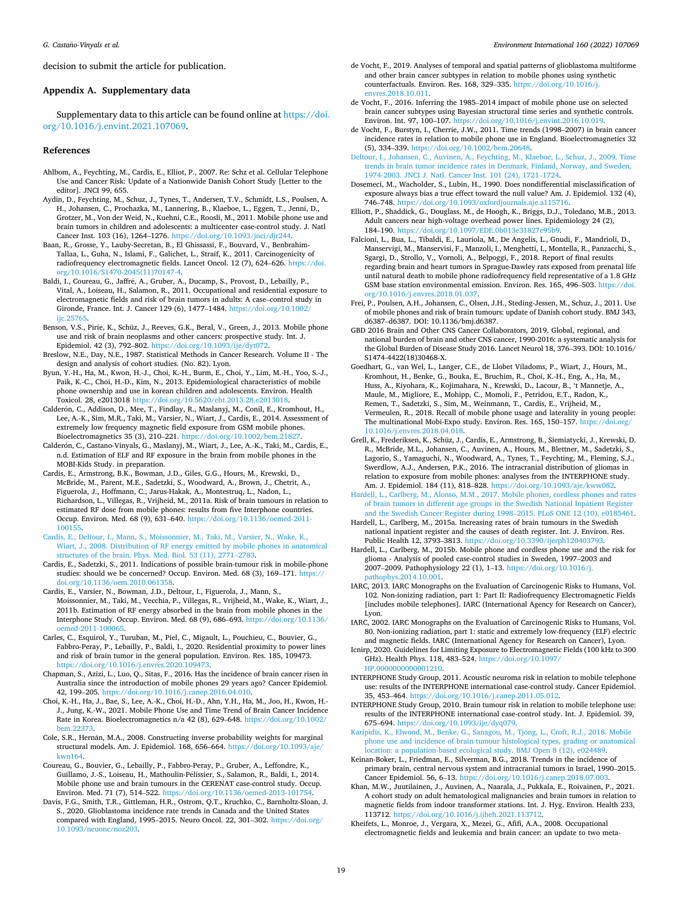decision to submit the article for publication.

## Appendix A. Supplementary data

Supplementary data to this article can be found online at https://doi.org/10.1016/j.envint.2021.107069.

## References

Ahlbom, A., Feychting, M., Cardis, E., Elliot, P., 2007. Re: Schz et al. Cellular Telephone Use and Cancer Risk: Update of a Nationwide Danish Cohort Study [Letter to the editor]. JNCI 99, 655.

Aydin, D., Feychting, M., Schuz, J., Tynes, T., Andersen, T.V., Schmidt, L.S., Poulsen, A. H., Johansen, C., Prochazka, M., Lannering, B., Klaeboe, L., Eggen, T., Jenni, D., Grotzer, M., Von der Weid, N., Kuehni, C.E., Roosli, M., 2011. Mobile phone use and brain tumors in children and adolescents: a multicenter case-control study. J. Natl Cancer Inst. 103 (16), 1264–1276. https://doi.org/10.1093/jnci/djr244.

Baan, R., Grosse, Y., Lauby-Secretan, B., El Ghissassi, F., Bouvard, V., Benbrahim-Tallaa, L., Guha, N., Islami, F., Galichet, L., Straif, K., 2011. Carcinogenicity of radiofrequency electromagnetic fields. Lancet Oncol. 12 (7), 624–626. https://doi.org/10.1016/S1470-2045(11)70147-4.

Baldi, I., Coureau, G., Jaffré, A., Gruber, A., Ducamp, S., Provost, D., Lebailly, P., Vital, A., Loiseau, H., Salamon, R., 2011. Occupational and residential exposure to electromagnetic fields and risk of brain tumors in adults: A case–control study in Gironde, France. Int. J. Cancer 129 (6), 1477–1484. https://doi.org/10.1002/ijc.25765.

Benson, V.S., Pirie, K., Schüz, J., Reeves, G.K., Beral, V., Green, J., 2013. Mobile phone use and risk of brain neoplasms and other cancers: prospective study. Int. J. Epidemiol. 42 (3), 792–802. https://doi.org/10.1093/ije/dyt072.

Breslow, N.E., Day, N.E., 1987. Statistical Methods in Cancer Research. Volume II - The design and analysis of cohort studies. (No. 82). Lyon.

Byun, Y.-H., Ha, M., Kwon, H.-J., Choi, K.-H., Burm, E., Choi, Y., Lim, M.-H., Yoo, S.-J., Paik, K.-C., Choi, H.-D., Kim, N., 2013. Epidemiological characteristics of mobile phone ownership and use in korean children and adolescents. Environ. Health Toxicol. 28, e2013018 https://doi.org/10.5620/eht.2013.28.e2013018.

Calderón, C., Addison, D., Mee, T., Findlay, R., Maslanyj, M., Conil, E., Kromhout, H., Lee, A.-K., Sim, M.R., Taki, M., Varsier, N., Wiart, J., Cardis, E., 2014. Assessment of extremely low frequency magnetic field exposure from GSM mobile phones. Bioelectromagnetics 35 (3), 210–221. https://doi.org/10.1002/bem.21827.

Calderón, C., Castano-Vinyals, G., Maslanyj, M., Wiart, J., Lee, A.-K., Taki, M., Cardis, E., n.d. Estimation of ELF and RF exposure in the brain from mobile phones in the MOBI-Kids Study. in preparation.

Cardis, E., Armstrong, B.K., Bowman, J.D., Giles, G.G., Hours, M., Krewski, D., McBride, M., Parent, M.E., Sadetzki, S., Woodward, A., Brown, J., Chetrit, A., Figuerola, J., Hoffmann, C., Jarus-Hakak, A., Montestruq, L., Nadon, L., Richardson, L., Villegas, R., Vrijheid, M., 2011a. Risk of brain tumours in relation to estimated RF dose from mobile phones: results from five Interphone countries. Occup. Environ. Med. 68 (9), 631–640. https://doi.org/10.1136/oemed-2011-100155.

Cardis, E., Deltour, I., Mann, S., Moissonnier, M., Taki, M., Varsier, N., Wake, K., Wiart, J., 2008. Distribution of RF energy emitted by mobile phones in anatomical structures of the brain. Phys. Med. Biol. 53 (11), 2771–2783.

Cardis, E., Sadetzki, S., 2011. Indications of possible brain-tumour risk in mobile-phone studies: should we be concerned? Occup. Environ. Med. 68 (3), 169–171. https://doi.org/10.1136/oem.2010.061358.

Cardis, E., Varsier, N., Bowman, J.D., Deltour, I., Figuerola, J., Mann, S., Moissonnier, M., Taki, M., Vecchia, P., Villegas, R., Vrijheid, M., Wake, K., Wiart, J., 2011b. Estimation of RF energy absorbed in the brain from mobile phones in the Interphone Study. Occup. Environ. Med. 68 (9), 686–693. https://doi.org/10.1136/oemed-2011-100065.

Carles, C., Esquirol, Y., Turuban, M., Piel, C., Migault, L., Pouchieu, C., Bouvier, G., Fabbro-Peray, P., Lebailly, P., Baldi, I., 2020. Residential proximity to power lines and risk of brain tumor in the general population. Environ. Res. 185, 109473. https://doi.org/10.1016/j.envres.2020.109473.

Chapman, S., Azizi, L., Luo, Q., Sitas, F., 2016. Has the incidence of brain cancer risen in Australia since the introduction of mobile phones 29 years ago? Cancer Epidemiol. 42, 199–205. https://doi.org/10.1016/j.canep.2016.04.010.

Choi, K.-H., Ha, J., Bae, S., Lee, A.-K., Choi, H.-D., Ahn, Y.H., Ha, M., Joo, H., Kwon, H.-J., Jung, K.-W., 2021. Mobile Phone Use and Time Trend of Brain Cancer Incidence Rate in Korea. Bioelectromagnetics n/a 42 (8), 629–648. https://doi.org/10.1002/bem.22373.

Cole, S.R., Hernán, M.A., 2008. Constructing inverse probability weights for marginal structural models. Am. J. Epidemiol. 168, 656–664. https://doi.org/10.1093/aje/kwn164.

Coureau, G., Bouvier, G., Lebailly, P., Fabbro-Peray, P., Gruber, A., Leffondre, K., Guillamo, J.-S., Loiseau, H., Mathoulin-Pélissier, S., Salamon, R., Baldi, I., 2014. Mobile phone use and brain tumours in the CERENAT case-control study. Occup. Environ. Med. 71 (7), 514–522. https://doi.org/10.1136/oemed-2013-101754.

Davis, F.G., Smith, T.R., Gittleman, H.R., Ostrom, Q.T., Kruchko, C., Barnholtz-Sloan, J. S., 2020. Glioblastoma incidence rate trends in Canada and the United States compared with England, 1995–2015. Neuro Oncol. 22, 301–302. https://doi.org/10.1093/neuonc/noz203.

de Vocht, F., 2019. Analyses of temporal and spatial patterns of glioblastoma multiforme and other brain cancer subtypes in relation to mobile phones using synthetic counterfactuals. Environ. Res. 168, 329–335. https://doi.org/10.1016/j.envres.2018.10.011.

de Vocht, F., 2016. Inferring the 1985–2014 impact of mobile phone use on selected brain cancer subtypes using Bayesian structural time series and synthetic controls. Environ. Int. 97, 100–107. https://doi.org/10.1016/j.envint.2016.10.019.

de Vocht, F., Burstyn, I., Cherrie, J.W., 2011. Time trends (1998–2007) in brain cancer incidence rates in relation to mobile phone use in England. Bioelectromagnetics 32 (5), 334–339. https://doi.org/10.1002/bem.20648.

Deltour, I., Johansen, C., Auvinen, A., Feychting, M., Klaeboe, L., Schuz, J., 2009. Time trends in brain tumor incidence rates in Denmark, Finland, Norway, and Sweden, 1974-2003. JNCI J. Natl. Cancer Inst. 101 (24), 1721–1724.

Dosemeci, M., Wacholder, S., Lubin, H., 1990. Does nondifferential misclassification of exposure always bias a true effect toward the null value? Am. J. Epidemiol. 132 (4), 746–748. https://doi.org/10.1093/oxfordjournals.aje.a115716.

Elliott, P., Shaddick, G., Douglass, M., de Hoogh, K., Briggs, D.J., Toledano, M.B., 2013. Adult cancers near high-voltage overhead power lines. Epidemiology 24 (2), 184–190. https://doi.org/10.1097/EDE.0b013e31827e95b9.

Falcioni, L., Bua, L., Tibaldi, E., Lauriola, M., De Angelis, L., Gnudi, F., Mandrioli, D., Manservigi, M., Manservisi, F., Manzoli, I., Menghetti, I., Montella, R., Panzacchi, S., Sgargi, D., Strollo, V., Vornoli, A., Belpoggi, F., 2018. Report of final results regarding brain and heart tumors in Sprague-Dawley rats exposed from prenatal life until natural death to mobile phone radiofrequency field representative of a 1.8 GHz GSM base station environmental emission. Environ. Res. 165, 496–503. https://doi.org/10.1016/j.envres.2018.01.037.

Frei, P., Poulsen, A.H., Johansen, C., Olsen, J.H., Steding-Jessen, M., Schuz, J., 2011. Use of mobile phones and risk of brain tumours: update of Danish cohort study. BMJ 343, d6387–d6387. DOI: 10.1136/bmj.d6387.

GBD 2016 Brain and Other CNS Cancer Collaborators, 2019. Global, regional, and national burden of brain and other CNS cancer, 1990-2016: a systematic analysis for the Global Burden of Disease Study 2016. Lancet Neurol 18, 376–393. DOI: 10.1016/S1474-4422(18)30468-X.

Goedhart, G., van Wel, L., Langer, C.E., de Llobet Viladoms, P., Wiart, J., Hours, M., Kromhout, H., Benke, G., Bouka, E., Bruchim, R., Choi, K.-H., Eng, A., Ha, M., Huss, A., Kiyohara, K., Kojimahara, N., Krewski, D., Lacour, B., 't Mannetje, A., Maule, M., Migliore, E., Mohipp, C., Momoli, F., Petridou, E.T., Radon, K., Remen, T., Sadetzki, S., Sim, M., Weinmann, T., Cardis, E., Vrijheid, M., Vermeulen, R., 2018. Recall of mobile phone usage and laterality in young people: The multinational Mobi-Expo study. Environ. Res. 165, 150–157. https://doi.org/10.1016/j.envres.2018.04.018.

Grell, K., Frederiksen, K., Schüz, J., Cardis, E., Armstrong, B., Siemiatycki, J., Krewski, D. R., McBride, M.L., Johansen, C., Auvinen, A., Hours, M., Blettner, M., Sadetzki, S., Lagorio, S., Yamaguchi, N., Woodward, A., Tynes, T., Feychting, M., Fleming, S.J., Swerdlow, A.J., Andersen, P.K., 2016. The intracranial distribution of gliomas in relation to exposure from mobile phones: analyses from the INTERPHONE study. Am. J. Epidemiol. 184 (11), 818–828. https://doi.org/10.1093/aje/kww082.

Hardell, L., Carlberg, M., Alonso, M.M., 2017. Mobile phones, cordless phones and rates of brain tumors in different age groups in the Swedish National Inpatient Register and the Swedish Cancer Register during 1998–2015. PLoS ONE 12 (10), e0185461.

Hardell, L., Carlberg, M., 2015a. Increasing rates of brain tumours in the Swedish national inpatient register and the causes of death register. Int. J. Environ. Res. Public Health 12, 3793–3813. https://doi.org/10.3390/ijerph120403793.

Hardell, L., Carlberg, M., 2015b. Mobile phone and cordless phone use and the risk for glioma - Analysis of pooled case-control studies in Sweden, 1997–2003 and 2007–2009. Pathophysiology 22 (1), 1–13. https://doi.org/10.1016/j.pathophys.2014.10.001.

IARC, 2013. IARC Monographs on the Evaluation of Carcinogenic Risks to Humans, Vol. 102. Non-ionizing radiation, part 1: Part II: Radiofrequency Electromagnetic Fields [includes mobile telephones]. IARC (International Agency for Research on Cancer), Lyon.

IARC, 2002. IARC Monographs on the Evaluation of Carcinogenic Risks to Humans, Vol. 80. Non-ionizing radiation, part 1: static and extremely low-frequency (ELF) electric and magnetic fields. IARC (International Agency for Research on Cancer), Lyon.

Icnirp, 2020. Guidelines for Limiting Exposure to Electromagnetic Fields (100 kHz to 300 GHz). Health Phys. 118, 483–524. https://doi.org/10.1097/HP.0000000000001210.

INTERPHONE Study Group, 2011. Acoustic neuroma risk in relation to mobile telephone use: results of the INTERPHONE international case-control study. Cancer Epidemiol. 35, 453–464. https://doi.org/10.1016/j.canep.2011.05.012.

INTERPHONE Study Group, 2010. Brain tumour risk in relation to mobile telephone use: results of the INTERPHONE international case-control study. Int. J. Epidemiol. 39, 675–694. https://doi.org/10.1093/ije/dyq079.

Karipidis, K., Elwood, M., Benke, G., Sanagou, M., Tjong, L., Croft, R.J., 2018. Mobile phone use and incidence of brain tumour histological types, grading or anatomical location: a population-based ecological study. BMJ Open 8 (12), e024489.

Keinan-Boker, L., Friedman, E., Silverman, B.G., 2018. Trends in the incidence of primary brain, central nervous system and intracranial tumors in Israel, 1990–2015. Cancer Epidemiol. 56, 6–13. https://doi.org/10.1016/j.canep.2018.07.003.

Khan, M.W., Juutilainen, J., Auvinen, A., Naarala, J., Pukkala, E., Roivainen, P., 2021. A cohort study on adult hematological malignancies and brain tumors in relation to magnetic fields from indoor transformer stations. Int. J. Hyg. Environ. Health 233, 113712. https://doi.org/10.1016/j.ijheh.2021.113712.

Kheifets, L., Monroe, J., Vergara, X., Mezei, G., Afifi, A.A., 2008. Occupational electromagnetic fields and leukemia and brain cancer: an update to two meta-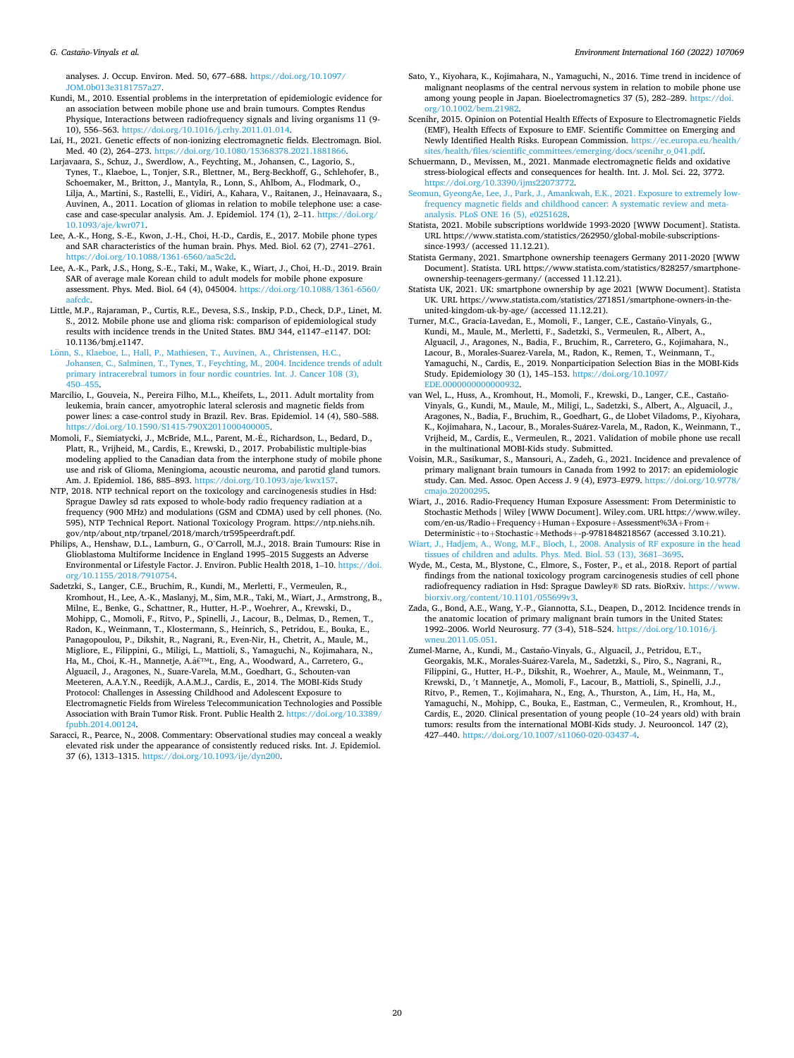analyses. J. Occup. Environ. Med. 50, 677–688. https://doi.org/10.1097/JOM.0b013e3181757a27.

Kundi, M., 2010. Essential problems in the interpretation of epidemiologic evidence for an association between mobile phone use and brain tumours. Comptes Rendus Physique, Interactions between radiofrequency signals and living organisms 11 (9-10), 556–563. https://doi.org/10.1016/j.crhy.2011.01.014.

Lai, H., 2021. Genetic effects of non-ionizing electromagnetic fields. Electromagn. Biol. Med. 40 (2), 264–273. https://doi.org/10.1080/15368378.2021.1881866.

Larjavaara, S., Schuz, J., Swerdlow, A., Feychting, M., Johansen, C., Lagorio, S., Tynes, T., Klaeboe, L., Tonjer, S.R., Blettner, M., Berg-Beckhoff, G., Schlehofer, B., Schoemaker, M., Britton, J., Mantyla, R., Lonn, S., Ahlbom, A., Flodmark, O., Lilja, A., Martini, S., Rastelli, E., Vidiri, A., Kahara, V., Raitanen, J., Heinavaara, S., Auvinen, A., 2011. Location of gliomas in relation to mobile telephone use: a case-case and case-specular analysis. Am. J. Epidemiol. 174 (1), 2–11. https://doi.org/10.1093/aje/kwr071.

Lee, A.-K., Hong, S.-E., Kwon, J.-H., Choi, H.-D., Cardis, E., 2017. Mobile phone types and SAR characteristics of the human brain. Phys. Med. Biol. 62 (7), 2741–2761. https://doi.org/10.1088/1361-6560/aa5c2d.

Lee, A.-K., Park, J.S., Hong, S.-E., Taki, M., Wake, K., Wiart, J., Choi, H.-D., 2019. Brain SAR of average male Korean child to adult models for mobile phone exposure assessment. Phys. Med. Biol. 64 (4), 045004. https://doi.org/10.1088/1361-6560/aafcdc.

Little, M.P., Rajaraman, P., Curtis, R.E., Devesa, S.S., Inskip, P.D., Check, D.P., Linet, M. S., 2012. Mobile phone use and glioma risk: comparison of epidemiological study results with incidence trends in the United States. BMJ 344, e1147–e1147. DOI: 10.1136/bmj.e1147.

Lönn, S., Klaeboe, L., Hall, P., Mathiesen, T., Auvinen, A., Christensen, H.C., Johansen, C., Salminen, T., Tynes, T., Feychting, M., 2004. Incidence trends of adult primary intracerebral tumors in four nordic countries. Int. J. Cancer 108 (3), 450–455.

Marcilio, I., Gouveia, N., Pereira Filho, M.L., Kheifets, L., 2011. Adult mortality from leukemia, brain cancer, amyotrophic lateral sclerosis and magnetic fields from power lines: a case-control study in Brazil. Rev. Bras. Epidemiol. 14 (4), 580–588. https://doi.org/10.1590/S1415-790X2011000400005.

Momoli, F., Siemiatycki, J., McBride, M.L., Parent, M.-É., Richardson, L., Bedard, D., Platt, R., Vrijheid, M., Cardis, E., Krewski, D., 2017. Probabilistic multiple-bias modeling applied to the Canadian data from the interphone study of mobile phone use and risk of Glioma, Meningioma, acoustic neuroma, and parotid gland tumors. Am. J. Epidemiol. 186, 885–893. https://doi.org/10.1093/aje/kwx157.

NTP, 2018. NTP technical report on the toxicology and carcinogenesis studies in Hsd: Sprague Dawley sd rats exposed to whole-body radio frequency radiation at a frequency (900 MHz) and modulations (GSM and CDMA) used by cell phones. (No. 595), NTP Technical Report. National Toxicology Program. https://ntp.niehs.nih.gov/ntp/about_ntp/trpanel/2018/march/tr595peerdraft.pdf.

Philips, A., Henshaw, D.L., Lamburn, G., O'Carroll, M.J., 2018. Brain Tumours: Rise in Glioblastoma Multiforme Incidence in England 1995–2015 Suggests an Adverse Environmental or Lifestyle Factor. J. Environ. Public Health 2018, 1–10. https://doi.org/10.1155/2018/7910754.

Sadetzki, S., Langer, C.E., Bruchim, R., Kundi, M., Merletti, F., Vermeulen, R., Kromhout, H., Lee, A.-K., Maslanyj, M., Sim, M.R., Taki, M., Wiart, J., Armstrong, B., Milne, E., Benke, G., Schattner, R., Hutter, H.-P., Woehrer, A., Krewski, D., Mohipp, C., Momoli, F., Ritvo, P., Spinelli, J., Lacour, B., Delmas, D., Remen, T., Radon, K., Weinmann, T., Klostermann, S., Heinrich, S., Petridou, E., Bouka, E., Panagopoulou, P., Dikshit, R., Nagrani, R., Even-Nir, H., Chetrit, A., Maule, M., Migliore, E., Filippini, G., Miligi, L., Mattioli, S., Yamaguchi, N., Kojimahara, N., Ha, M., Choi, K.-H., Mannetje, A.â€™t., Eng, A., Woodward, A., Carretero, G., Alguacil, J., Aragones, N., Suare-Varela, M.M., Goedhart, G., Schouten-van Meeteren, A.A.Y.N., Reedijk, A.A.M.J., Cardis, E., 2014. The MOBI-Kids Study Protocol: Challenges in Assessing Childhood and Adolescent Exposure to Electromagnetic Fields from Wireless Telecommunication Technologies and Possible Association with Brain Tumor Risk. Front. Public Health 2. https://doi.org/10.3389/fpubh.2014.00124.

Saracci, R., Pearce, N., 2008. Commentary: Observational studies may conceal a weakly elevated risk under the appearance of consistently reduced risks. Int. J. Epidemiol. 37 (6), 1313–1315. https://doi.org/10.1093/ije/dyn200.

Sato, Y., Kiyohara, K., Kojimahara, N., Yamaguchi, N., 2016. Time trend in incidence of malignant neoplasms of the central nervous system in relation to mobile phone use among young people in Japan. Bioelectromagnetics 37 (5), 282–289. https://doi.org/10.1002/bem.21982.

Scenihr, 2015. Opinion on Potential Health Effects of Exposure to Electromagnetic Fields (EMF), Health Effects of Exposure to EMF. Scientific Committee on Emerging and Newly Identified Health Risks. European Commission. https://ec.europa.eu/health/sites/health/files/scientific_committees/emerging/docs/scenihr_o_041.pdf.

Schuermann, D., Mevissen, M., 2021. Manmade electromagnetic fields and oxidative stress-biological effects and consequences for health. Int. J. Mol. Sci. 22, 3772. https://doi.org/10.3390/ijms22073772.

Seomun, GyeongAe, Lee, J., Park, J., Amankwah, E.K., 2021. Exposure to extremely low-frequency magnetic fields and childhood cancer: A systematic review and meta-analysis. PLoS ONE 16 (5), e0251628.

Statista, 2021. Mobile subscriptions worldwide 1993-2020 [WWW Document]. Statista. URL https://www.statista.com/statistics/262950/global-mobile-subscriptions-since-1993/ (accessed 11.12.21).

Statista Germany, 2021. Smartphone ownership teenagers Germany 2011-2020 [WWW Document]. Statista. URL https://www.statista.com/statistics/828257/smartphone-ownership-teenagers-germany/ (accessed 11.12.21).

Statista UK, 2021. UK: smartphone ownership by age 2021 [WWW Document]. Statista UK. URL https://www.statista.com/statistics/271851/smartphone-owners-in-the-united-kingdom-uk-by-age/ (accessed 11.12.21).

Turner, M.C., Gracia-Lavedan, E., Momoli, F., Langer, C.E., Castaño-Vinyals, G., Kundi, M., Maule, M., Merletti, F., Sadetzki, S., Vermeulen, R., Albert, A., Alguacil, J., Aragones, N., Badia, F., Bruchim, R., Carretero, G., Kojimahara, N., Lacour, B., Morales-Suarez-Varela, M., Radon, K., Remen, T., Weinmann, T., Yamaguchi, N., Cardis, E., 2019. Nonparticipation Selection Bias in the MOBI-Kids Study. Epidemiology 30 (1), 145–153. https://doi.org/10.1097/EDE.0000000000000932.

van Wel, L., Huss, A., Kromhout, H., Momoli, F., Krewski, D., Langer, C.E., Castaño-Vinyals, G., Kundi, M., Maule, M., Miligi, L., Sadetzki, S., Albert, A., Alguacil, J., Aragones, N., Badia, F., Bruchim, R., Goedhart, G., de Llobet Viladoms, P., Kiyohara, K., Kojimahara, N., Lacour, B., Morales-Suárez-Varela, M., Radon, K., Weinmann, T., Vrijheid, M., Cardis, E., Vermeulen, R., 2021. Validation of mobile phone use recall in the multinational MOBI-Kids study. Submitted.

Voisin, M.R., Sasikumar, S., Mansouri, A., Zadeh, G., 2021. Incidence and prevalence of primary malignant brain tumours in Canada from 1992 to 2017: an epidemiologic study. Can. Med. Assoc. Open Access J. 9 (4), E973–E979. https://doi.org/10.9778/cmajo.20200295.

Wiart, J., 2016. Radio-Frequency Human Exposure Assessment: From Deterministic to Stochastic Methods | Wiley [WWW Document]. Wiley.com. URL https://www.wiley.com/en-us/Radio+Frequency+Human+Exposure+Assessment%3A+From+Deterministic+to+Stochastic+Methods+-p-9781848218567 (accessed 3.10.21).

Wiart, J., Hadjem, A., Wong, M.F., Bloch, I., 2008. Analysis of RF exposure in the head tissues of children and adults. Phys. Med. Biol. 53 (13), 3681–3695.

Wyde, M., Cesta, M., Blystone, C., Elmore, S., Foster, P., et al., 2018. Report of partial findings from the national toxicology program carcinogenesis studies of cell phone radiofrequency radiation in Hsd: Sprague Dawley® SD rats. BioRxiv. https://www.biorxiv.org/content/10.1101/055699v3.

Zada, G., Bond, A.E., Wang, Y.-P., Giannotta, S.L., Deapen, D., 2012. Incidence trends in the anatomic location of primary malignant brain tumors in the United States: 1992–2006. World Neurosurg. 77 (3-4), 518–524. https://doi.org/10.1016/j.wneu.2011.05.051.

Zumel-Marne, A., Kundi, M., Castaño-Vinyals, G., Alguacil, J., Petridou, E.T., Georgakis, M.K., Morales-Suárez-Varela, M., Sadetzki, S., Piro, S., Nagrani, R., Filippini, G., Hutter, H.-P., Dikshit, R., Woehrer, A., Maule, M., Weinmann, T., Krewski, D., 't Mannetje, A., Momoli, F., Lacour, B., Mattioli, S., Spinelli, J.J., Ritvo, P., Remen, T., Kojimahara, N., Eng, A., Thurston, A., Lim, H., Ha, M., Yamaguchi, N., Mohipp, C., Bouka, E., Eastman, C., Vermeulen, R., Kromhout, H., Cardis, E., 2020. Clinical presentation of young people (10–24 years old) with brain tumors: results from the international MOBI-Kids study. J. Neurooncol. 147 (2), 427–440. https://doi.org/10.1007/s11060-020-03437-4.